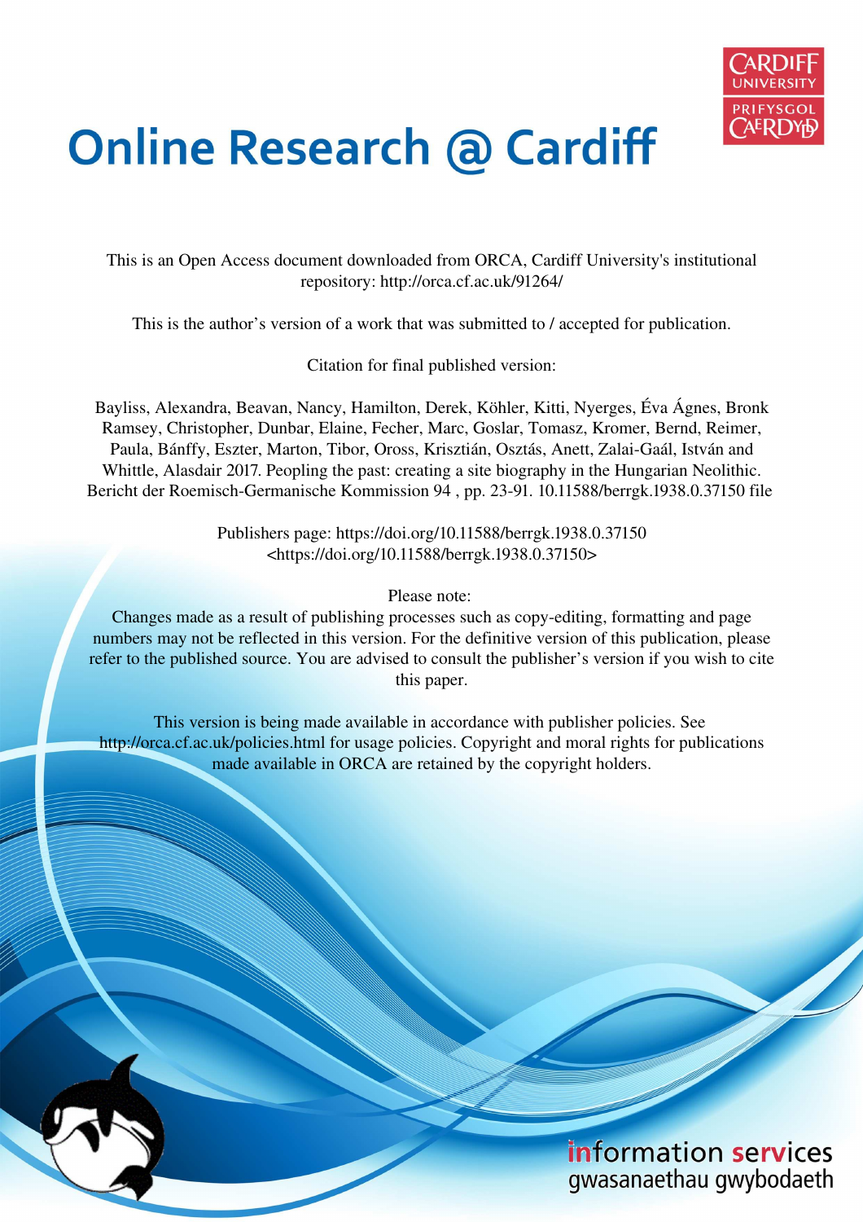# Online Research @ Cardiff

This is an Open Access document downloaded from ORCA, Cardiff University's institutional repository: http://orca.cf.ac.uk/91264/

This is the author's version of a work that was submitted to / accepted for publication.

Citation for final published version:

Bayliss, Alexandra, Beavan, Nancy, Hamilton, Derek, Köhler, Kitti, Nyerges, Éva Ágnes, Bronk Ramsey, Christopher, Dunbar, Elaine, Fecher, Marc, Goslar, Tomasz, Kromer, Bernd, Reimer, Paula, Bánffy, Eszter, Marton, Tibor, Oross, Krisztián, Osztás, Anett, Zalai-Gaál, István and Whittle, Alasdair 2017. Peopling the past: creating a site biography in the Hungarian Neolithic. Bericht der Roemisch-Germanische Kommission 94 , pp. 23-91. 10.11588/berrgk.1938.0.37150 file

Publishers page: https://doi.org/10.11588/berrgk.1938.0.37150 <https://doi.org/10.11588/berrgk.1938.0.37150>

Please note:
Changes made as a result of publishing processes such as copy-editing, formatting and page numbers may not be reflected in this version. For the definitive version of this publication, please refer to the published source. You are advised to consult the publisher's version if you wish to cite this paper.

This version is being made available in accordance with publisher policies. See http://orca.cf.ac.uk/policies.html for usage policies. Copyright and moral rights for publications made available in ORCA are retained by the copyright holders.

information services
gwasanaethau gwybodaeth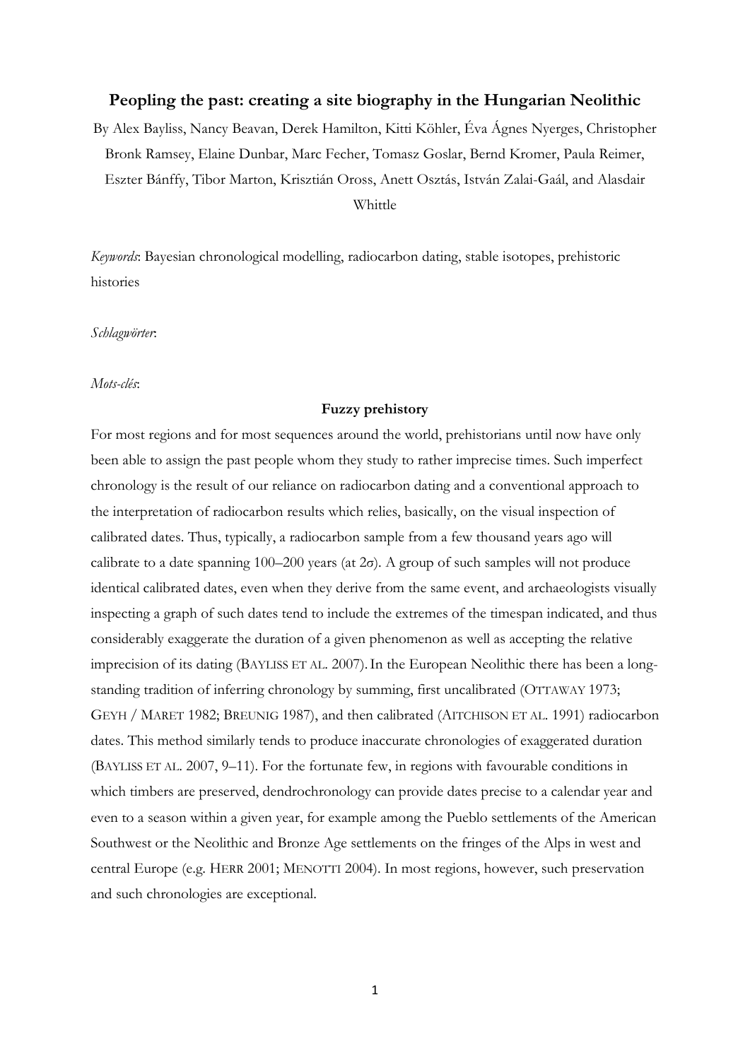# Peopling the past: creating a site biography in the Hungarian Neolithic

By Alex Bayliss, Nancy Beavan, Derek Hamilton, Kitti Köhler, Éva Ágnes Nyerges, Christopher Bronk Ramsey, Elaine Dunbar, Marc Fecher, Tomasz Goslar, Bernd Kromer, Paula Reimer, Eszter Bánffy, Tibor Marton, Krisztián Oross, Anett Osztás, István Zalai-Gaál, and Alasdair Whittle

*Keywords*: Bayesian chronological modelling, radiocarbon dating, stable isotopes, prehistoric histories

*Schlagwörter*:

*Mots-clés*:

## Fuzzy prehistory

For most regions and for most sequences around the world, prehistorians until now have only been able to assign the past people whom they study to rather imprecise times. Such imperfect chronology is the result of our reliance on radiocarbon dating and a conventional approach to the interpretation of radiocarbon results which relies, basically, on the visual inspection of calibrated dates. Thus, typically, a radiocarbon sample from a few thousand years ago will calibrate to a date spanning 100–200 years (at 2σ). A group of such samples will not produce identical calibrated dates, even when they derive from the same event, and archaeologists visually inspecting a graph of such dates tend to include the extremes of the timespan indicated, and thus considerably exaggerate the duration of a given phenomenon as well as accepting the relative imprecision of its dating (BAYLISS ET AL. 2007). In the European Neolithic there has been a long-standing tradition of inferring chronology by summing, first uncalibrated (OTTAWAY 1973; GEYH / MARET 1982; BREUNIG 1987), and then calibrated (AITCHISON ET AL. 1991) radiocarbon dates. This method similarly tends to produce inaccurate chronologies of exaggerated duration (BAYLISS ET AL. 2007, 9–11). For the fortunate few, in regions with favourable conditions in which timbers are preserved, dendrochronology can provide dates precise to a calendar year and even to a season within a given year, for example among the Pueblo settlements of the American Southwest or the Neolithic and Bronze Age settlements on the fringes of the Alps in west and central Europe (e.g. HERR 2001; MENOTTI 2004). In most regions, however, such preservation and such chronologies are exceptional.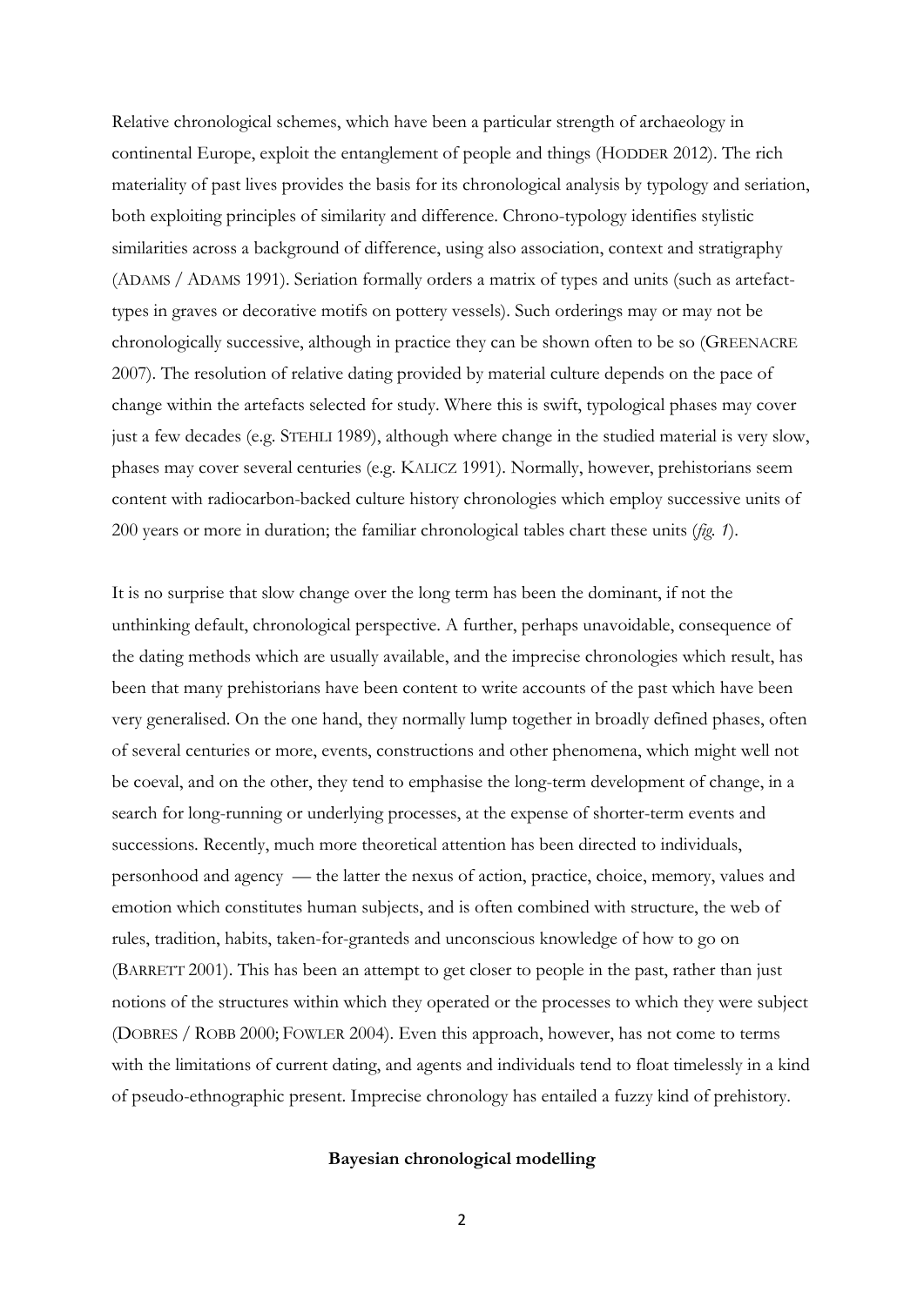Relative chronological schemes, which have been a particular strength of archaeology in continental Europe, exploit the entanglement of people and things (HODDER 2012). The rich materiality of past lives provides the basis for its chronological analysis by typology and seriation, both exploiting principles of similarity and difference. Chrono-typology identifies stylistic similarities across a background of difference, using also association, context and stratigraphy (ADAMS / ADAMS 1991). Seriation formally orders a matrix of types and units (such as artefact-types in graves or decorative motifs on pottery vessels). Such orderings may or may not be chronologically successive, although in practice they can be shown often to be so (GREENACRE 2007). The resolution of relative dating provided by material culture depends on the pace of change within the artefacts selected for study. Where this is swift, typological phases may cover just a few decades (e.g. STEHLI 1989), although where change in the studied material is very slow, phases may cover several centuries (e.g. KALICZ 1991). Normally, however, prehistorians seem content with radiocarbon-backed culture history chronologies which employ successive units of 200 years or more in duration; the familiar chronological tables chart these units (*fig. 1*).

It is no surprise that slow change over the long term has been the dominant, if not the unthinking default, chronological perspective. A further, perhaps unavoidable, consequence of the dating methods which are usually available, and the imprecise chronologies which result, has been that many prehistorians have been content to write accounts of the past which have been very generalised. On the one hand, they normally lump together in broadly defined phases, often of several centuries or more, events, constructions and other phenomena, which might well not be coeval, and on the other, they tend to emphasise the long-term development of change, in a search for long-running or underlying processes, at the expense of shorter-term events and successions. Recently, much more theoretical attention has been directed to individuals, personhood and agency — the latter the nexus of action, practice, choice, memory, values and emotion which constitutes human subjects, and is often combined with structure, the web of rules, tradition, habits, taken-for-granteds and unconscious knowledge of how to go on (BARRETT 2001). This has been an attempt to get closer to people in the past, rather than just notions of the structures within which they operated or the processes to which they were subject (DOBRES / ROBB 2000; FOWLER 2004). Even this approach, however, has not come to terms with the limitations of current dating, and agents and individuals tend to float timelessly in a kind of pseudo-ethnographic present. Imprecise chronology has entailed a fuzzy kind of prehistory.

## Bayesian chronological modelling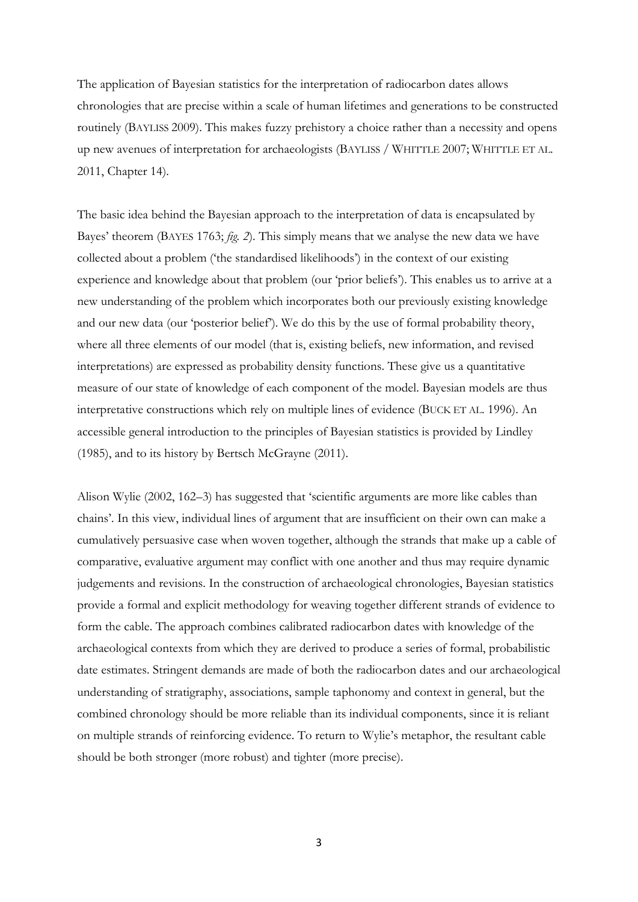The application of Bayesian statistics for the interpretation of radiocarbon dates allows chronologies that are precise within a scale of human lifetimes and generations to be constructed routinely (BAYLISS 2009). This makes fuzzy prehistory a choice rather than a necessity and opens up new avenues of interpretation for archaeologists (BAYLISS / WHITTLE 2007; WHITTLE ET AL. 2011, Chapter 14).

The basic idea behind the Bayesian approach to the interpretation of data is encapsulated by Bayes' theorem (BAYES 1763; *fig. 2*). This simply means that we analyse the new data we have collected about a problem ('the standardised likelihoods') in the context of our existing experience and knowledge about that problem (our 'prior beliefs'). This enables us to arrive at a new understanding of the problem which incorporates both our previously existing knowledge and our new data (our 'posterior belief'). We do this by the use of formal probability theory, where all three elements of our model (that is, existing beliefs, new information, and revised interpretations) are expressed as probability density functions. These give us a quantitative measure of our state of knowledge of each component of the model. Bayesian models are thus interpretative constructions which rely on multiple lines of evidence (BUCK ET AL. 1996). An accessible general introduction to the principles of Bayesian statistics is provided by Lindley (1985), and to its history by Bertsch McGrayne (2011).

Alison Wylie (2002, 162–3) has suggested that 'scientific arguments are more like cables than chains'. In this view, individual lines of argument that are insufficient on their own can make a cumulatively persuasive case when woven together, although the strands that make up a cable of comparative, evaluative argument may conflict with one another and thus may require dynamic judgements and revisions. In the construction of archaeological chronologies, Bayesian statistics provide a formal and explicit methodology for weaving together different strands of evidence to form the cable. The approach combines calibrated radiocarbon dates with knowledge of the archaeological contexts from which they are derived to produce a series of formal, probabilistic date estimates. Stringent demands are made of both the radiocarbon dates and our archaeological understanding of stratigraphy, associations, sample taphonomy and context in general, but the combined chronology should be more reliable than its individual components, since it is reliant on multiple strands of reinforcing evidence. To return to Wylie's metaphor, the resultant cable should be both stronger (more robust) and tighter (more precise).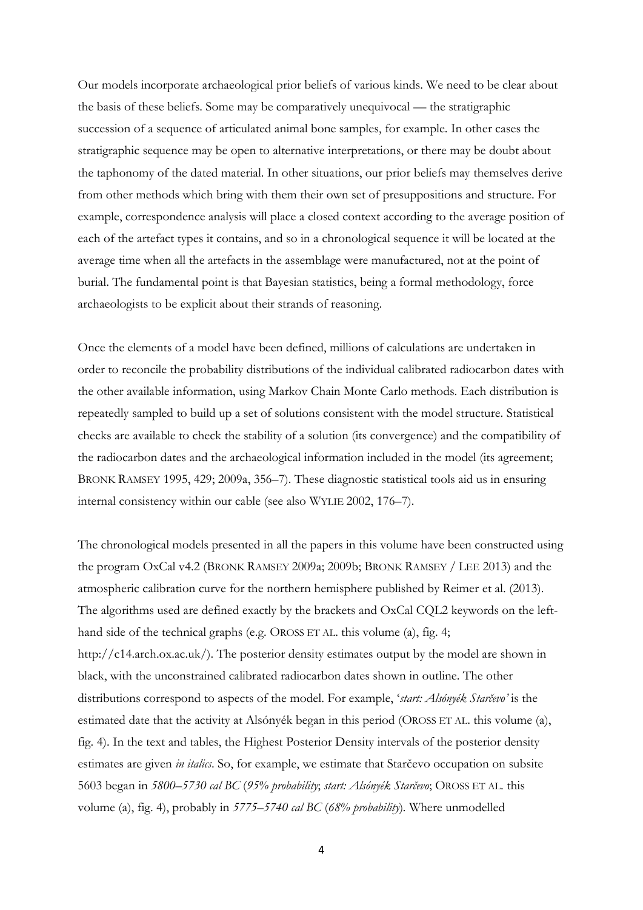Our models incorporate archaeological prior beliefs of various kinds. We need to be clear about the basis of these beliefs. Some may be comparatively unequivocal — the stratigraphic succession of a sequence of articulated animal bone samples, for example. In other cases the stratigraphic sequence may be open to alternative interpretations, or there may be doubt about the taphonomy of the dated material. In other situations, our prior beliefs may themselves derive from other methods which bring with them their own set of presuppositions and structure. For example, correspondence analysis will place a closed context according to the average position of each of the artefact types it contains, and so in a chronological sequence it will be located at the average time when all the artefacts in the assemblage were manufactured, not at the point of burial. The fundamental point is that Bayesian statistics, being a formal methodology, force archaeologists to be explicit about their strands of reasoning.

Once the elements of a model have been defined, millions of calculations are undertaken in order to reconcile the probability distributions of the individual calibrated radiocarbon dates with the other available information, using Markov Chain Monte Carlo methods. Each distribution is repeatedly sampled to build up a set of solutions consistent with the model structure. Statistical checks are available to check the stability of a solution (its convergence) and the compatibility of the radiocarbon dates and the archaeological information included in the model (its agreement; BRONK RAMSEY 1995, 429; 2009a, 356–7). These diagnostic statistical tools aid us in ensuring internal consistency within our cable (see also WYLIE 2002, 176–7).

The chronological models presented in all the papers in this volume have been constructed using the program OxCal v4.2 (BRONK RAMSEY 2009a; 2009b; BRONK RAMSEY / LEE 2013) and the atmospheric calibration curve for the northern hemisphere published by Reimer et al. (2013). The algorithms used are defined exactly by the brackets and OxCal CQL2 keywords on the left-hand side of the technical graphs (e.g. OROSS ET AL. this volume (a), fig. 4; http://c14.arch.ox.ac.uk/). The posterior density estimates output by the model are shown in black, with the unconstrained calibrated radiocarbon dates shown in outline. The other distributions correspond to aspects of the model. For example, '*start: Alsónyék Starčevo*' is the estimated date that the activity at Alsónyék began in this period (OROSS ET AL. this volume (a), fig. 4). In the text and tables, the Highest Posterior Density intervals of the posterior density estimates are given *in italics*. So, for example, we estimate that Starčevo occupation on subsite 5603 began in *5800–5730 cal BC* (*95% probability*; *start: Alsónyék Starčevo*; OROSS ET AL. this volume (a), fig. 4), probably in *5775–5740 cal BC* (*68% probability*). Where unmodelled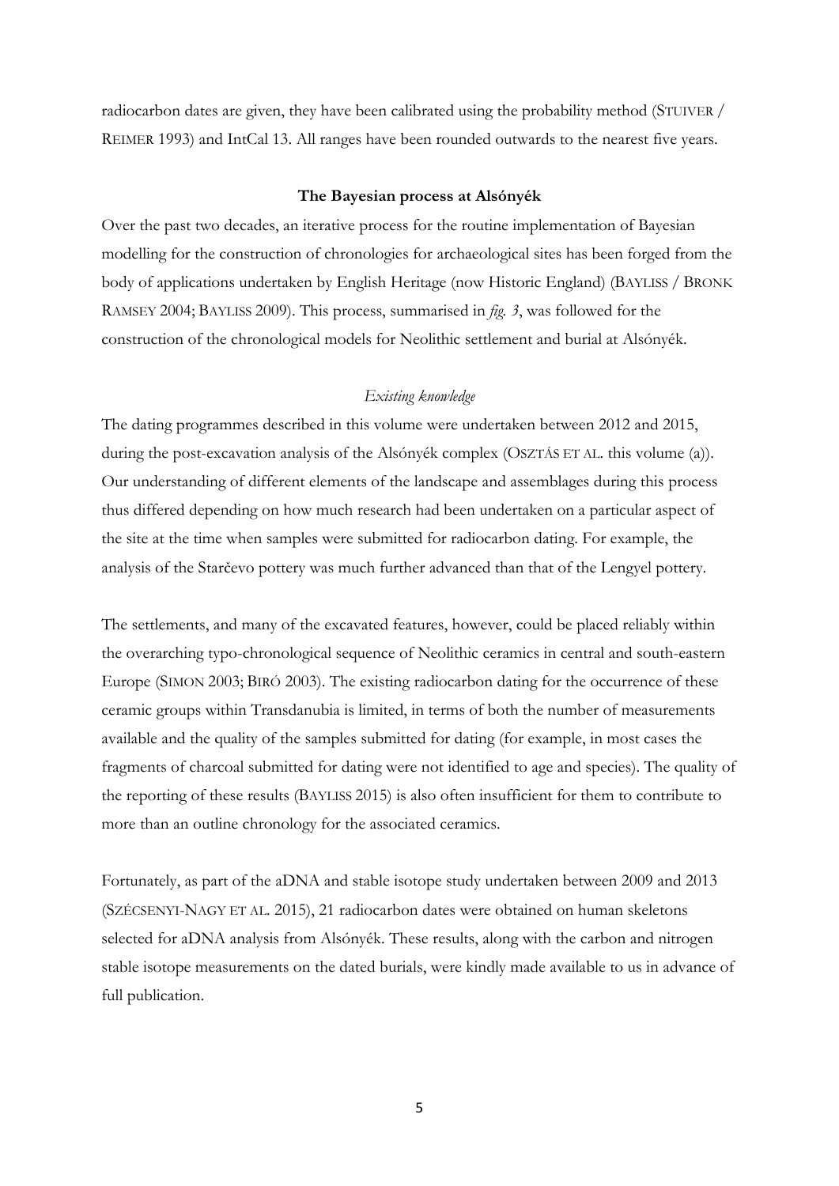radiocarbon dates are given, they have been calibrated using the probability method (STUIVER / REIMER 1993) and IntCal 13. All ranges have been rounded outwards to the nearest five years.

### The Bayesian process at Alsónyék

Over the past two decades, an iterative process for the routine implementation of Bayesian modelling for the construction of chronologies for archaeological sites has been forged from the body of applications undertaken by English Heritage (now Historic England) (BAYLISS / BRONK RAMSEY 2004; BAYLISS 2009). This process, summarised in *fig. 3*, was followed for the construction of the chronological models for Neolithic settlement and burial at Alsónyék.

#### *Existing knowledge*

The dating programmes described in this volume were undertaken between 2012 and 2015, during the post-excavation analysis of the Alsónyék complex (OSZTÁS ET AL. this volume (a)). Our understanding of different elements of the landscape and assemblages during this process thus differed depending on how much research had been undertaken on a particular aspect of the site at the time when samples were submitted for radiocarbon dating. For example, the analysis of the Starčevo pottery was much further advanced than that of the Lengyel pottery.

The settlements, and many of the excavated features, however, could be placed reliably within the overarching typo-chronological sequence of Neolithic ceramics in central and south-eastern Europe (SIMON 2003; BIRÓ 2003). The existing radiocarbon dating for the occurrence of these ceramic groups within Transdanubia is limited, in terms of both the number of measurements available and the quality of the samples submitted for dating (for example, in most cases the fragments of charcoal submitted for dating were not identified to age and species). The quality of the reporting of these results (BAYLISS 2015) is also often insufficient for them to contribute to more than an outline chronology for the associated ceramics.

Fortunately, as part of the aDNA and stable isotope study undertaken between 2009 and 2013 (SZÉCSENYI-NAGY ET AL. 2015), 21 radiocarbon dates were obtained on human skeletons selected for aDNA analysis from Alsónyék. These results, along with the carbon and nitrogen stable isotope measurements on the dated burials, were kindly made available to us in advance of full publication.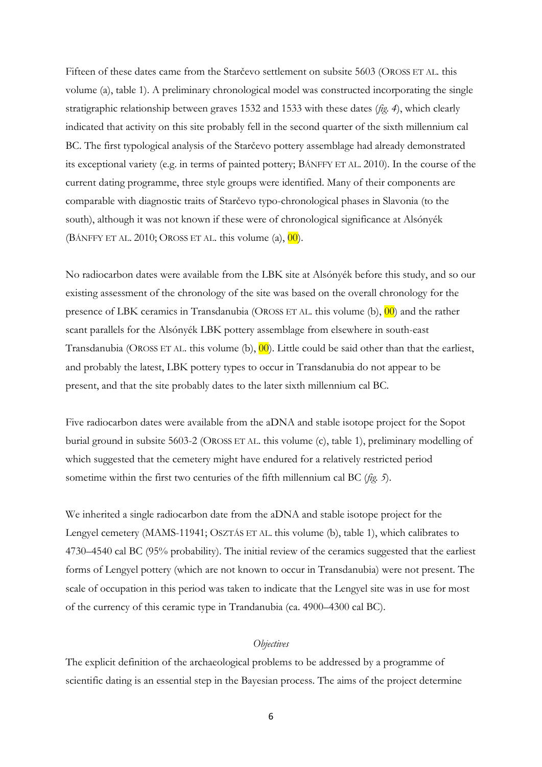Fifteen of these dates came from the Starčevo settlement on subsite 5603 (OROSS ET AL. this volume (a), table 1). A preliminary chronological model was constructed incorporating the single stratigraphic relationship between graves 1532 and 1533 with these dates (*fig. 4*), which clearly indicated that activity on this site probably fell in the second quarter of the sixth millennium cal BC. The first typological analysis of the Starčevo pottery assemblage had already demonstrated its exceptional variety (e.g. in terms of painted pottery; BÁNFFY ET AL. 2010). In the course of the current dating programme, three style groups were identified. Many of their components are comparable with diagnostic traits of Starčevo typo-chronological phases in Slavonia (to the south), although it was not known if these were of chronological significance at Alsónyék (BÁNFFY ET AL. 2010; OROSS ET AL. this volume (a), 00).

No radiocarbon dates were available from the LBK site at Alsónyék before this study, and so our existing assessment of the chronology of the site was based on the overall chronology for the presence of LBK ceramics in Transdanubia (OROSS ET AL. this volume (b), 00) and the rather scant parallels for the Alsónyék LBK pottery assemblage from elsewhere in south-east Transdanubia (OROSS ET AL. this volume (b), 00). Little could be said other than that the earliest, and probably the latest, LBK pottery types to occur in Transdanubia do not appear to be present, and that the site probably dates to the later sixth millennium cal BC.

Five radiocarbon dates were available from the aDNA and stable isotope project for the Sopot burial ground in subsite 5603-2 (OROSS ET AL. this volume (c), table 1), preliminary modelling of which suggested that the cemetery might have endured for a relatively restricted period sometime within the first two centuries of the fifth millennium cal BC (*fig. 5*).

We inherited a single radiocarbon date from the aDNA and stable isotope project for the Lengyel cemetery (MAMS-11941; OSZTÁS ET AL. this volume (b), table 1), which calibrates to 4730–4540 cal BC (95% probability). The initial review of the ceramics suggested that the earliest forms of Lengyel pottery (which are not known to occur in Transdanubia) were not present. The scale of occupation in this period was taken to indicate that the Lengyel site was in use for most of the currency of this ceramic type in Trandanubia (ca. 4900–4300 cal BC).

### *Objectives*

The explicit definition of the archaeological problems to be addressed by a programme of scientific dating is an essential step in the Bayesian process. The aims of the project determine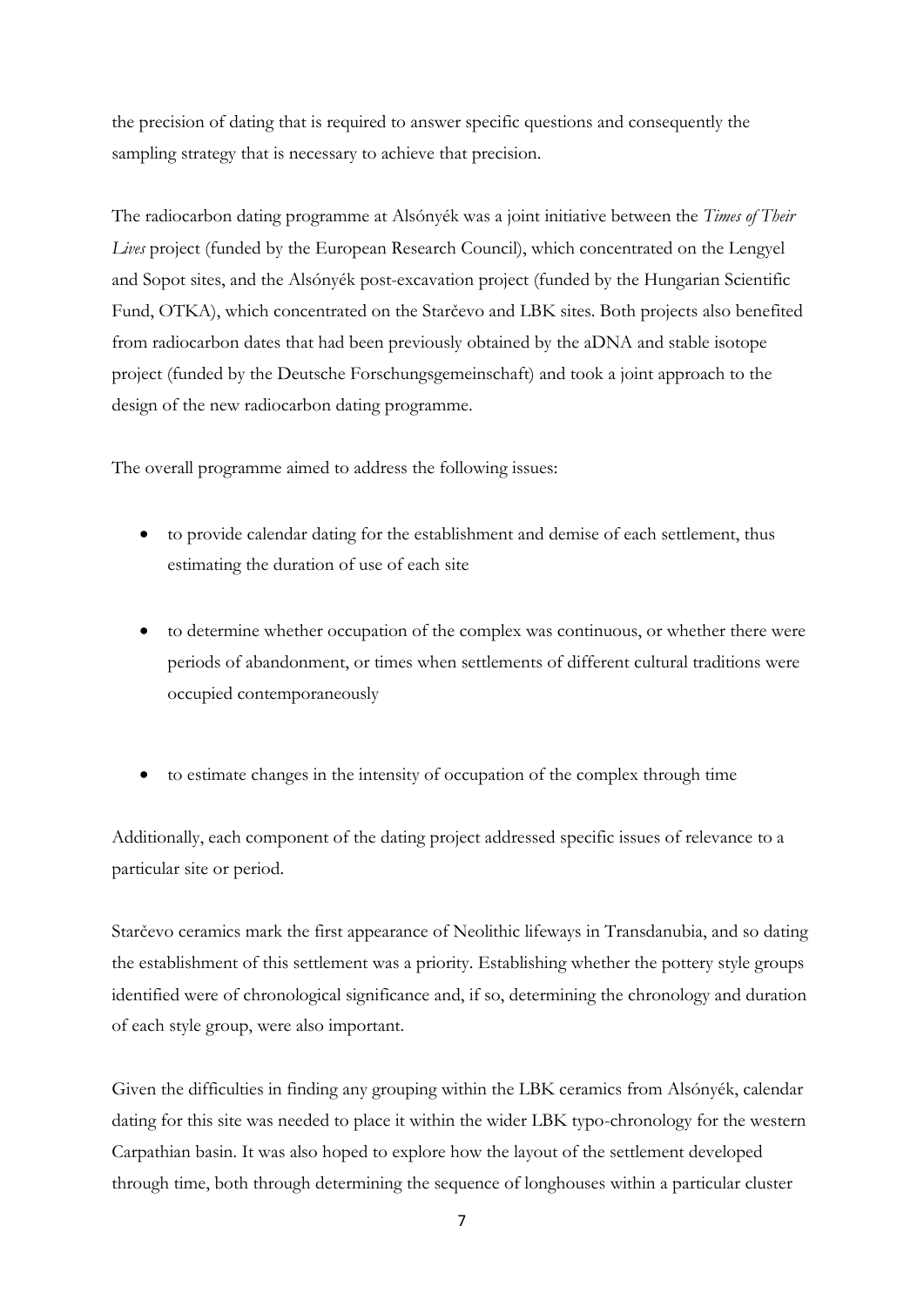the precision of dating that is required to answer specific questions and consequently the sampling strategy that is necessary to achieve that precision.

The radiocarbon dating programme at Alsónyék was a joint initiative between the *Times of Their Lives* project (funded by the European Research Council), which concentrated on the Lengyel and Sopot sites, and the Alsónyék post-excavation project (funded by the Hungarian Scientific Fund, OTKA), which concentrated on the Starčevo and LBK sites. Both projects also benefited from radiocarbon dates that had been previously obtained by the aDNA and stable isotope project (funded by the Deutsche Forschungsgemeinschaft) and took a joint approach to the design of the new radiocarbon dating programme.

The overall programme aimed to address the following issues:

- to provide calendar dating for the establishment and demise of each settlement, thus estimating the duration of use of each site
- to determine whether occupation of the complex was continuous, or whether there were periods of abandonment, or times when settlements of different cultural traditions were occupied contemporaneously
- to estimate changes in the intensity of occupation of the complex through time

Additionally, each component of the dating project addressed specific issues of relevance to a particular site or period.

Starčevo ceramics mark the first appearance of Neolithic lifeways in Transdanubia, and so dating the establishment of this settlement was a priority. Establishing whether the pottery style groups identified were of chronological significance and, if so, determining the chronology and duration of each style group, were also important.

Given the difficulties in finding any grouping within the LBK ceramics from Alsónyék, calendar dating for this site was needed to place it within the wider LBK typo-chronology for the western Carpathian basin. It was also hoped to explore how the layout of the settlement developed through time, both through determining the sequence of longhouses within a particular cluster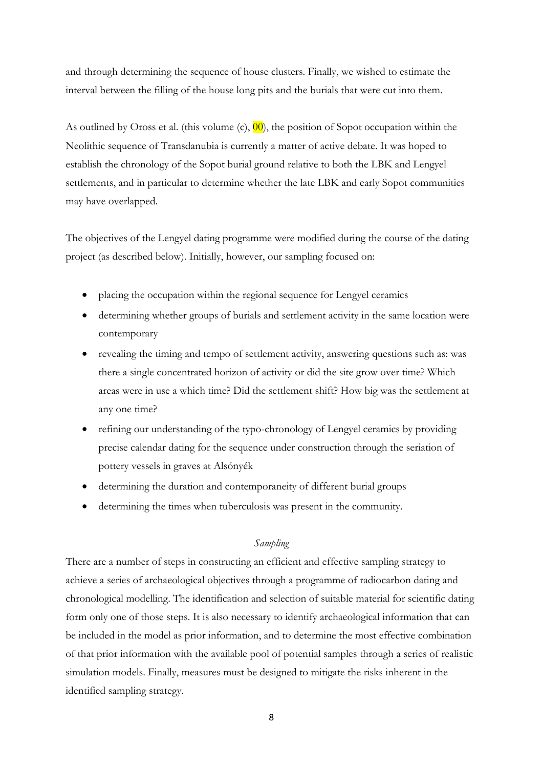and through determining the sequence of house clusters. Finally, we wished to estimate the interval between the filling of the house long pits and the burials that were cut into them.

As outlined by Oross et al. (this volume (c), 00), the position of Sopot occupation within the Neolithic sequence of Transdanubia is currently a matter of active debate. It was hoped to establish the chronology of the Sopot burial ground relative to both the LBK and Lengyel settlements, and in particular to determine whether the late LBK and early Sopot communities may have overlapped.

The objectives of the Lengyel dating programme were modified during the course of the dating project (as described below). Initially, however, our sampling focused on:

- placing the occupation within the regional sequence for Lengyel ceramics
- determining whether groups of burials and settlement activity in the same location were contemporary
- revealing the timing and tempo of settlement activity, answering questions such as: was there a single concentrated horizon of activity or did the site grow over time? Which areas were in use a which time? Did the settlement shift? How big was the settlement at any one time?
- refining our understanding of the typo-chronology of Lengyel ceramics by providing precise calendar dating for the sequence under construction through the seriation of pottery vessels in graves at Alsónyék
- determining the duration and contemporaneity of different burial groups
- determining the times when tuberculosis was present in the community.

*Sampling*

There are a number of steps in constructing an efficient and effective sampling strategy to achieve a series of archaeological objectives through a programme of radiocarbon dating and chronological modelling. The identification and selection of suitable material for scientific dating form only one of those steps. It is also necessary to identify archaeological information that can be included in the model as prior information, and to determine the most effective combination of that prior information with the available pool of potential samples through a series of realistic simulation models. Finally, measures must be designed to mitigate the risks inherent in the identified sampling strategy.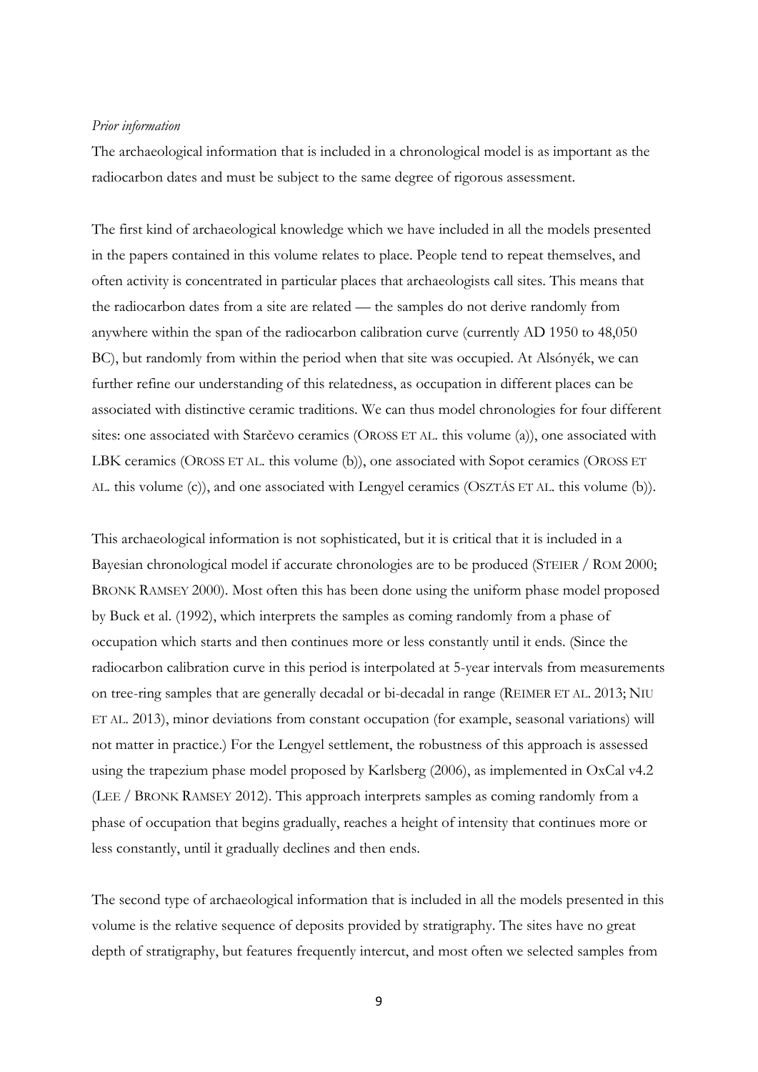*Prior information*

The archaeological information that is included in a chronological model is as important as the radiocarbon dates and must be subject to the same degree of rigorous assessment.

The first kind of archaeological knowledge which we have included in all the models presented in the papers contained in this volume relates to place. People tend to repeat themselves, and often activity is concentrated in particular places that archaeologists call sites. This means that the radiocarbon dates from a site are related — the samples do not derive randomly from anywhere within the span of the radiocarbon calibration curve (currently AD 1950 to 48,050 BC), but randomly from within the period when that site was occupied. At Alsónyék, we can further refine our understanding of this relatedness, as occupation in different places can be associated with distinctive ceramic traditions. We can thus model chronologies for four different sites: one associated with Starčevo ceramics (OROSS ET AL. this volume (a)), one associated with LBK ceramics (OROSS ET AL. this volume (b)), one associated with Sopot ceramics (OROSS ET AL. this volume (c)), and one associated with Lengyel ceramics (OSZTÁS ET AL. this volume (b)).

This archaeological information is not sophisticated, but it is critical that it is included in a Bayesian chronological model if accurate chronologies are to be produced (STEIER / ROM 2000; BRONK RAMSEY 2000). Most often this has been done using the uniform phase model proposed by Buck et al. (1992), which interprets the samples as coming randomly from a phase of occupation which starts and then continues more or less constantly until it ends. (Since the radiocarbon calibration curve in this period is interpolated at 5-year intervals from measurements on tree-ring samples that are generally decadal or bi-decadal in range (REIMER ET AL. 2013; NIU ET AL. 2013), minor deviations from constant occupation (for example, seasonal variations) will not matter in practice.) For the Lengyel settlement, the robustness of this approach is assessed using the trapezium phase model proposed by Karlsberg (2006), as implemented in OxCal v4.2 (LEE / BRONK RAMSEY 2012). This approach interprets samples as coming randomly from a phase of occupation that begins gradually, reaches a height of intensity that continues more or less constantly, until it gradually declines and then ends.

The second type of archaeological information that is included in all the models presented in this volume is the relative sequence of deposits provided by stratigraphy. The sites have no great depth of stratigraphy, but features frequently intercut, and most often we selected samples from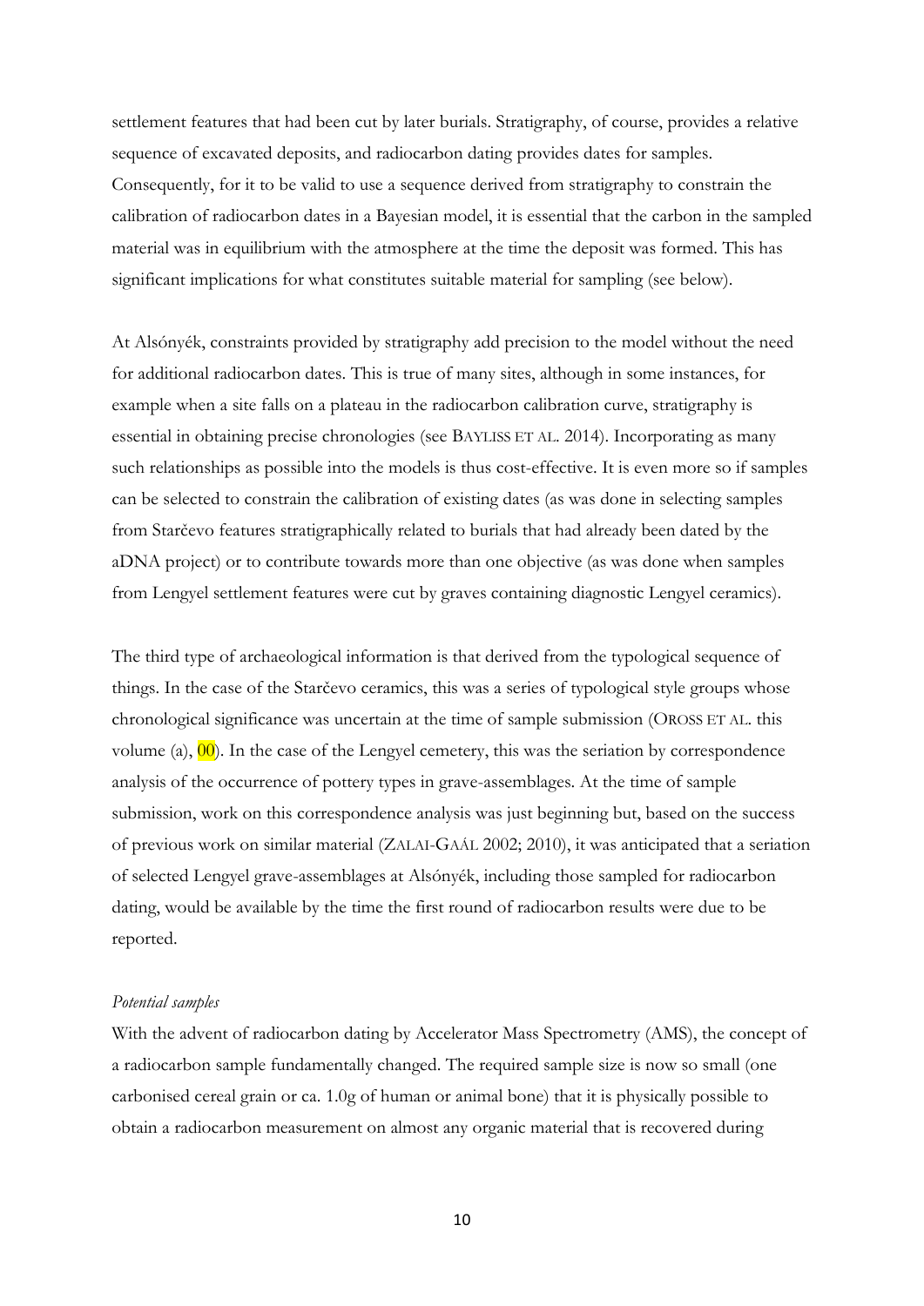settlement features that had been cut by later burials. Stratigraphy, of course, provides a relative sequence of excavated deposits, and radiocarbon dating provides dates for samples. Consequently, for it to be valid to use a sequence derived from stratigraphy to constrain the calibration of radiocarbon dates in a Bayesian model, it is essential that the carbon in the sampled material was in equilibrium with the atmosphere at the time the deposit was formed. This has significant implications for what constitutes suitable material for sampling (see below).

At Alsónyék, constraints provided by stratigraphy add precision to the model without the need for additional radiocarbon dates. This is true of many sites, although in some instances, for example when a site falls on a plateau in the radiocarbon calibration curve, stratigraphy is essential in obtaining precise chronologies (see BAYLISS ET AL. 2014). Incorporating as many such relationships as possible into the models is thus cost-effective. It is even more so if samples can be selected to constrain the calibration of existing dates (as was done in selecting samples from Starčevo features stratigraphically related to burials that had already been dated by the aDNA project) or to contribute towards more than one objective (as was done when samples from Lengyel settlement features were cut by graves containing diagnostic Lengyel ceramics).

The third type of archaeological information is that derived from the typological sequence of things. In the case of the Starčevo ceramics, this was a series of typological style groups whose chronological significance was uncertain at the time of sample submission (OROSS ET AL. this volume (a), 00). In the case of the Lengyel cemetery, this was the seriation by correspondence analysis of the occurrence of pottery types in grave-assemblages. At the time of sample submission, work on this correspondence analysis was just beginning but, based on the success of previous work on similar material (ZALAI-GAÁL 2002; 2010), it was anticipated that a seriation of selected Lengyel grave-assemblages at Alsónyék, including those sampled for radiocarbon dating, would be available by the time the first round of radiocarbon results were due to be reported.

*Potential samples*

With the advent of radiocarbon dating by Accelerator Mass Spectrometry (AMS), the concept of a radiocarbon sample fundamentally changed. The required sample size is now so small (one carbonised cereal grain or ca. 1.0g of human or animal bone) that it is physically possible to obtain a radiocarbon measurement on almost any organic material that is recovered during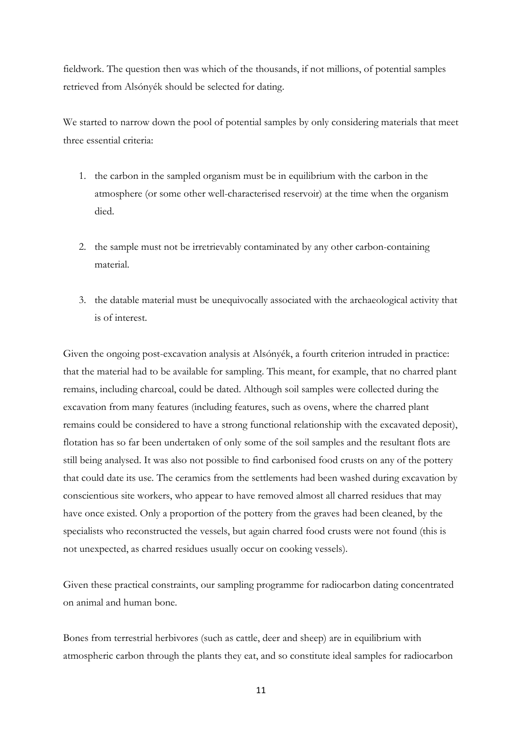fieldwork. The question then was which of the thousands, if not millions, of potential samples retrieved from Alsónyék should be selected for dating.

We started to narrow down the pool of potential samples by only considering materials that meet three essential criteria:

1. the carbon in the sampled organism must be in equilibrium with the carbon in the atmosphere (or some other well-characterised reservoir) at the time when the organism died.

2. the sample must not be irretrievably contaminated by any other carbon-containing material.

3. the datable material must be unequivocally associated with the archaeological activity that is of interest.

Given the ongoing post-excavation analysis at Alsónyék, a fourth criterion intruded in practice: that the material had to be available for sampling. This meant, for example, that no charred plant remains, including charcoal, could be dated. Although soil samples were collected during the excavation from many features (including features, such as ovens, where the charred plant remains could be considered to have a strong functional relationship with the excavated deposit), flotation has so far been undertaken of only some of the soil samples and the resultant flots are still being analysed. It was also not possible to find carbonised food crusts on any of the pottery that could date its use. The ceramics from the settlements had been washed during excavation by conscientious site workers, who appear to have removed almost all charred residues that may have once existed. Only a proportion of the pottery from the graves had been cleaned, by the specialists who reconstructed the vessels, but again charred food crusts were not found (this is not unexpected, as charred residues usually occur on cooking vessels).

Given these practical constraints, our sampling programme for radiocarbon dating concentrated on animal and human bone.

Bones from terrestrial herbivores (such as cattle, deer and sheep) are in equilibrium with atmospheric carbon through the plants they eat, and so constitute ideal samples for radiocarbon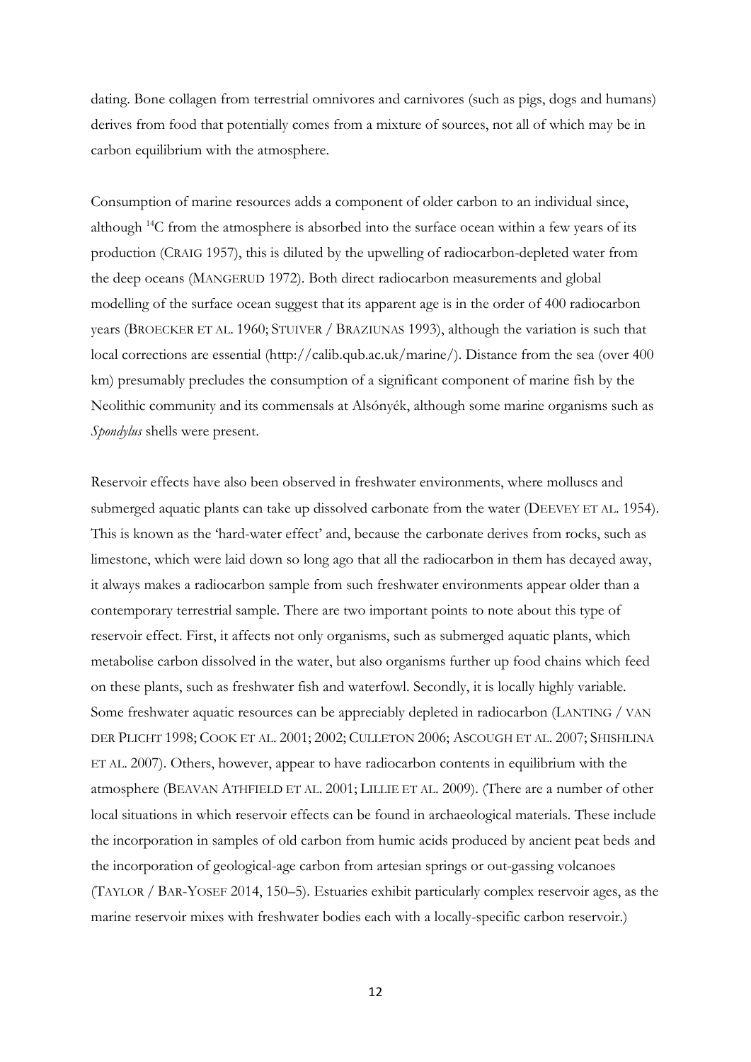dating. Bone collagen from terrestrial omnivores and carnivores (such as pigs, dogs and humans) derives from food that potentially comes from a mixture of sources, not all of which may be in carbon equilibrium with the atmosphere.

Consumption of marine resources adds a component of older carbon to an individual since, although $^{14}C$ from the atmosphere is absorbed into the surface ocean within a few years of its production (CRAIG 1957), this is diluted by the upwelling of radiocarbon-depleted water from the deep oceans (MANGERUD 1972). Both direct radiocarbon measurements and global modelling of the surface ocean suggest that its apparent age is in the order of 400 radiocarbon years (BROECKER ET AL. 1960; STUIVER / BRAZIUNAS 1993), although the variation is such that local corrections are essential (http://calib.qub.ac.uk/marine/). Distance from the sea (over 400 km) presumably precludes the consumption of a significant component of marine fish by the Neolithic community and its commensals at Alsónyék, although some marine organisms such as *Spondylus* shells were present.

Reservoir effects have also been observed in freshwater environments, where molluscs and submerged aquatic plants can take up dissolved carbonate from the water (DEEVEY ET AL. 1954). This is known as the 'hard-water effect' and, because the carbonate derives from rocks, such as limestone, which were laid down so long ago that all the radiocarbon in them has decayed away, it always makes a radiocarbon sample from such freshwater environments appear older than a contemporary terrestrial sample. There are two important points to note about this type of reservoir effect. First, it affects not only organisms, such as submerged aquatic plants, which metabolise carbon dissolved in the water, but also organisms further up food chains which feed on these plants, such as freshwater fish and waterfowl. Secondly, it is locally highly variable. Some freshwater aquatic resources can be appreciably depleted in radiocarbon (LANTING / VAN DER PLICHT 1998; COOK ET AL. 2001; 2002; CULLETON 2006; ASCOUGH ET AL. 2007; SHISHLINA ET AL. 2007). Others, however, appear to have radiocarbon contents in equilibrium with the atmosphere (BEAVAN ATHFIELD ET AL. 2001; LILLIE ET AL. 2009). (There are a number of other local situations in which reservoir effects can be found in archaeological materials. These include the incorporation in samples of old carbon from humic acids produced by ancient peat beds and the incorporation of geological-age carbon from artesian springs or out-gassing volcanoes (TAYLOR / BAR-YOSEF 2014, 150–5). Estuaries exhibit particularly complex reservoir ages, as the marine reservoir mixes with freshwater bodies each with a locally-specific carbon reservoir.)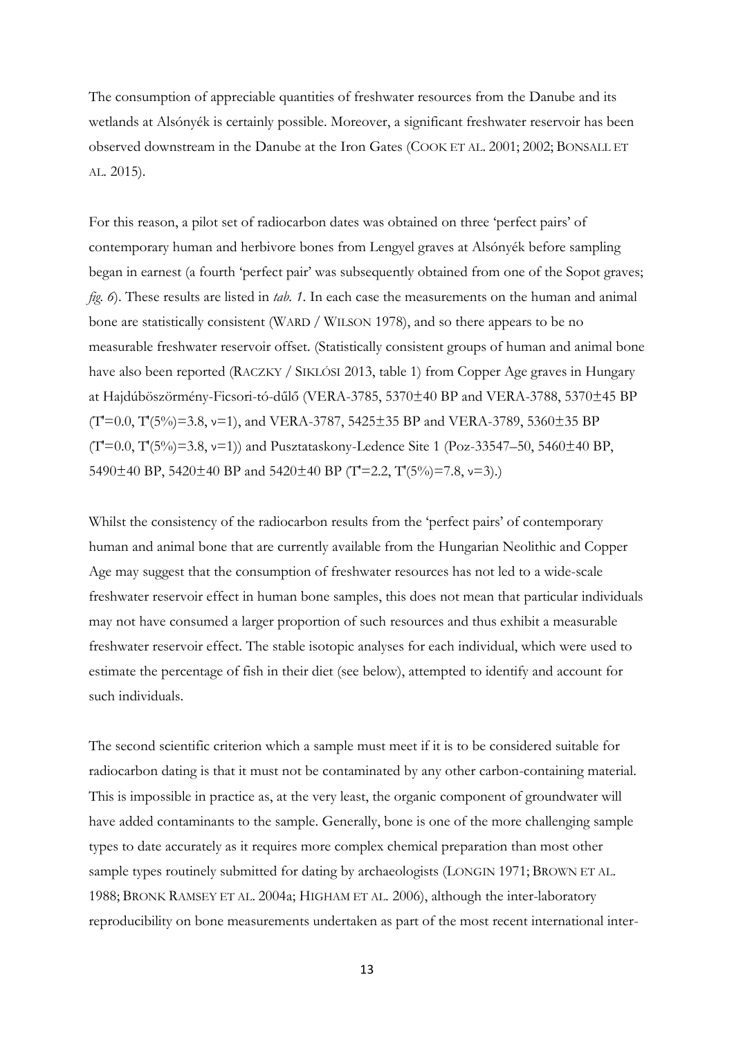The consumption of appreciable quantities of freshwater resources from the Danube and its wetlands at Alsónyék is certainly possible. Moreover, a significant freshwater reservoir has been observed downstream in the Danube at the Iron Gates (COOK ET AL. 2001; 2002; BONSALL ET AL. 2015).

For this reason, a pilot set of radiocarbon dates was obtained on three 'perfect pairs' of contemporary human and herbivore bones from Lengyel graves at Alsónyék before sampling began in earnest (a fourth 'perfect pair' was subsequently obtained from one of the Sopot graves; *fig. 6*). These results are listed in *tab. 1*. In each case the measurements on the human and animal bone are statistically consistent (WARD / WILSON 1978), and so there appears to be no measurable freshwater reservoir offset. (Statistically consistent groups of human and animal bone have also been reported (RACZKY / SIKLÓSI 2013, table 1) from Copper Age graves in Hungary at Hajdúböszörmény-Ficsori-tó-dűlő (VERA-3785, 5370±40 BP and VERA-3788, 5370±45 BP ($T'$=0.0, $T'(5\%)$=3.8, $\nu$=1), and VERA-3787, 5425±35 BP and VERA-3789, 5360±35 BP ($T'$=0.0, $T'(5\%)$=3.8, $\nu$=1)) and Pusztataskony-Ledence Site 1 (Poz-33547–50, 5460±40 BP, 5490±40 BP, 5420±40 BP and 5420±40 BP ($T'$=2.2, $T'(5\%)$=7.8, $\nu$=3).)

Whilst the consistency of the radiocarbon results from the 'perfect pairs' of contemporary human and animal bone that are currently available from the Hungarian Neolithic and Copper Age may suggest that the consumption of freshwater resources has not led to a wide-scale freshwater reservoir effect in human bone samples, this does not mean that particular individuals may not have consumed a larger proportion of such resources and thus exhibit a measurable freshwater reservoir effect. The stable isotopic analyses for each individual, which were used to estimate the percentage of fish in their diet (see below), attempted to identify and account for such individuals.

The second scientific criterion which a sample must meet if it is to be considered suitable for radiocarbon dating is that it must not be contaminated by any other carbon-containing material. This is impossible in practice as, at the very least, the organic component of groundwater will have added contaminants to the sample. Generally, bone is one of the more challenging sample types to date accurately as it requires more complex chemical preparation than most other sample types routinely submitted for dating by archaeologists (LONGIN 1971; BROWN ET AL. 1988; BRONK RAMSEY ET AL. 2004a; HIGHAM ET AL. 2006), although the inter-laboratory reproducibility on bone measurements undertaken as part of the most recent international inter-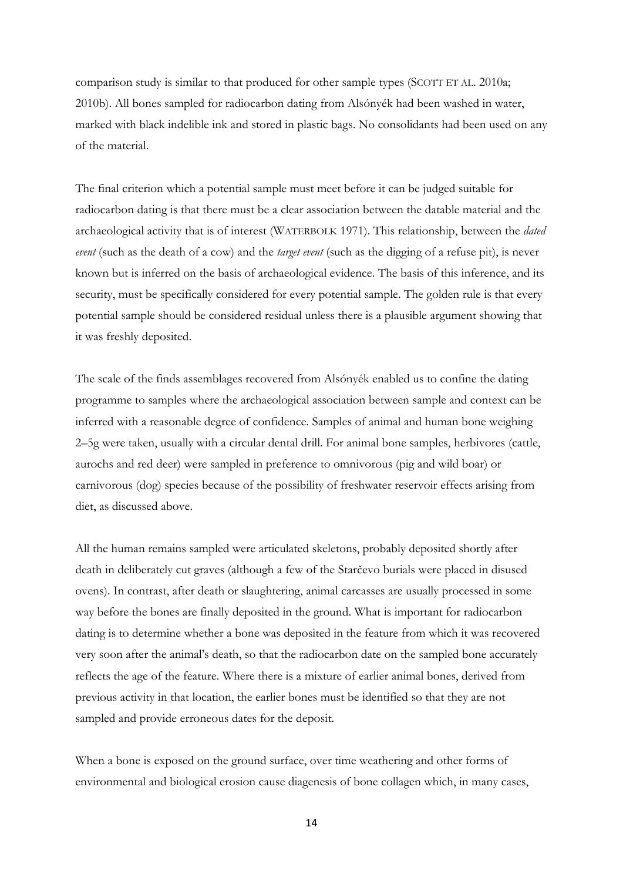comparison study is similar to that produced for other sample types (SCOTT ET AL. 2010a; 2010b). All bones sampled for radiocarbon dating from Alsónyék had been washed in water, marked with black indelible ink and stored in plastic bags. No consolidants had been used on any of the material.

The final criterion which a potential sample must meet before it can be judged suitable for radiocarbon dating is that there must be a clear association between the datable material and the archaeological activity that is of interest (WATERBOLK 1971). This relationship, between the *dated event* (such as the death of a cow) and the *target event* (such as the digging of a refuse pit), is never known but is inferred on the basis of archaeological evidence. The basis of this inference, and its security, must be specifically considered for every potential sample. The golden rule is that every potential sample should be considered residual unless there is a plausible argument showing that it was freshly deposited.

The scale of the finds assemblages recovered from Alsónyék enabled us to confine the dating programme to samples where the archaeological association between sample and context can be inferred with a reasonable degree of confidence. Samples of animal and human bone weighing 2–5g were taken, usually with a circular dental drill. For animal bone samples, herbivores (cattle, aurochs and red deer) were sampled in preference to omnivorous (pig and wild boar) or carnivorous (dog) species because of the possibility of freshwater reservoir effects arising from diet, as discussed above.

All the human remains sampled were articulated skeletons, probably deposited shortly after death in deliberately cut graves (although a few of the Starčevo burials were placed in disused ovens). In contrast, after death or slaughtering, animal carcasses are usually processed in some way before the bones are finally deposited in the ground. What is important for radiocarbon dating is to determine whether a bone was deposited in the feature from which it was recovered very soon after the animal's death, so that the radiocarbon date on the sampled bone accurately reflects the age of the feature. Where there is a mixture of earlier animal bones, derived from previous activity in that location, the earlier bones must be identified so that they are not sampled and provide erroneous dates for the deposit.

When a bone is exposed on the ground surface, over time weathering and other forms of environmental and biological erosion cause diagenesis of bone collagen which, in many cases,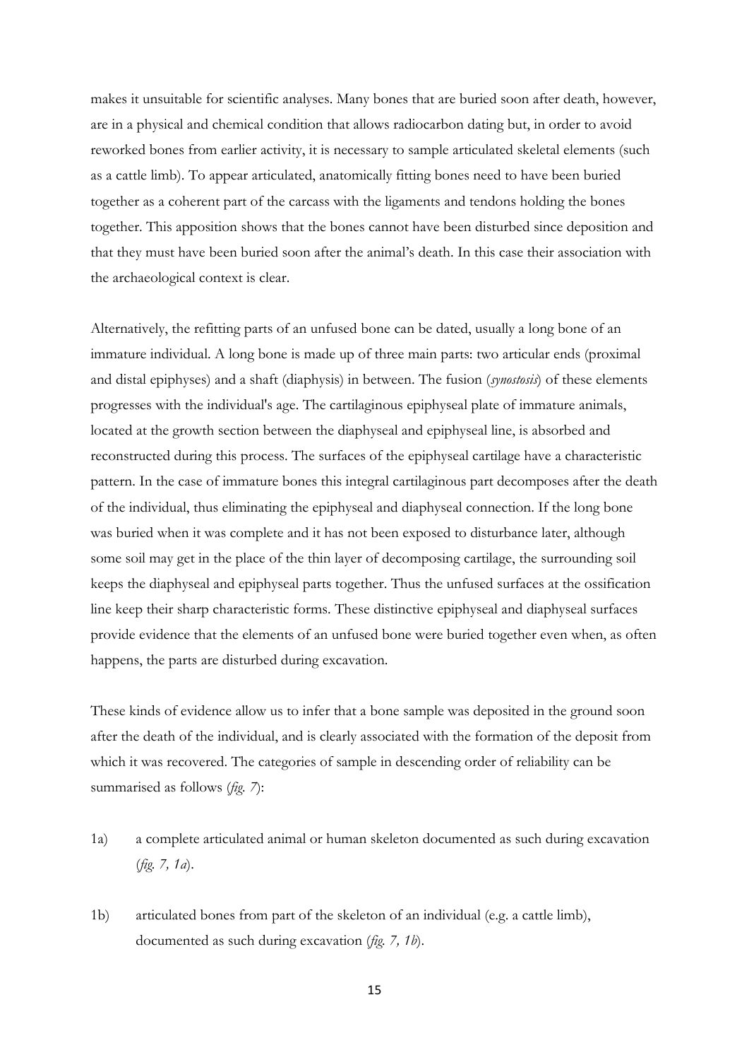makes it unsuitable for scientific analyses. Many bones that are buried soon after death, however, are in a physical and chemical condition that allows radiocarbon dating but, in order to avoid reworked bones from earlier activity, it is necessary to sample articulated skeletal elements (such as a cattle limb). To appear articulated, anatomically fitting bones need to have been buried together as a coherent part of the carcass with the ligaments and tendons holding the bones together. This apposition shows that the bones cannot have been disturbed since deposition and that they must have been buried soon after the animal's death. In this case their association with the archaeological context is clear.

Alternatively, the refitting parts of an unfused bone can be dated, usually a long bone of an immature individual. A long bone is made up of three main parts: two articular ends (proximal and distal epiphyses) and a shaft (diaphysis) in between. The fusion (*synostosis*) of these elements progresses with the individual's age. The cartilaginous epiphyseal plate of immature animals, located at the growth section between the diaphyseal and epiphyseal line, is absorbed and reconstructed during this process. The surfaces of the epiphyseal cartilage have a characteristic pattern. In the case of immature bones this integral cartilaginous part decomposes after the death of the individual, thus eliminating the epiphyseal and diaphyseal connection. If the long bone was buried when it was complete and it has not been exposed to disturbance later, although some soil may get in the place of the thin layer of decomposing cartilage, the surrounding soil keeps the diaphyseal and epiphyseal parts together. Thus the unfused surfaces at the ossification line keep their sharp characteristic forms. These distinctive epiphyseal and diaphyseal surfaces provide evidence that the elements of an unfused bone were buried together even when, as often happens, the parts are disturbed during excavation.

These kinds of evidence allow us to infer that a bone sample was deposited in the ground soon after the death of the individual, and is clearly associated with the formation of the deposit from which it was recovered. The categories of sample in descending order of reliability can be summarised as follows (*fig. 7*):

1a) a complete articulated animal or human skeleton documented as such during excavation (*fig. 7, 1a*).

1b) articulated bones from part of the skeleton of an individual (e.g. a cattle limb), documented as such during excavation (*fig. 7, 1b*).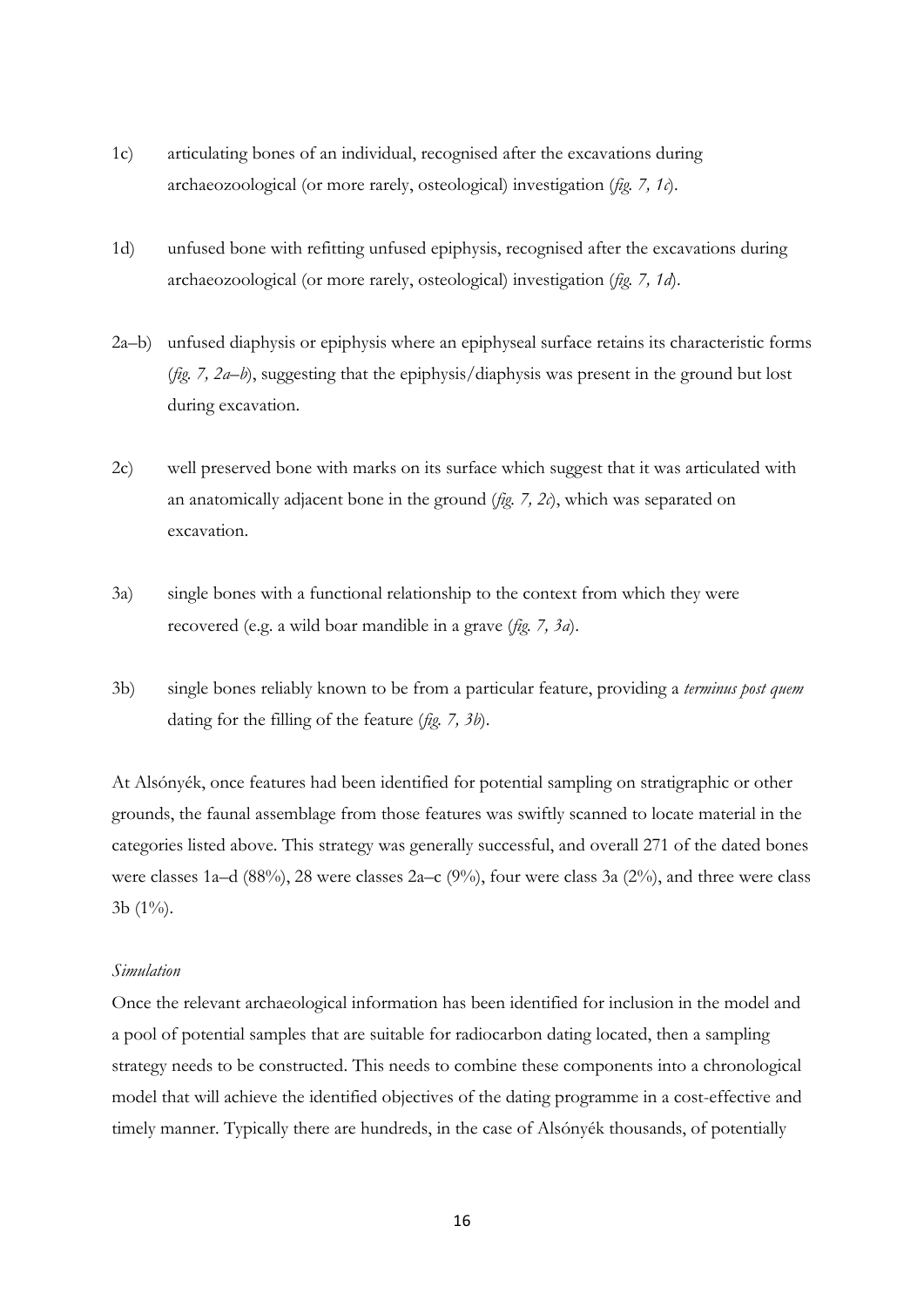1c) articulating bones of an individual, recognised after the excavations during archaeozoological (or more rarely, osteological) investigation (*fig. 7, 1c*).

1d) unfused bone with refitting unfused epiphysis, recognised after the excavations during archaeozoological (or more rarely, osteological) investigation (*fig. 7, 1d*).

2a–b) unfused diaphysis or epiphysis where an epiphyseal surface retains its characteristic forms (*fig. 7, 2a–b*), suggesting that the epiphysis/diaphysis was present in the ground but lost during excavation.

2c) well preserved bone with marks on its surface which suggest that it was articulated with an anatomically adjacent bone in the ground (*fig. 7, 2c*), which was separated on excavation.

3a) single bones with a functional relationship to the context from which they were recovered (e.g. a wild boar mandible in a grave (*fig. 7, 3a*).

3b) single bones reliably known to be from a particular feature, providing a *terminus post quem* dating for the filling of the feature (*fig. 7, 3b*).

At Alsónyék, once features had been identified for potential sampling on stratigraphic or other grounds, the faunal assemblage from those features was swiftly scanned to locate material in the categories listed above. This strategy was generally successful, and overall 271 of the dated bones were classes 1a–d (88%), 28 were classes 2a–c (9%), four were class 3a (2%), and three were class 3b (1%).

*Simulation*

Once the relevant archaeological information has been identified for inclusion in the model and a pool of potential samples that are suitable for radiocarbon dating located, then a sampling strategy needs to be constructed. This needs to combine these components into a chronological model that will achieve the identified objectives of the dating programme in a cost-effective and timely manner. Typically there are hundreds, in the case of Alsónyék thousands, of potentially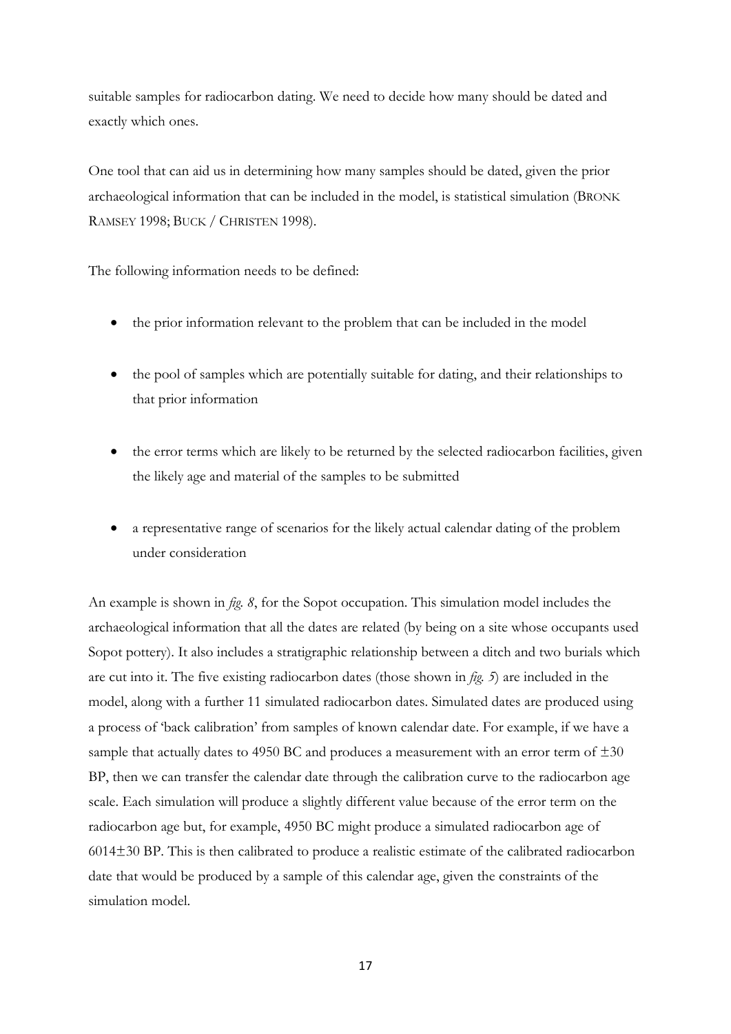suitable samples for radiocarbon dating. We need to decide how many should be dated and exactly which ones.

One tool that can aid us in determining how many samples should be dated, given the prior archaeological information that can be included in the model, is statistical simulation (BRONK RAMSEY 1998; BUCK / CHRISTEN 1998).

The following information needs to be defined:

- the prior information relevant to the problem that can be included in the model
- the pool of samples which are potentially suitable for dating, and their relationships to that prior information
- the error terms which are likely to be returned by the selected radiocarbon facilities, given the likely age and material of the samples to be submitted
- a representative range of scenarios for the likely actual calendar dating of the problem under consideration

An example is shown in *fig. 8*, for the Sopot occupation. This simulation model includes the archaeological information that all the dates are related (by being on a site whose occupants used Sopot pottery). It also includes a stratigraphic relationship between a ditch and two burials which are cut into it. The five existing radiocarbon dates (those shown in *fig. 5*) are included in the model, along with a further 11 simulated radiocarbon dates. Simulated dates are produced using a process of 'back calibration' from samples of known calendar date. For example, if we have a sample that actually dates to 4950 BC and produces a measurement with an error term of ±30 BP, then we can transfer the calendar date through the calibration curve to the radiocarbon age scale. Each simulation will produce a slightly different value because of the error term on the radiocarbon age but, for example, 4950 BC might produce a simulated radiocarbon age of 6014±30 BP. This is then calibrated to produce a realistic estimate of the calibrated radiocarbon date that would be produced by a sample of this calendar age, given the constraints of the simulation model.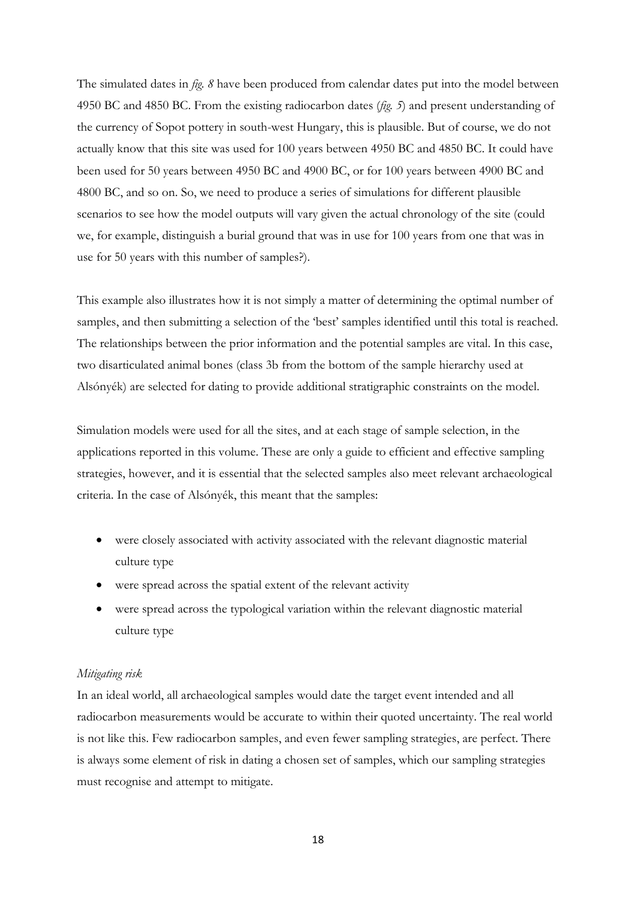The simulated dates in *fig. 8* have been produced from calendar dates put into the model between 4950 BC and 4850 BC. From the existing radiocarbon dates (*fig. 5*) and present understanding of the currency of Sopot pottery in south-west Hungary, this is plausible. But of course, we do not actually know that this site was used for 100 years between 4950 BC and 4850 BC. It could have been used for 50 years between 4950 BC and 4900 BC, or for 100 years between 4900 BC and 4800 BC, and so on. So, we need to produce a series of simulations for different plausible scenarios to see how the model outputs will vary given the actual chronology of the site (could we, for example, distinguish a burial ground that was in use for 100 years from one that was in use for 50 years with this number of samples?).

This example also illustrates how it is not simply a matter of determining the optimal number of samples, and then submitting a selection of the 'best' samples identified until this total is reached. The relationships between the prior information and the potential samples are vital. In this case, two disarticulated animal bones (class 3b from the bottom of the sample hierarchy used at Alsónyék) are selected for dating to provide additional stratigraphic constraints on the model.

Simulation models were used for all the sites, and at each stage of sample selection, in the applications reported in this volume. These are only a guide to efficient and effective sampling strategies, however, and it is essential that the selected samples also meet relevant archaeological criteria. In the case of Alsónyék, this meant that the samples:

- were closely associated with activity associated with the relevant diagnostic material culture type
- were spread across the spatial extent of the relevant activity
- were spread across the typological variation within the relevant diagnostic material culture type

*Mitigating risk*

In an ideal world, all archaeological samples would date the target event intended and all radiocarbon measurements would be accurate to within their quoted uncertainty. The real world is not like this. Few radiocarbon samples, and even fewer sampling strategies, are perfect. There is always some element of risk in dating a chosen set of samples, which our sampling strategies must recognise and attempt to mitigate.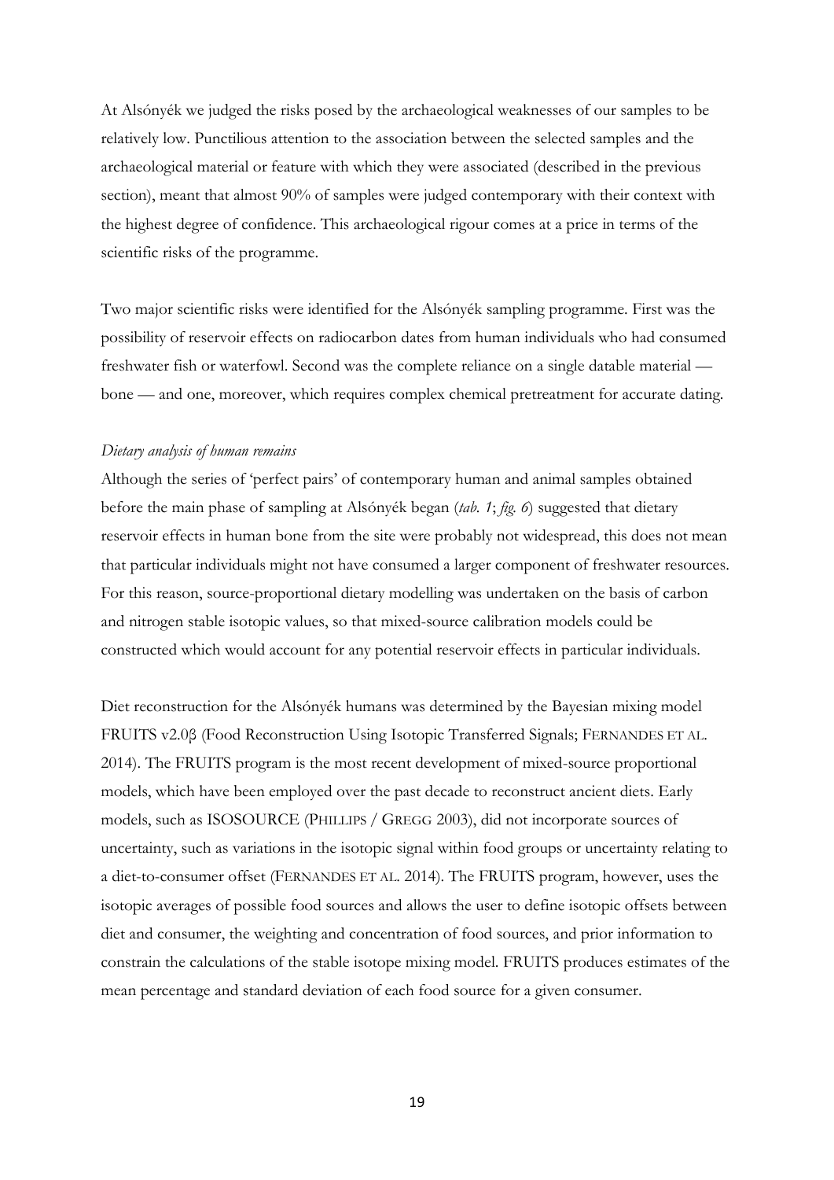At Alsónyék we judged the risks posed by the archaeological weaknesses of our samples to be relatively low. Punctilious attention to the association between the selected samples and the archaeological material or feature with which they were associated (described in the previous section), meant that almost 90% of samples were judged contemporary with their context with the highest degree of confidence. This archaeological rigour comes at a price in terms of the scientific risks of the programme.

Two major scientific risks were identified for the Alsónyék sampling programme. First was the possibility of reservoir effects on radiocarbon dates from human individuals who had consumed freshwater fish or waterfowl. Second was the complete reliance on a single datable material — bone — and one, moreover, which requires complex chemical pretreatment for accurate dating.

*Dietary analysis of human remains*

Although the series of 'perfect pairs' of contemporary human and animal samples obtained before the main phase of sampling at Alsónyék began (*tab. 1*; *fig. 6*) suggested that dietary reservoir effects in human bone from the site were probably not widespread, this does not mean that particular individuals might not have consumed a larger component of freshwater resources. For this reason, source-proportional dietary modelling was undertaken on the basis of carbon and nitrogen stable isotopic values, so that mixed-source calibration models could be constructed which would account for any potential reservoir effects in particular individuals.

Diet reconstruction for the Alsónyék humans was determined by the Bayesian mixing model FRUITS v2.0β (Food Reconstruction Using Isotopic Transferred Signals; FERNANDES ET AL. 2014). The FRUITS program is the most recent development of mixed-source proportional models, which have been employed over the past decade to reconstruct ancient diets. Early models, such as ISOSOURCE (PHILLIPS / GREGG 2003), did not incorporate sources of uncertainty, such as variations in the isotopic signal within food groups or uncertainty relating to a diet-to-consumer offset (FERNANDES ET AL. 2014). The FRUITS program, however, uses the isotopic averages of possible food sources and allows the user to define isotopic offsets between diet and consumer, the weighting and concentration of food sources, and prior information to constrain the calculations of the stable isotope mixing model. FRUITS produces estimates of the mean percentage and standard deviation of each food source for a given consumer.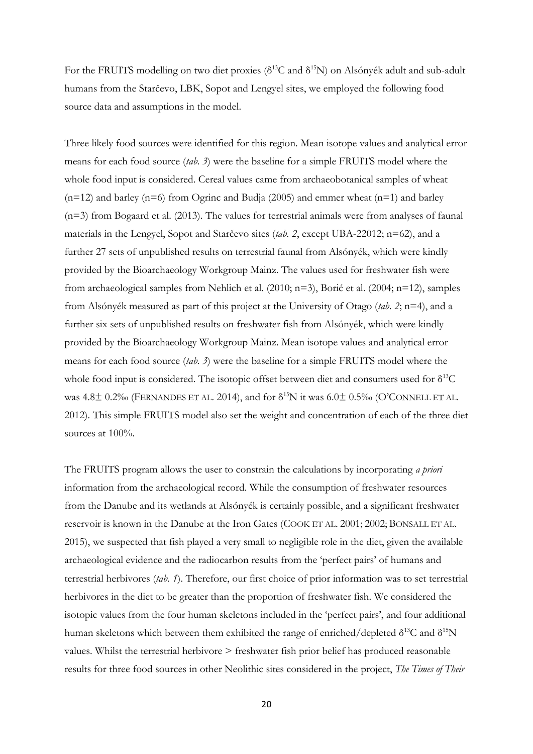For the FRUITS modelling on two diet proxies ($\delta^{13}C$ and $\delta^{15}N$) on Alsónyék adult and sub-adult humans from the Starčevo, LBK, Sopot and Lengyel sites, we employed the following food source data and assumptions in the model.

Three likely food sources were identified for this region. Mean isotope values and analytical error means for each food source (*tab. 3*) were the baseline for a simple FRUITS model where the whole food input is considered. Cereal values came from archaeobotanical samples of wheat (n=12) and barley (n=6) from Ogrinc and Budja (2005) and emmer wheat (n=1) and barley (n=3) from Bogaard et al. (2013). The values for terrestrial animals were from analyses of faunal materials in the Lengyel, Sopot and Starčevo sites (*tab. 2*, except UBA-22012; n=62), and a further 27 sets of unpublished results on terrestrial faunal from Alsónyék, which were kindly provided by the Bioarchaeology Workgroup Mainz. The values used for freshwater fish were from archaeological samples from Nehlich et al. (2010; n=3), Borić et al. (2004; n=12), samples from Alsónyék measured as part of this project at the University of Otago (*tab. 2*; n=4), and a further six sets of unpublished results on freshwater fish from Alsónyék, which were kindly provided by the Bioarchaeology Workgroup Mainz. Mean isotope values and analytical error means for each food source (*tab. 3*) were the baseline for a simple FRUITS model where the whole food input is considered. The isotopic offset between diet and consumers used for $\delta^{13}C$ was 4.8± 0.2‰ (FERNANDES ET AL. 2014), and for $\delta^{15}N$ it was 6.0± 0.5‰ (O'CONNELL ET AL. 2012). This simple FRUITS model also set the weight and concentration of each of the three diet sources at 100%.

The FRUITS program allows the user to constrain the calculations by incorporating *a priori* information from the archaeological record. While the consumption of freshwater resources from the Danube and its wetlands at Alsónyék is certainly possible, and a significant freshwater reservoir is known in the Danube at the Iron Gates (COOK ET AL. 2001; 2002; BONSALL ET AL. 2015), we suspected that fish played a very small to negligible role in the diet, given the available archaeological evidence and the radiocarbon results from the 'perfect pairs' of humans and terrestrial herbivores (*tab. 1*). Therefore, our first choice of prior information was to set terrestrial herbivores in the diet to be greater than the proportion of freshwater fish. We considered the isotopic values from the four human skeletons included in the 'perfect pairs', and four additional human skeletons which between them exhibited the range of enriched/depleted $\delta^{13}C$ and $\delta^{15}N$ values. Whilst the terrestrial herbivore > freshwater fish prior belief has produced reasonable results for three food sources in other Neolithic sites considered in the project, *The Times of Their*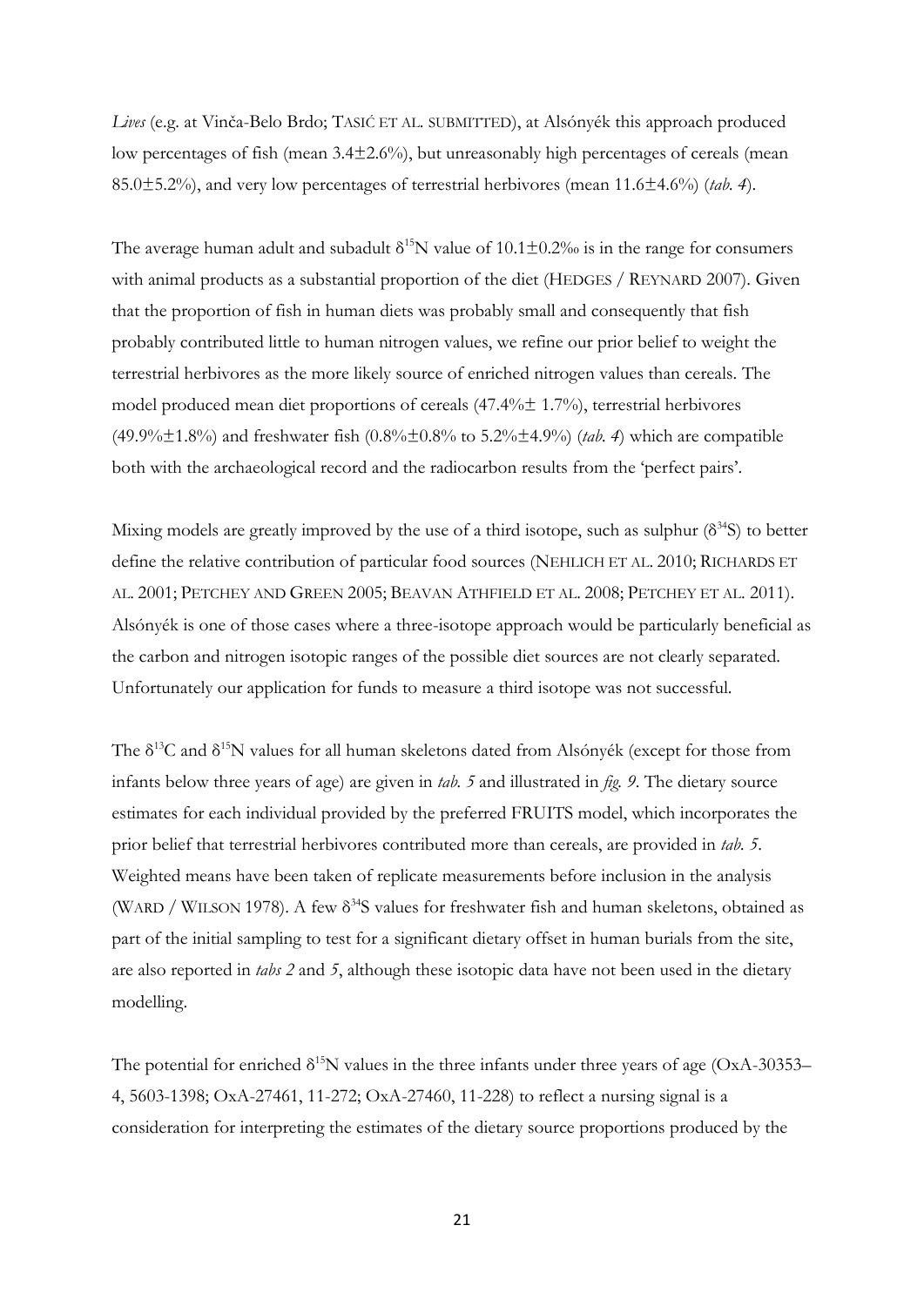*Lives* (e.g. at Vinča-Belo Brdo; Tasić et al. submitted), at Alsónyék this approach produced low percentages of fish (mean 3.4±2.6%), but unreasonably high percentages of cereals (mean 85.0±5.2%), and very low percentages of terrestrial herbivores (mean 11.6±4.6%) (*tab. 4*).

The average human adult and subadult $\delta^{15}N$ value of 10.1±0.2‰ is in the range for consumers with animal products as a substantial proportion of the diet (Hedges / Reynard 2007). Given that the proportion of fish in human diets was probably small and consequently that fish probably contributed little to human nitrogen values, we refine our prior belief to weight the terrestrial herbivores as the more likely source of enriched nitrogen values than cereals. The model produced mean diet proportions of cereals (47.4%± 1.7%), terrestrial herbivores (49.9%±1.8%) and freshwater fish (0.8%±0.8% to 5.2%±4.9%) (*tab. 4*) which are compatible both with the archaeological record and the radiocarbon results from the 'perfect pairs'.

Mixing models are greatly improved by the use of a third isotope, such as sulphur ($\delta^{34}S$) to better define the relative contribution of particular food sources (Nehlich et al. 2010; Richards et al. 2001; Petchey and Green 2005; Beavan Athfield et al. 2008; Petchey et al. 2011). Alsónyék is one of those cases where a three-isotope approach would be particularly beneficial as the carbon and nitrogen isotopic ranges of the possible diet sources are not clearly separated. Unfortunately our application for funds to measure a third isotope was not successful.

The $\delta^{13}C$ and $\delta^{15}N$ values for all human skeletons dated from Alsónyék (except for those from infants below three years of age) are given in *tab. 5* and illustrated in *fig. 9*. The dietary source estimates for each individual provided by the preferred FRUITS model, which incorporates the prior belief that terrestrial herbivores contributed more than cereals, are provided in *tab. 5*. Weighted means have been taken of replicate measurements before inclusion in the analysis (Ward / Wilson 1978). A few $\delta^{34}S$ values for freshwater fish and human skeletons, obtained as part of the initial sampling to test for a significant dietary offset in human burials from the site, are also reported in *tabs 2* and *5*, although these isotopic data have not been used in the dietary modelling.

The potential for enriched $\delta^{15}N$ values in the three infants under three years of age (OxA-30353–4, 5603-1398; OxA-27461, 11-272; OxA-27460, 11-228) to reflect a nursing signal is a consideration for interpreting the estimates of the dietary source proportions produced by the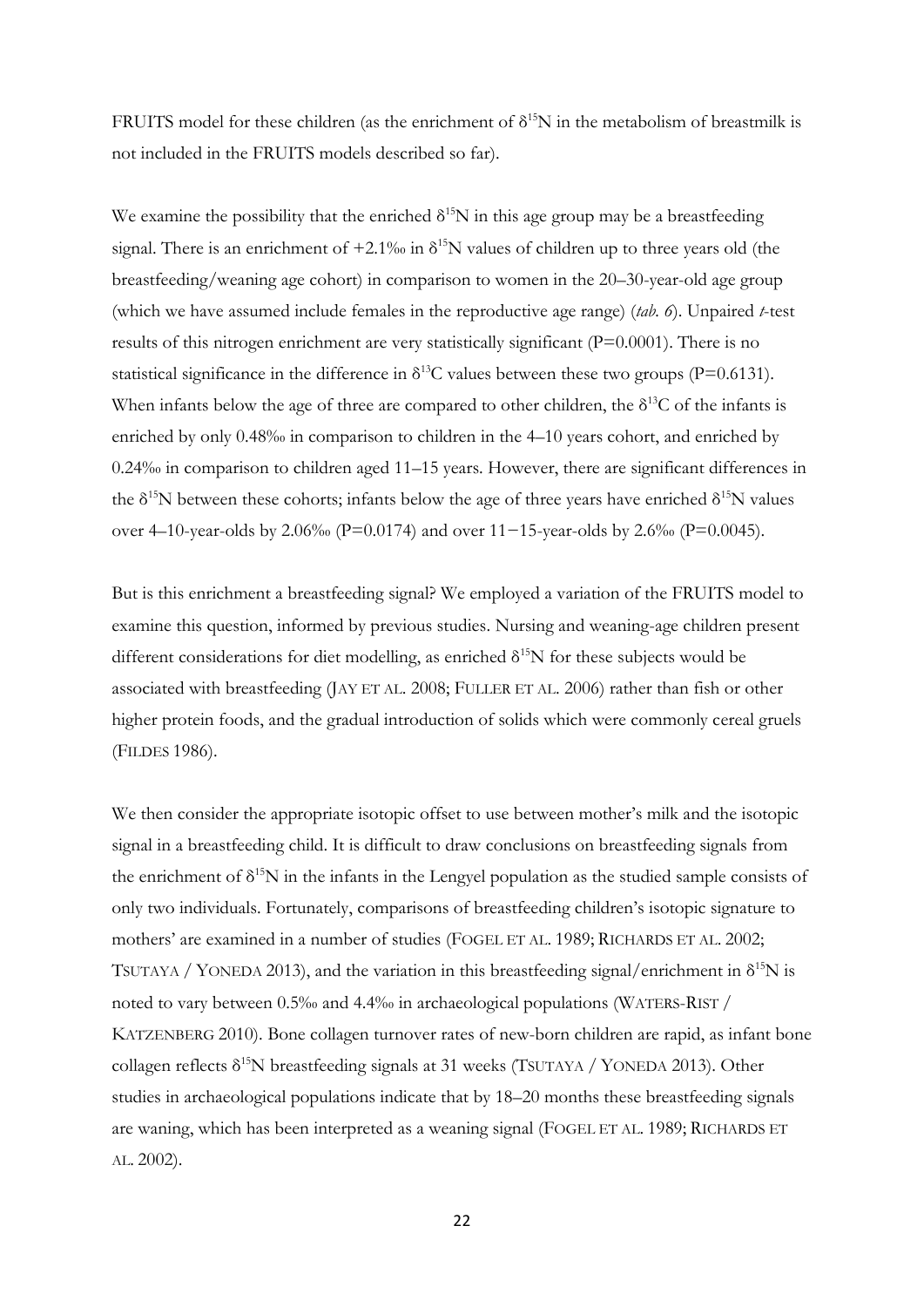FRUITS model for these children (as the enrichment of $\delta^{15}N$ in the metabolism of breastmilk is not included in the FRUITS models described so far).

We examine the possibility that the enriched $\delta^{15}N$ in this age group may be a breastfeeding signal. There is an enrichment of +2.1‰ in $\delta^{15}N$ values of children up to three years old (the breastfeeding/weaning age cohort) in comparison to women in the 20–30-year-old age group (which we have assumed include females in the reproductive age range) (*tab. 6*). Unpaired *t*-test results of this nitrogen enrichment are very statistically significant ($P=0.0001$). There is no statistical significance in the difference in $\delta^{13}C$ values between these two groups ($P=0.6131$). When infants below the age of three are compared to other children, the $\delta^{13}C$ of the infants is enriched by only 0.48‰ in comparison to children in the 4–10 years cohort, and enriched by 0.24‰ in comparison to children aged 11–15 years. However, there are significant differences in the $\delta^{15}N$ between these cohorts; infants below the age of three years have enriched $\delta^{15}N$ values over 4–10-year-olds by 2.06‰ ($P=0.0174$) and over 11−15-year-olds by 2.6‰ ($P=0.0045$).

But is this enrichment a breastfeeding signal? We employed a variation of the FRUITS model to examine this question, informed by previous studies. Nursing and weaning-age children present different considerations for diet modelling, as enriched $\delta^{15}N$ for these subjects would be associated with breastfeeding (JAY ET AL. 2008; FULLER ET AL. 2006) rather than fish or other higher protein foods, and the gradual introduction of solids which were commonly cereal gruels (FILDES 1986).

We then consider the appropriate isotopic offset to use between mother's milk and the isotopic signal in a breastfeeding child. It is difficult to draw conclusions on breastfeeding signals from the enrichment of $\delta^{15}N$ in the infants in the Lengyel population as the studied sample consists of only two individuals. Fortunately, comparisons of breastfeeding children's isotopic signature to mothers' are examined in a number of studies (FOGEL ET AL. 1989; RICHARDS ET AL. 2002; TSUTAYA / YONEDA 2013), and the variation in this breastfeeding signal/enrichment in $\delta^{15}N$ is noted to vary between 0.5‰ and 4.4‰ in archaeological populations (WATERS-RIST / KATZENBERG 2010). Bone collagen turnover rates of new-born children are rapid, as infant bone collagen reflects $\delta^{15}N$ breastfeeding signals at 31 weeks (TSUTAYA / YONEDA 2013). Other studies in archaeological populations indicate that by 18–20 months these breastfeeding signals are waning, which has been interpreted as a weaning signal (FOGEL ET AL. 1989; RICHARDS ET AL. 2002).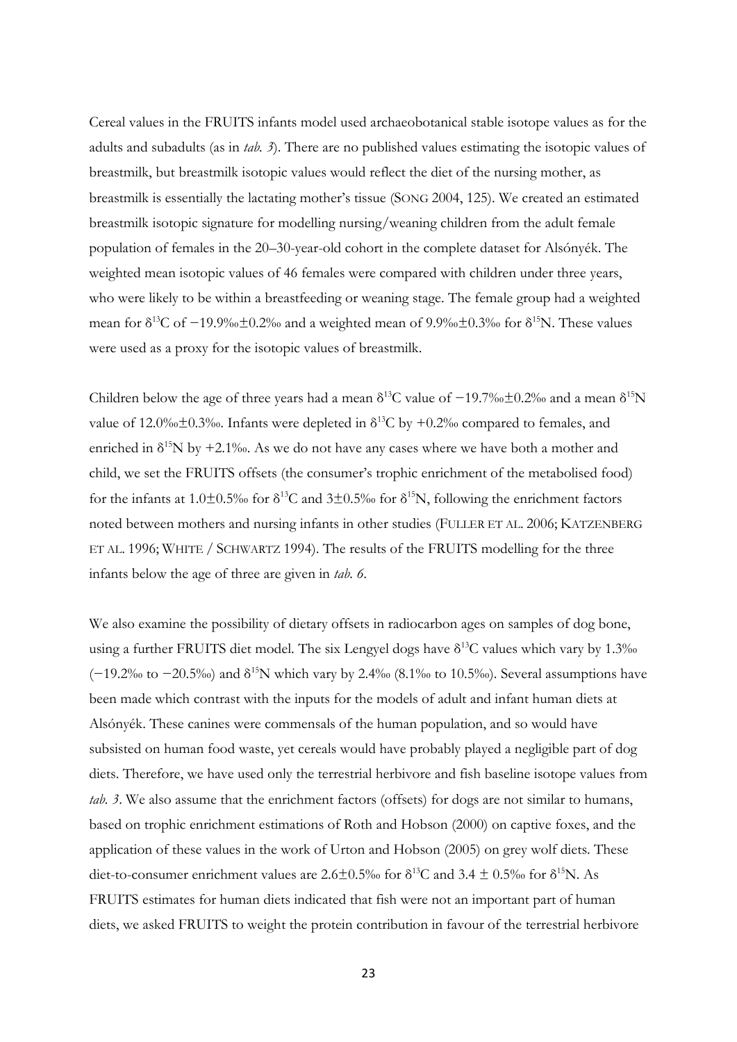Cereal values in the FRUITS infants model used archaeobotanical stable isotope values as for the adults and subadults (as in *tab. 3*). There are no published values estimating the isotopic values of breastmilk, but breastmilk isotopic values would reflect the diet of the nursing mother, as breastmilk is essentially the lactating mother's tissue (SONG 2004, 125). We created an estimated breastmilk isotopic signature for modelling nursing/weaning children from the adult female population of females in the 20–30-year-old cohort in the complete dataset for Alsónyék. The weighted mean isotopic values of 46 females were compared with children under three years, who were likely to be within a breastfeeding or weaning stage. The female group had a weighted mean for $\delta^{13}$C of −19.9‰±0.2‰ and a weighted mean of 9.9‰±0.3‰ for $\delta^{15}$N. These values were used as a proxy for the isotopic values of breastmilk.

Children below the age of three years had a mean $\delta^{13}$C value of −19.7‰±0.2‰ and a mean $\delta^{15}$N value of 12.0‰±0.3‰. Infants were depleted in $\delta^{13}$C by +0.2‰ compared to females, and enriched in $\delta^{15}$N by +2.1‰. As we do not have any cases where we have both a mother and child, we set the FRUITS offsets (the consumer's trophic enrichment of the metabolised food) for the infants at 1.0±0.5‰ for $\delta^{13}$C and 3±0.5‰ for $\delta^{15}$N, following the enrichment factors noted between mothers and nursing infants in other studies (FULLER ET AL. 2006; KATZENBERG ET AL. 1996; WHITE / SCHWARTZ 1994). The results of the FRUITS modelling for the three infants below the age of three are given in *tab. 6*.

We also examine the possibility of dietary offsets in radiocarbon ages on samples of dog bone, using a further FRUITS diet model. The six Lengyel dogs have $\delta^{13}$C values which vary by 1.3‰ (−19.2‰ to −20.5‰) and $\delta^{15}$N which vary by 2.4‰ (8.1‰ to 10.5‰). Several assumptions have been made which contrast with the inputs for the models of adult and infant human diets at Alsónyék. These canines were commensals of the human population, and so would have subsisted on human food waste, yet cereals would have probably played a negligible part of dog diets. Therefore, we have used only the terrestrial herbivore and fish baseline isotope values from *tab. 3*. We also assume that the enrichment factors (offsets) for dogs are not similar to humans, based on trophic enrichment estimations of Roth and Hobson (2000) on captive foxes, and the application of these values in the work of Urton and Hobson (2005) on grey wolf diets. These diet-to-consumer enrichment values are 2.6±0.5‰ for $\delta^{13}$C and 3.4 ± 0.5‰ for $\delta^{15}$N. As FRUITS estimates for human diets indicated that fish were not an important part of human diets, we asked FRUITS to weight the protein contribution in favour of the terrestrial herbivore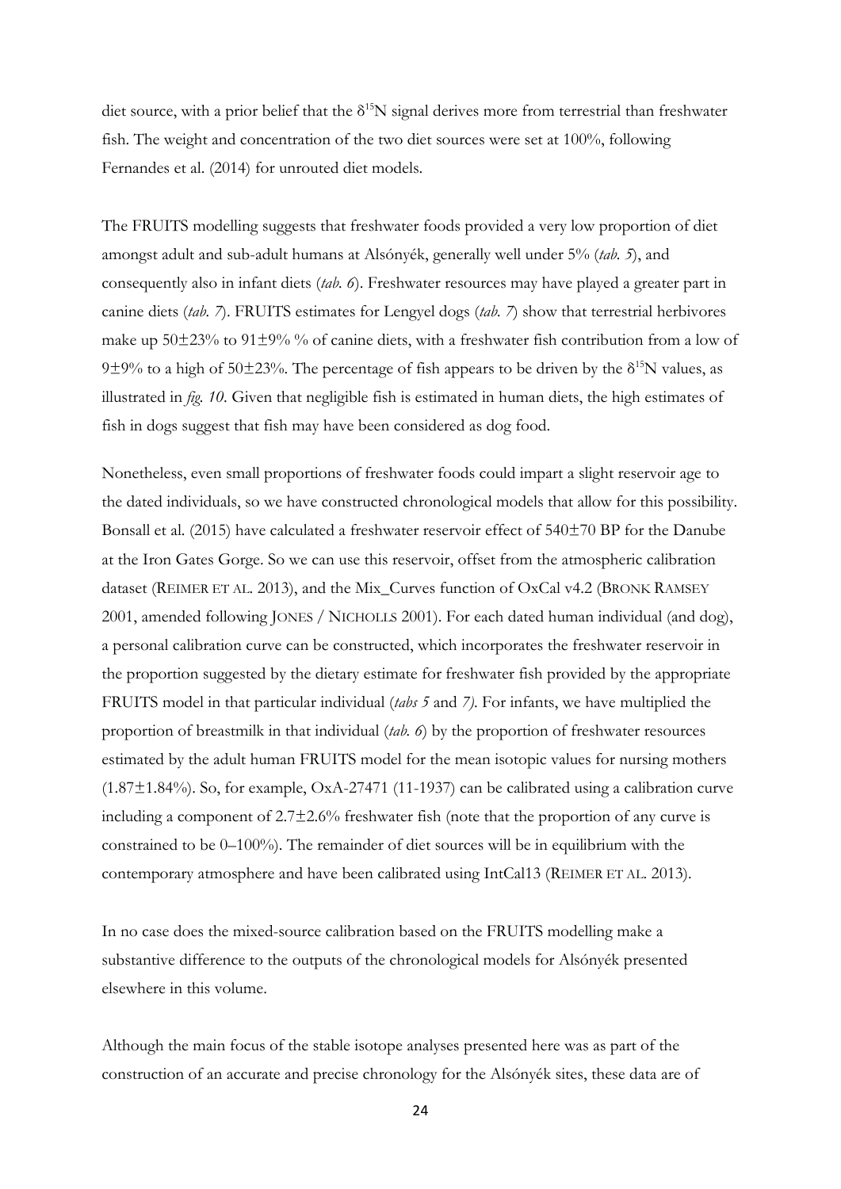diet source, with a prior belief that the $\delta^{15}N$ signal derives more from terrestrial than freshwater fish. The weight and concentration of the two diet sources were set at 100%, following Fernandes et al. (2014) for unrouted diet models.

The FRUITS modelling suggests that freshwater foods provided a very low proportion of diet amongst adult and sub-adult humans at Alsónyék, generally well under 5% (*tab. 5*), and consequently also in infant diets (*tab. 6*). Freshwater resources may have played a greater part in canine diets (*tab. 7*). FRUITS estimates for Lengyel dogs (*tab. 7*) show that terrestrial herbivores make up 50±23% to 91±9% % of canine diets, with a freshwater fish contribution from a low of 9±9% to a high of 50±23%. The percentage of fish appears to be driven by the $\delta^{15}N$ values, as illustrated in *fig. 10*. Given that negligible fish is estimated in human diets, the high estimates of fish in dogs suggest that fish may have been considered as dog food.

Nonetheless, even small proportions of freshwater foods could impart a slight reservoir age to the dated individuals, so we have constructed chronological models that allow for this possibility. Bonsall et al. (2015) have calculated a freshwater reservoir effect of 540±70 BP for the Danube at the Iron Gates Gorge. So we can use this reservoir, offset from the atmospheric calibration dataset (REIMER ET AL. 2013), and the Mix_Curves function of OxCal v4.2 (BRONK RAMSEY 2001, amended following JONES / NICHOLLS 2001). For each dated human individual (and dog), a personal calibration curve can be constructed, which incorporates the freshwater reservoir in the proportion suggested by the dietary estimate for freshwater fish provided by the appropriate FRUITS model in that particular individual (*tabs 5* and *7*). For infants, we have multiplied the proportion of breastmilk in that individual (*tab. 6*) by the proportion of freshwater resources estimated by the adult human FRUITS model for the mean isotopic values for nursing mothers (1.87±1.84%). So, for example, OxA-27471 (11-1937) can be calibrated using a calibration curve including a component of 2.7±2.6% freshwater fish (note that the proportion of any curve is constrained to be 0–100%). The remainder of diet sources will be in equilibrium with the contemporary atmosphere and have been calibrated using IntCal13 (REIMER ET AL. 2013).

In no case does the mixed-source calibration based on the FRUITS modelling make a substantive difference to the outputs of the chronological models for Alsónyék presented elsewhere in this volume.

Although the main focus of the stable isotope analyses presented here was as part of the construction of an accurate and precise chronology for the Alsónyék sites, these data are of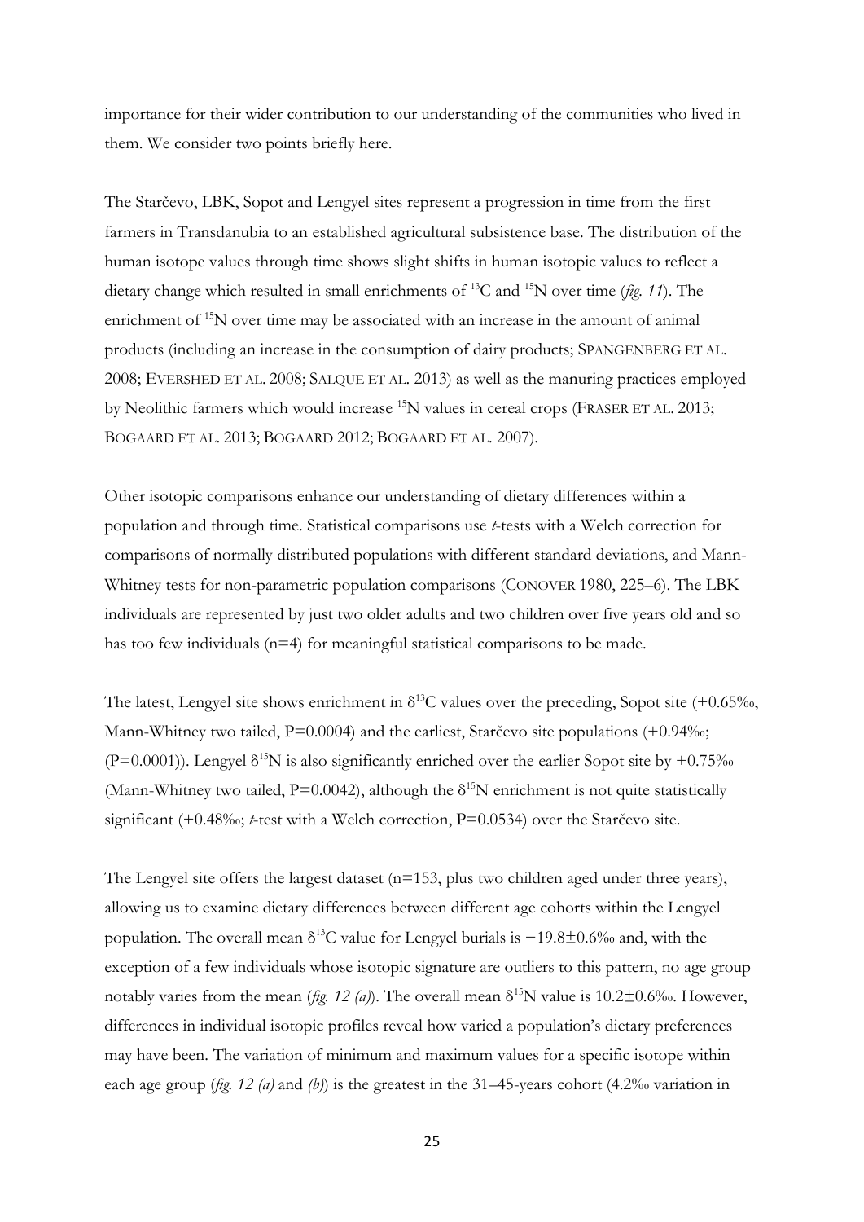importance for their wider contribution to our understanding of the communities who lived in them. We consider two points briefly here.

The Starčevo, LBK, Sopot and Lengyel sites represent a progression in time from the first farmers in Transdanubia to an established agricultural subsistence base. The distribution of the human isotope values through time shows slight shifts in human isotopic values to reflect a dietary change which resulted in small enrichments of $^{13}$C and $^{15}$N over time (*fig. 11*). The enrichment of $^{15}$N over time may be associated with an increase in the amount of animal products (including an increase in the consumption of dairy products; SPANGENBERG ET AL. 2008; EVERSHED ET AL. 2008; SALQUE ET AL. 2013) as well as the manuring practices employed by Neolithic farmers which would increase $^{15}$N values in cereal crops (FRASER ET AL. 2013; BOGAARD ET AL. 2013; BOGAARD 2012; BOGAARD ET AL. 2007).

Other isotopic comparisons enhance our understanding of dietary differences within a population and through time. Statistical comparisons use *t*-tests with a Welch correction for comparisons of normally distributed populations with different standard deviations, and Mann-Whitney tests for non-parametric population comparisons (CONOVER 1980, 225–6). The LBK individuals are represented by just two older adults and two children over five years old and so has too few individuals (n=4) for meaningful statistical comparisons to be made.

The latest, Lengyel site shows enrichment in $\delta^{13}$C values over the preceding, Sopot site (+0.65‰, Mann-Whitney two tailed, P=0.0004) and the earliest, Starčevo site populations (+0.94‰; (P=0.0001)). Lengyel $\delta^{15}$N is also significantly enriched over the earlier Sopot site by +0.75‰ (Mann-Whitney two tailed, P=0.0042), although the $\delta^{15}$N enrichment is not quite statistically significant (+0.48‰; *t*-test with a Welch correction, P=0.0534) over the Starčevo site.

The Lengyel site offers the largest dataset (n=153, plus two children aged under three years), allowing us to examine dietary differences between different age cohorts within the Lengyel population. The overall mean $\delta^{13}$C value for Lengyel burials is −19.8±0.6‰ and, with the exception of a few individuals whose isotopic signature are outliers to this pattern, no age group notably varies from the mean (*fig. 12 (a)*). The overall mean $\delta^{15}$N value is 10.2±0.6‰. However, differences in individual isotopic profiles reveal how varied a population's dietary preferences may have been. The variation of minimum and maximum values for a specific isotope within each age group (*fig. 12 (a)* and *(b)*) is the greatest in the 31–45-years cohort (4.2‰ variation in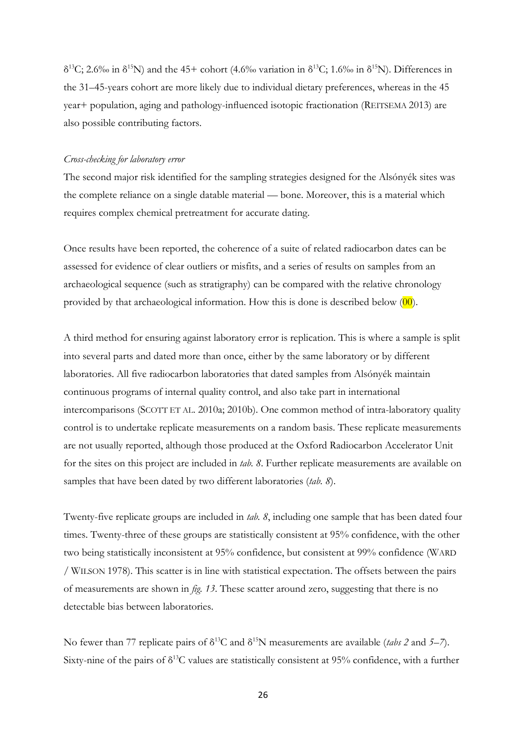$\delta^{13}C$; 2.6‰ in $\delta^{15}N$) and the 45+ cohort (4.6‰ variation in $\delta^{13}C$; 1.6‰ in $\delta^{15}N$). Differences in the 31–45-years cohort are more likely due to individual dietary preferences, whereas in the 45 year+ population, aging and pathology-influenced isotopic fractionation (REITSEMA 2013) are also possible contributing factors.

*Cross-checking for laboratory error*

The second major risk identified for the sampling strategies designed for the Alsónyék sites was the complete reliance on a single datable material — bone. Moreover, this is a material which requires complex chemical pretreatment for accurate dating.

Once results have been reported, the coherence of a suite of related radiocarbon dates can be assessed for evidence of clear outliers or misfits, and a series of results on samples from an archaeological sequence (such as stratigraphy) can be compared with the relative chronology provided by that archaeological information. How this is done is described below (00).

A third method for ensuring against laboratory error is replication. This is where a sample is split into several parts and dated more than once, either by the same laboratory or by different laboratories. All five radiocarbon laboratories that dated samples from Alsónyék maintain continuous programs of internal quality control, and also take part in international intercomparisons (SCOTT ET AL. 2010a; 2010b). One common method of intra-laboratory quality control is to undertake replicate measurements on a random basis. These replicate measurements are not usually reported, although those produced at the Oxford Radiocarbon Accelerator Unit for the sites on this project are included in *tab. 8*. Further replicate measurements are available on samples that have been dated by two different laboratories (*tab. 8*).

Twenty-five replicate groups are included in *tab. 8*, including one sample that has been dated four times. Twenty-three of these groups are statistically consistent at 95% confidence, with the other two being statistically inconsistent at 95% confidence, but consistent at 99% confidence (WARD / WILSON 1978). This scatter is in line with statistical expectation. The offsets between the pairs of measurements are shown in *fig. 13*. These scatter around zero, suggesting that there is no detectable bias between laboratories.

No fewer than 77 replicate pairs of $\delta^{13}C$ and $\delta^{15}N$ measurements are available (*tabs 2* and *5–7*). Sixty-nine of the pairs of $\delta^{13}C$ values are statistically consistent at 95% confidence, with a further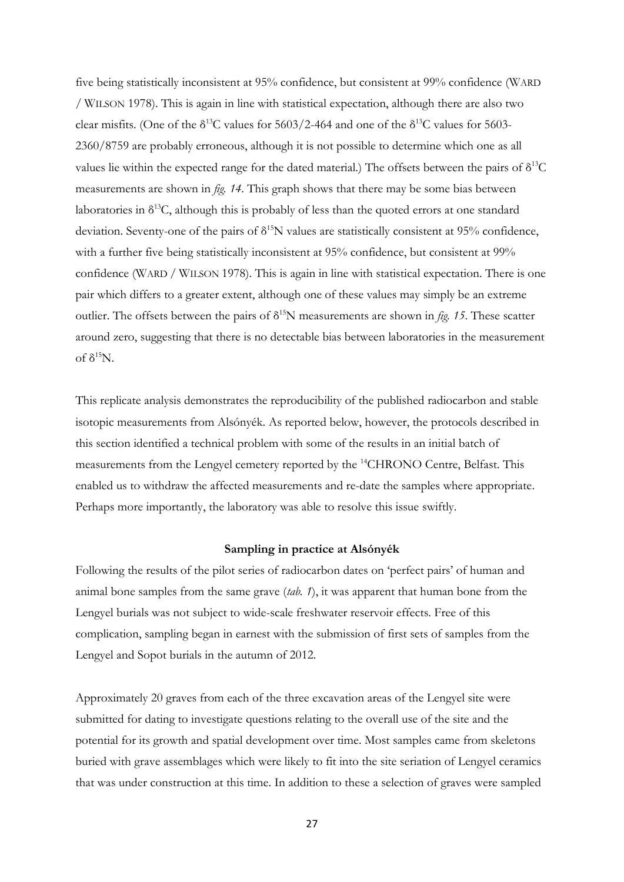five being statistically inconsistent at 95% confidence, but consistent at 99% confidence (WARD / WILSON 1978). This is again in line with statistical expectation, although there are also two clear misfits. (One of the $\delta^{13}C$ values for 5603/2-464 and one of the $\delta^{13}C$ values for 5603-2360/8759 are probably erroneous, although it is not possible to determine which one as all values lie within the expected range for the dated material.) The offsets between the pairs of $\delta^{13}C$ measurements are shown in *fig. 14*. This graph shows that there may be some bias between laboratories in $\delta^{13}C$, although this is probably of less than the quoted errors at one standard deviation. Seventy-one of the pairs of $\delta^{15}N$ values are statistically consistent at 95% confidence, with a further five being statistically inconsistent at 95% confidence, but consistent at 99% confidence (WARD / WILSON 1978). This is again in line with statistical expectation. There is one pair which differs to a greater extent, although one of these values may simply be an extreme outlier. The offsets between the pairs of $\delta^{15}N$ measurements are shown in *fig. 15*. These scatter around zero, suggesting that there is no detectable bias between laboratories in the measurement of $\delta^{15}N$.

This replicate analysis demonstrates the reproducibility of the published radiocarbon and stable isotopic measurements from Alsónyék. As reported below, however, the protocols described in this section identified a technical problem with some of the results in an initial batch of measurements from the Lengyel cemetery reported by the $^{14}$CHRONO Centre, Belfast. This enabled us to withdraw the affected measurements and re-date the samples where appropriate. Perhaps more importantly, the laboratory was able to resolve this issue swiftly.

## Sampling in practice at Alsónyék

Following the results of the pilot series of radiocarbon dates on 'perfect pairs' of human and animal bone samples from the same grave (*tab. 1*), it was apparent that human bone from the Lengyel burials was not subject to wide-scale freshwater reservoir effects. Free of this complication, sampling began in earnest with the submission of first sets of samples from the Lengyel and Sopot burials in the autumn of 2012.

Approximately 20 graves from each of the three excavation areas of the Lengyel site were submitted for dating to investigate questions relating to the overall use of the site and the potential for its growth and spatial development over time. Most samples came from skeletons buried with grave assemblages which were likely to fit into the site seriation of Lengyel ceramics that was under construction at this time. In addition to these a selection of graves were sampled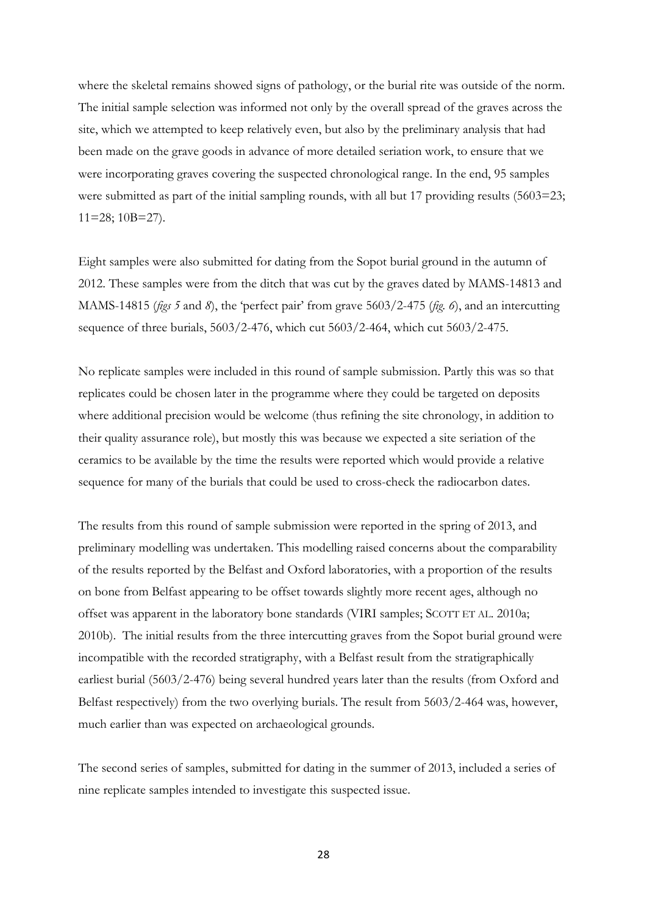where the skeletal remains showed signs of pathology, or the burial rite was outside of the norm. The initial sample selection was informed not only by the overall spread of the graves across the site, which we attempted to keep relatively even, but also by the preliminary analysis that had been made on the grave goods in advance of more detailed seriation work, to ensure that we were incorporating graves covering the suspected chronological range. In the end, 95 samples were submitted as part of the initial sampling rounds, with all but 17 providing results (5603=23; 11=28; 10B=27).

Eight samples were also submitted for dating from the Sopot burial ground in the autumn of 2012. These samples were from the ditch that was cut by the graves dated by MAMS-14813 and MAMS-14815 (*figs 5* and *8*), the 'perfect pair' from grave 5603/2-475 (*fig. 6*), and an intercutting sequence of three burials, 5603/2-476, which cut 5603/2-464, which cut 5603/2-475.

No replicate samples were included in this round of sample submission. Partly this was so that replicates could be chosen later in the programme where they could be targeted on deposits where additional precision would be welcome (thus refining the site chronology, in addition to their quality assurance role), but mostly this was because we expected a site seriation of the ceramics to be available by the time the results were reported which would provide a relative sequence for many of the burials that could be used to cross-check the radiocarbon dates.

The results from this round of sample submission were reported in the spring of 2013, and preliminary modelling was undertaken. This modelling raised concerns about the comparability of the results reported by the Belfast and Oxford laboratories, with a proportion of the results on bone from Belfast appearing to be offset towards slightly more recent ages, although no offset was apparent in the laboratory bone standards (VIRI samples; SCOTT ET AL. 2010a; 2010b). The initial results from the three intercutting graves from the Sopot burial ground were incompatible with the recorded stratigraphy, with a Belfast result from the stratigraphically earliest burial (5603/2-476) being several hundred years later than the results (from Oxford and Belfast respectively) from the two overlying burials. The result from 5603/2-464 was, however, much earlier than was expected on archaeological grounds.

The second series of samples, submitted for dating in the summer of 2013, included a series of nine replicate samples intended to investigate this suspected issue.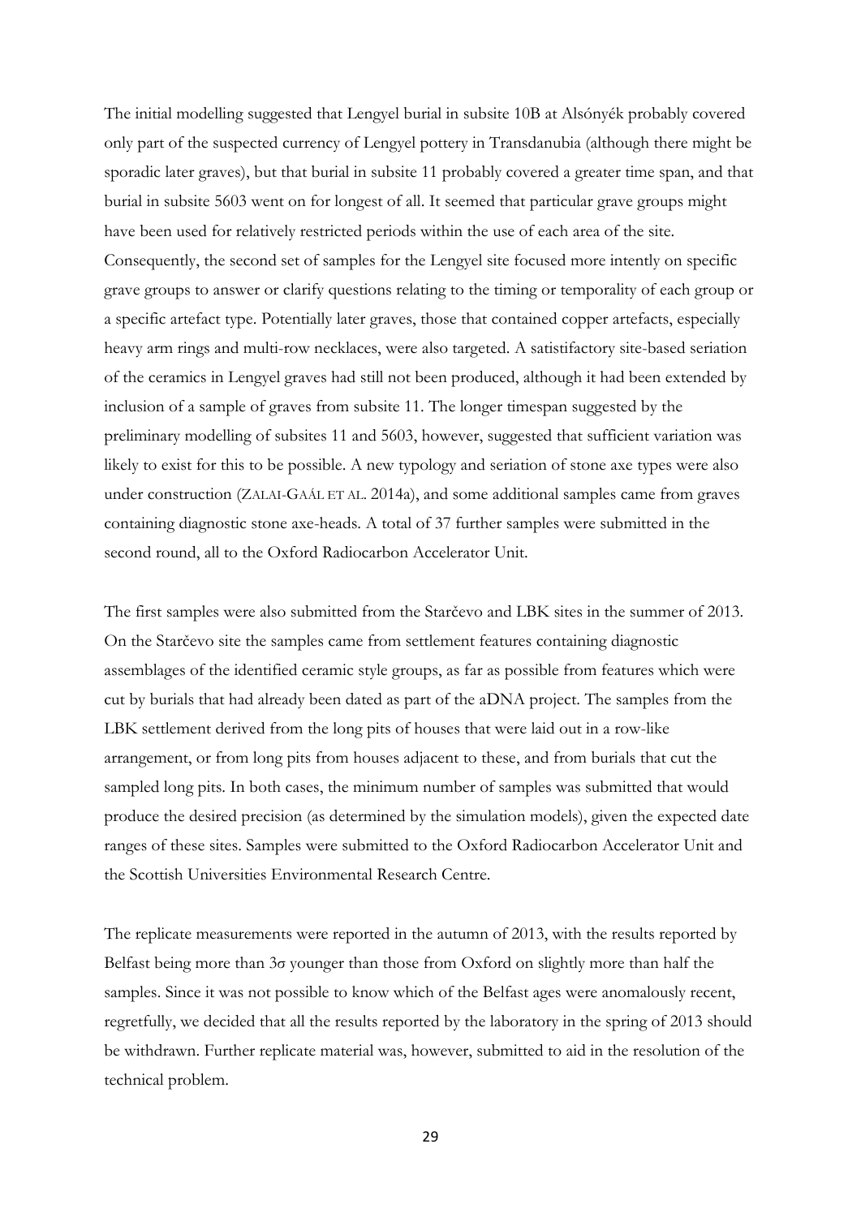The initial modelling suggested that Lengyel burial in subsite 10B at Alsónyék probably covered only part of the suspected currency of Lengyel pottery in Transdanubia (although there might be sporadic later graves), but that burial in subsite 11 probably covered a greater time span, and that burial in subsite 5603 went on for longest of all. It seemed that particular grave groups might have been used for relatively restricted periods within the use of each area of the site. Consequently, the second set of samples for the Lengyel site focused more intently on specific grave groups to answer or clarify questions relating to the timing or temporality of each group or a specific artefact type. Potentially later graves, those that contained copper artefacts, especially heavy arm rings and multi-row necklaces, were also targeted. A satistifactory site-based seriation of the ceramics in Lengyel graves had still not been produced, although it had been extended by inclusion of a sample of graves from subsite 11. The longer timespan suggested by the preliminary modelling of subsites 11 and 5603, however, suggested that sufficient variation was likely to exist for this to be possible. A new typology and seriation of stone axe types were also under construction (ZALAI-GAÁL ET AL. 2014a), and some additional samples came from graves containing diagnostic stone axe-heads. A total of 37 further samples were submitted in the second round, all to the Oxford Radiocarbon Accelerator Unit.

The first samples were also submitted from the Starčevo and LBK sites in the summer of 2013. On the Starčevo site the samples came from settlement features containing diagnostic assemblages of the identified ceramic style groups, as far as possible from features which were cut by burials that had already been dated as part of the aDNA project. The samples from the LBK settlement derived from the long pits of houses that were laid out in a row-like arrangement, or from long pits from houses adjacent to these, and from burials that cut the sampled long pits. In both cases, the minimum number of samples was submitted that would produce the desired precision (as determined by the simulation models), given the expected date ranges of these sites. Samples were submitted to the Oxford Radiocarbon Accelerator Unit and the Scottish Universities Environmental Research Centre.

The replicate measurements were reported in the autumn of 2013, with the results reported by Belfast being more than 3σ younger than those from Oxford on slightly more than half the samples. Since it was not possible to know which of the Belfast ages were anomalously recent, regretfully, we decided that all the results reported by the laboratory in the spring of 2013 should be withdrawn. Further replicate material was, however, submitted to aid in the resolution of the technical problem.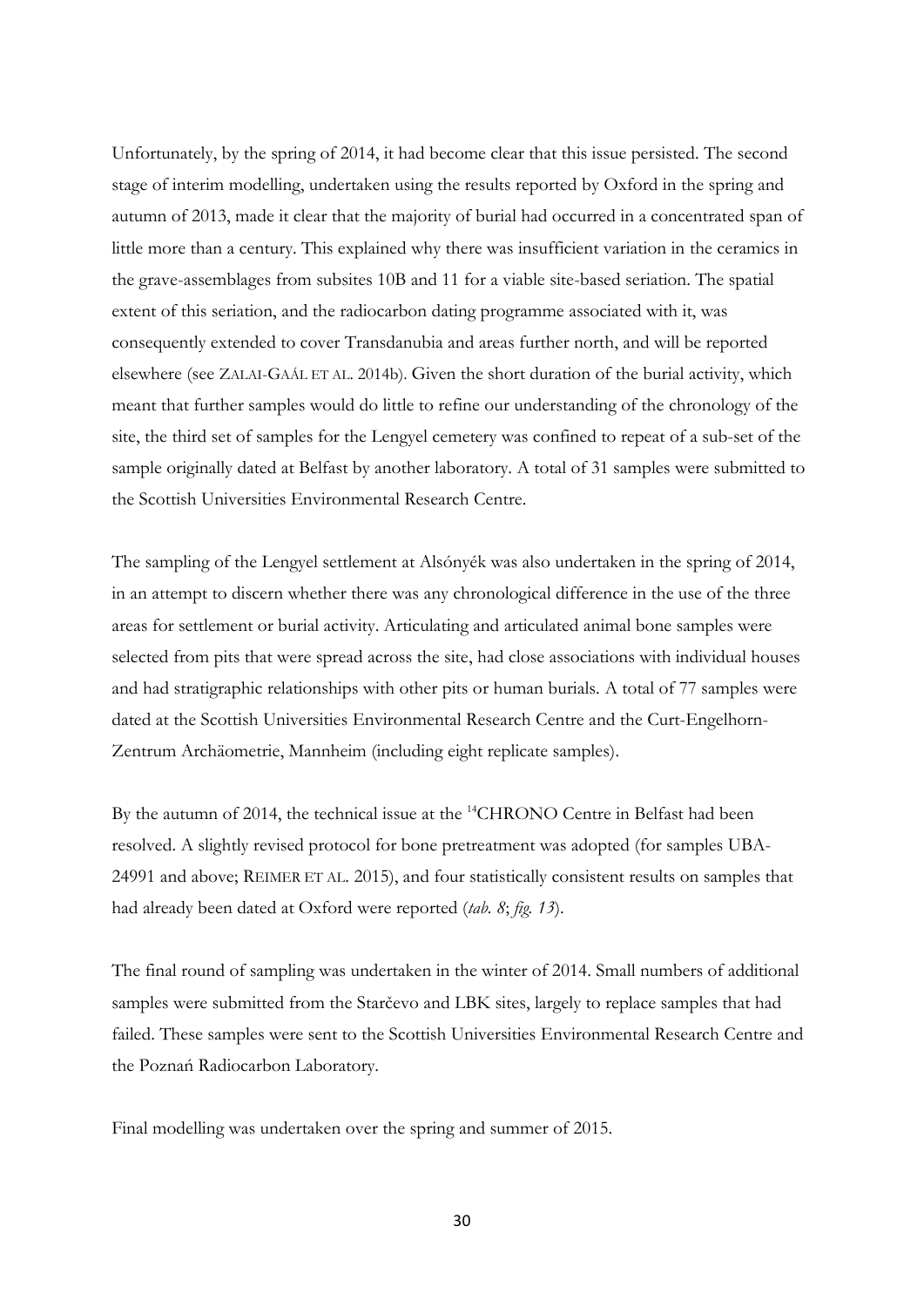Unfortunately, by the spring of 2014, it had become clear that this issue persisted. The second stage of interim modelling, undertaken using the results reported by Oxford in the spring and autumn of 2013, made it clear that the majority of burial had occurred in a concentrated span of little more than a century. This explained why there was insufficient variation in the ceramics in the grave-assemblages from subsites 10B and 11 for a viable site-based seriation. The spatial extent of this seriation, and the radiocarbon dating programme associated with it, was consequently extended to cover Transdanubia and areas further north, and will be reported elsewhere (see ZALAI-GAÁL ET AL. 2014b). Given the short duration of the burial activity, which meant that further samples would do little to refine our understanding of the chronology of the site, the third set of samples for the Lengyel cemetery was confined to repeat of a sub-set of the sample originally dated at Belfast by another laboratory. A total of 31 samples were submitted to the Scottish Universities Environmental Research Centre.

The sampling of the Lengyel settlement at Alsónyék was also undertaken in the spring of 2014, in an attempt to discern whether there was any chronological difference in the use of the three areas for settlement or burial activity. Articulating and articulated animal bone samples were selected from pits that were spread across the site, had close associations with individual houses and had stratigraphic relationships with other pits or human burials. A total of 77 samples were dated at the Scottish Universities Environmental Research Centre and the Curt-Engelhorn-Zentrum Archäometrie, Mannheim (including eight replicate samples).

By the autumn of 2014, the technical issue at the $^{14}$CHRONO Centre in Belfast had been resolved. A slightly revised protocol for bone pretreatment was adopted (for samples UBA-24991 and above; REIMER ET AL. 2015), and four statistically consistent results on samples that had already been dated at Oxford were reported (*tab. 8*; *fig. 13*).

The final round of sampling was undertaken in the winter of 2014. Small numbers of additional samples were submitted from the Starčevo and LBK sites, largely to replace samples that had failed. These samples were sent to the Scottish Universities Environmental Research Centre and the Poznań Radiocarbon Laboratory.

Final modelling was undertaken over the spring and summer of 2015.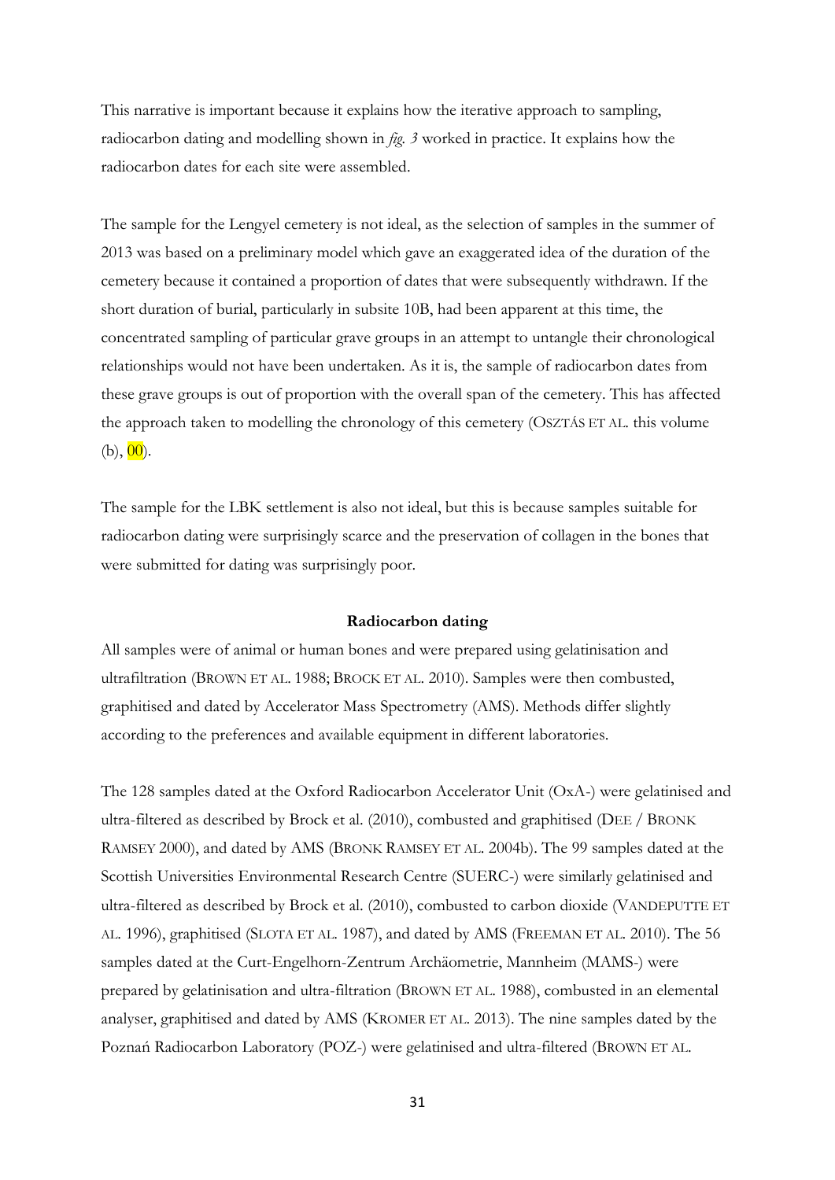This narrative is important because it explains how the iterative approach to sampling, radiocarbon dating and modelling shown in *fig. 3* worked in practice. It explains how the radiocarbon dates for each site were assembled.

The sample for the Lengyel cemetery is not ideal, as the selection of samples in the summer of 2013 was based on a preliminary model which gave an exaggerated idea of the duration of the cemetery because it contained a proportion of dates that were subsequently withdrawn. If the short duration of burial, particularly in subsite 10B, had been apparent at this time, the concentrated sampling of particular grave groups in an attempt to untangle their chronological relationships would not have been undertaken. As it is, the sample of radiocarbon dates from these grave groups is out of proportion with the overall span of the cemetery. This has affected the approach taken to modelling the chronology of this cemetery (OSZTÁS ET AL. this volume (b), 00).

The sample for the LBK settlement is also not ideal, but this is because samples suitable for radiocarbon dating were surprisingly scarce and the preservation of collagen in the bones that were submitted for dating was surprisingly poor.

**Radiocarbon dating**

All samples were of animal or human bones and were prepared using gelatinisation and ultrafiltration (BROWN ET AL. 1988; BROCK ET AL. 2010). Samples were then combusted, graphitised and dated by Accelerator Mass Spectrometry (AMS). Methods differ slightly according to the preferences and available equipment in different laboratories.

The 128 samples dated at the Oxford Radiocarbon Accelerator Unit (OxA-) were gelatinised and ultra-filtered as described by Brock et al. (2010), combusted and graphitised (DEE / BRONK RAMSEY 2000), and dated by AMS (BRONK RAMSEY ET AL. 2004b). The 99 samples dated at the Scottish Universities Environmental Research Centre (SUERC-) were similarly gelatinised and ultra-filtered as described by Brock et al. (2010), combusted to carbon dioxide (VANDEPUTTE ET AL. 1996), graphitised (SLOTA ET AL. 1987), and dated by AMS (FREEMAN ET AL. 2010). The 56 samples dated at the Curt-Engelhorn-Zentrum Archäometrie, Mannheim (MAMS-) were prepared by gelatinisation and ultra-filtration (BROWN ET AL. 1988), combusted in an elemental analyser, graphitised and dated by AMS (KROMER ET AL. 2013). The nine samples dated by the Poznań Radiocarbon Laboratory (POZ-) were gelatinised and ultra-filtered (BROWN ET AL.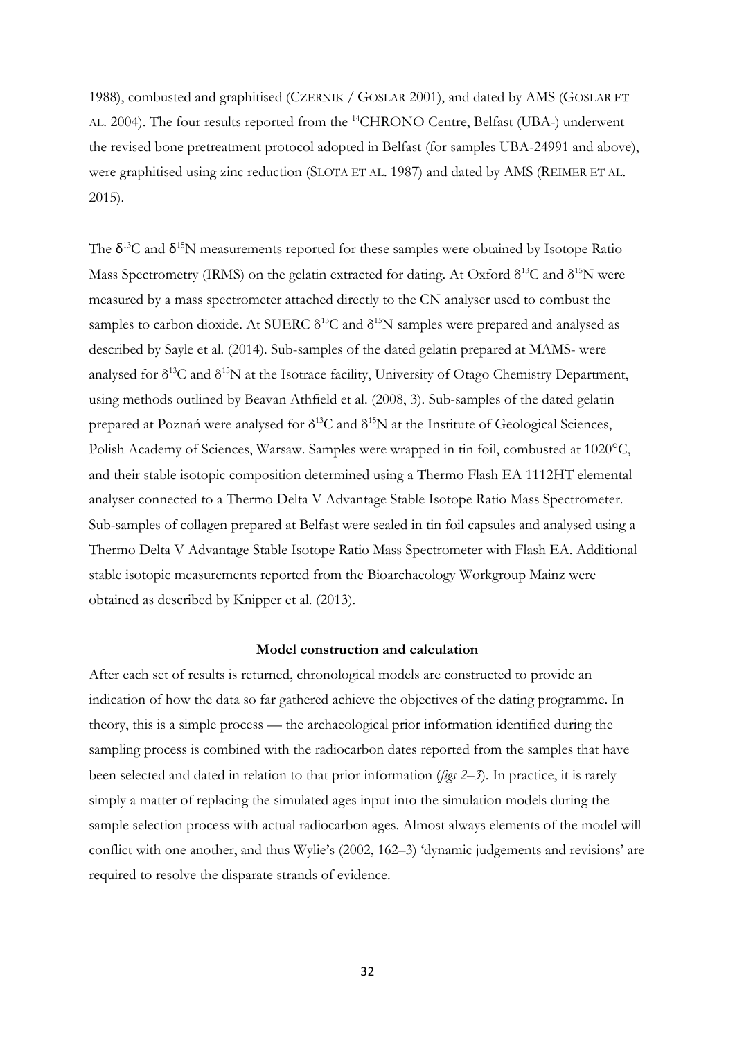1988), combusted and graphitised (CZERNIK / GOSLAR 2001), and dated by AMS (GOSLAR ET AL. 2004). The four results reported from the $^{14}$CHRONO Centre, Belfast (UBA-) underwent the revised bone pretreatment protocol adopted in Belfast (for samples UBA-24991 and above), were graphitised using zinc reduction (SLOTA ET AL. 1987) and dated by AMS (REIMER ET AL. 2015).

The $\delta^{13}$C and $\delta^{15}$N measurements reported for these samples were obtained by Isotope Ratio Mass Spectrometry (IRMS) on the gelatin extracted for dating. At Oxford $\delta^{13}$C and $\delta^{15}$N were measured by a mass spectrometer attached directly to the CN analyser used to combust the samples to carbon dioxide. At SUERC $\delta^{13}$C and $\delta^{15}$N samples were prepared and analysed as described by Sayle et al. (2014). Sub-samples of the dated gelatin prepared at MAMS- were analysed for $\delta^{13}$C and $\delta^{15}$N at the Isotrace facility, University of Otago Chemistry Department, using methods outlined by Beavan Athfield et al. (2008, 3). Sub-samples of the dated gelatin prepared at Poznań were analysed for $\delta^{13}$C and $\delta^{15}$N at the Institute of Geological Sciences, Polish Academy of Sciences, Warsaw. Samples were wrapped in tin foil, combusted at 1020°C, and their stable isotopic composition determined using a Thermo Flash EA 1112HT elemental analyser connected to a Thermo Delta V Advantage Stable Isotope Ratio Mass Spectrometer. Sub-samples of collagen prepared at Belfast were sealed in tin foil capsules and analysed using a Thermo Delta V Advantage Stable Isotope Ratio Mass Spectrometer with Flash EA. Additional stable isotopic measurements reported from the Bioarchaeology Workgroup Mainz were obtained as described by Knipper et al. (2013).

### Model construction and calculation

After each set of results is returned, chronological models are constructed to provide an indication of how the data so far gathered achieve the objectives of the dating programme. In theory, this is a simple process — the archaeological prior information identified during the sampling process is combined with the radiocarbon dates reported from the samples that have been selected and dated in relation to that prior information (*figs 2–3*). In practice, it is rarely simply a matter of replacing the simulated ages input into the simulation models during the sample selection process with actual radiocarbon ages. Almost always elements of the model will conflict with one another, and thus Wylie's (2002, 162–3) 'dynamic judgements and revisions' are required to resolve the disparate strands of evidence.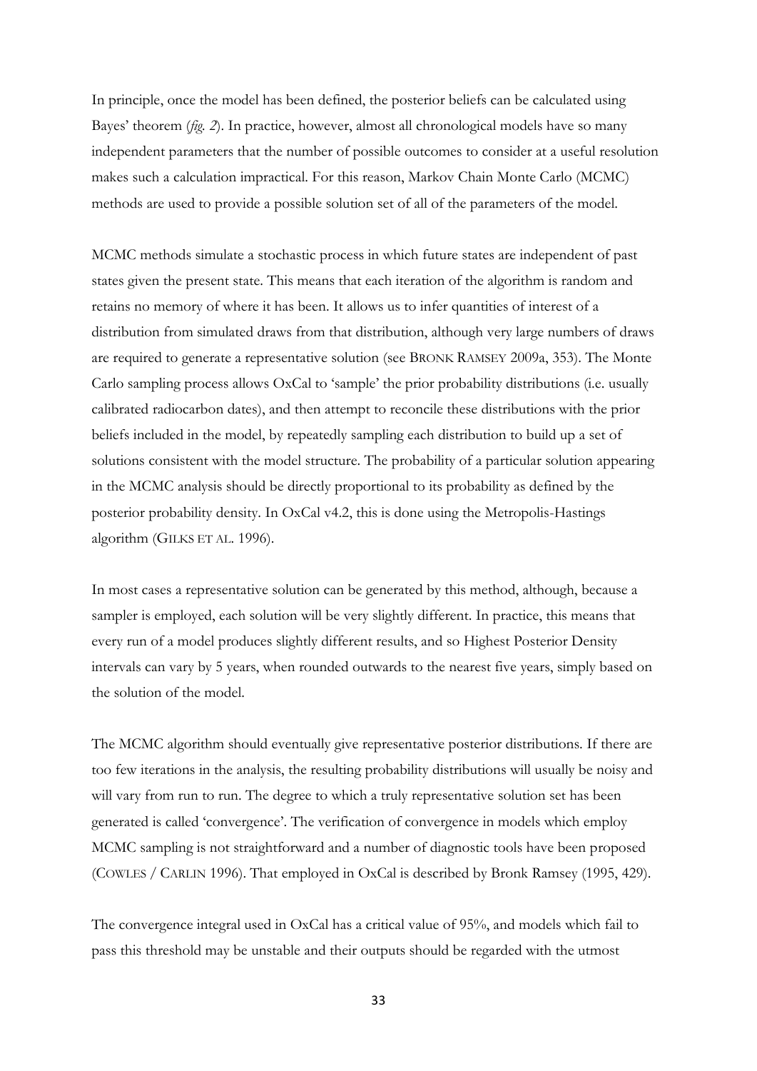In principle, once the model has been defined, the posterior beliefs can be calculated using Bayes' theorem (*fig. 2*). In practice, however, almost all chronological models have so many independent parameters that the number of possible outcomes to consider at a useful resolution makes such a calculation impractical. For this reason, Markov Chain Monte Carlo (MCMC) methods are used to provide a possible solution set of all of the parameters of the model.

MCMC methods simulate a stochastic process in which future states are independent of past states given the present state. This means that each iteration of the algorithm is random and retains no memory of where it has been. It allows us to infer quantities of interest of a distribution from simulated draws from that distribution, although very large numbers of draws are required to generate a representative solution (see BRONK RAMSEY 2009a, 353). The Monte Carlo sampling process allows OxCal to 'sample' the prior probability distributions (i.e. usually calibrated radiocarbon dates), and then attempt to reconcile these distributions with the prior beliefs included in the model, by repeatedly sampling each distribution to build up a set of solutions consistent with the model structure. The probability of a particular solution appearing in the MCMC analysis should be directly proportional to its probability as defined by the posterior probability density. In OxCal v4.2, this is done using the Metropolis-Hastings algorithm (GILKS ET AL. 1996).

In most cases a representative solution can be generated by this method, although, because a sampler is employed, each solution will be very slightly different. In practice, this means that every run of a model produces slightly different results, and so Highest Posterior Density intervals can vary by 5 years, when rounded outwards to the nearest five years, simply based on the solution of the model.

The MCMC algorithm should eventually give representative posterior distributions. If there are too few iterations in the analysis, the resulting probability distributions will usually be noisy and will vary from run to run. The degree to which a truly representative solution set has been generated is called 'convergence'. The verification of convergence in models which employ MCMC sampling is not straightforward and a number of diagnostic tools have been proposed (COWLES / CARLIN 1996). That employed in OxCal is described by Bronk Ramsey (1995, 429).

The convergence integral used in OxCal has a critical value of 95%, and models which fail to pass this threshold may be unstable and their outputs should be regarded with the utmost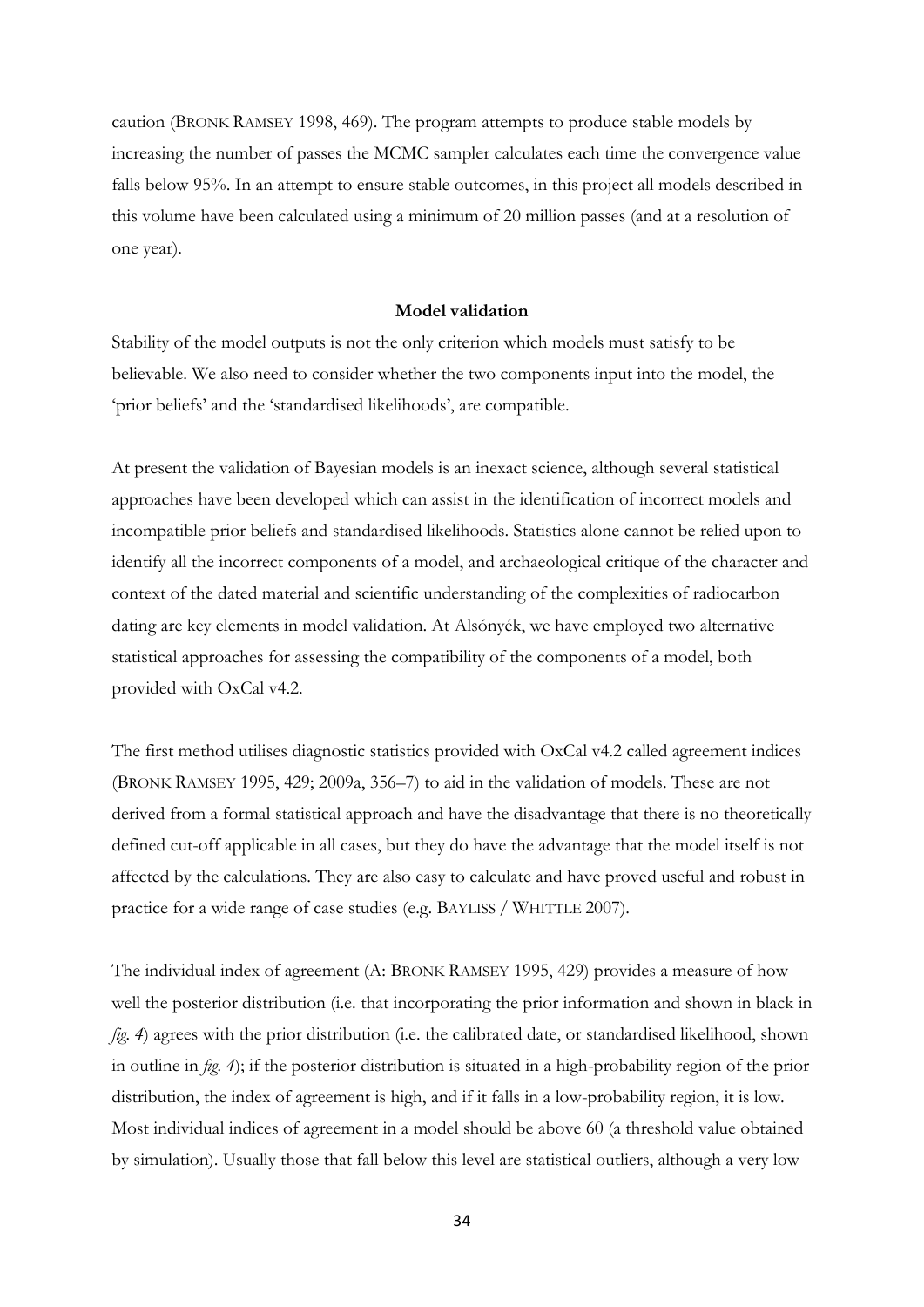caution (BRONK RAMSEY 1998, 469). The program attempts to produce stable models by increasing the number of passes the MCMC sampler calculates each time the convergence value falls below 95%. In an attempt to ensure stable outcomes, in this project all models described in this volume have been calculated using a minimum of 20 million passes (and at a resolution of one year).

**Model validation**

Stability of the model outputs is not the only criterion which models must satisfy to be believable. We also need to consider whether the two components input into the model, the 'prior beliefs' and the 'standardised likelihoods', are compatible.

At present the validation of Bayesian models is an inexact science, although several statistical approaches have been developed which can assist in the identification of incorrect models and incompatible prior beliefs and standardised likelihoods. Statistics alone cannot be relied upon to identify all the incorrect components of a model, and archaeological critique of the character and context of the dated material and scientific understanding of the complexities of radiocarbon dating are key elements in model validation. At Alsónyék, we have employed two alternative statistical approaches for assessing the compatibility of the components of a model, both provided with OxCal v4.2.

The first method utilises diagnostic statistics provided with OxCal v4.2 called agreement indices (BRONK RAMSEY 1995, 429; 2009a, 356–7) to aid in the validation of models. These are not derived from a formal statistical approach and have the disadvantage that there is no theoretically defined cut-off applicable in all cases, but they do have the advantage that the model itself is not affected by the calculations. They are also easy to calculate and have proved useful and robust in practice for a wide range of case studies (e.g. BAYLISS / WHITTLE 2007).

The individual index of agreement (A: BRONK RAMSEY 1995, 429) provides a measure of how well the posterior distribution (i.e. that incorporating the prior information and shown in black in *fig. 4*) agrees with the prior distribution (i.e. the calibrated date, or standardised likelihood, shown in outline in *fig. 4*); if the posterior distribution is situated in a high-probability region of the prior distribution, the index of agreement is high, and if it falls in a low-probability region, it is low. Most individual indices of agreement in a model should be above 60 (a threshold value obtained by simulation). Usually those that fall below this level are statistical outliers, although a very low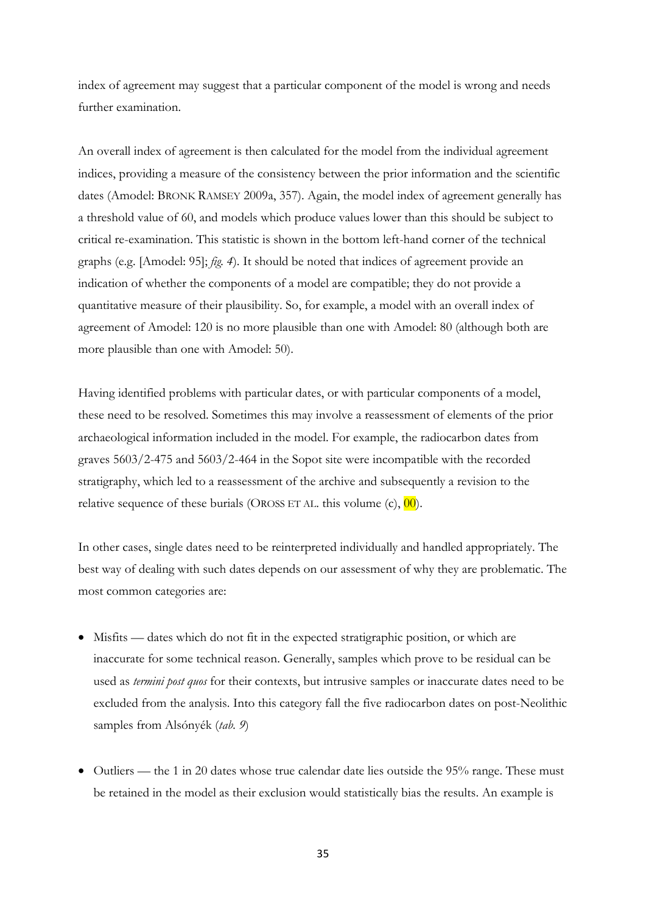index of agreement may suggest that a particular component of the model is wrong and needs further examination.

An overall index of agreement is then calculated for the model from the individual agreement indices, providing a measure of the consistency between the prior information and the scientific dates (Amodel: BRONK RAMSEY 2009a, 357). Again, the model index of agreement generally has a threshold value of 60, and models which produce values lower than this should be subject to critical re-examination. This statistic is shown in the bottom left-hand corner of the technical graphs (e.g. [Amodel: 95]; *fig. 4*). It should be noted that indices of agreement provide an indication of whether the components of a model are compatible; they do not provide a quantitative measure of their plausibility. So, for example, a model with an overall index of agreement of Amodel: 120 is no more plausible than one with Amodel: 80 (although both are more plausible than one with Amodel: 50).

Having identified problems with particular dates, or with particular components of a model, these need to be resolved. Sometimes this may involve a reassessment of elements of the prior archaeological information included in the model. For example, the radiocarbon dates from graves 5603/2-475 and 5603/2-464 in the Sopot site were incompatible with the recorded stratigraphy, which led to a reassessment of the archive and subsequently a revision to the relative sequence of these burials (OROSS ET AL. this volume (c), 00).

In other cases, single dates need to be reinterpreted individually and handled appropriately. The best way of dealing with such dates depends on our assessment of why they are problematic. The most common categories are:

- Misfits — dates which do not fit in the expected stratigraphic position, or which are inaccurate for some technical reason. Generally, samples which prove to be residual can be used as *termini post quos* for their contexts, but intrusive samples or inaccurate dates need to be excluded from the analysis. Into this category fall the five radiocarbon dates on post-Neolithic samples from Alsónyék (*tab. 9*)

- Outliers — the 1 in 20 dates whose true calendar date lies outside the 95% range. These must be retained in the model as their exclusion would statistically bias the results. An example is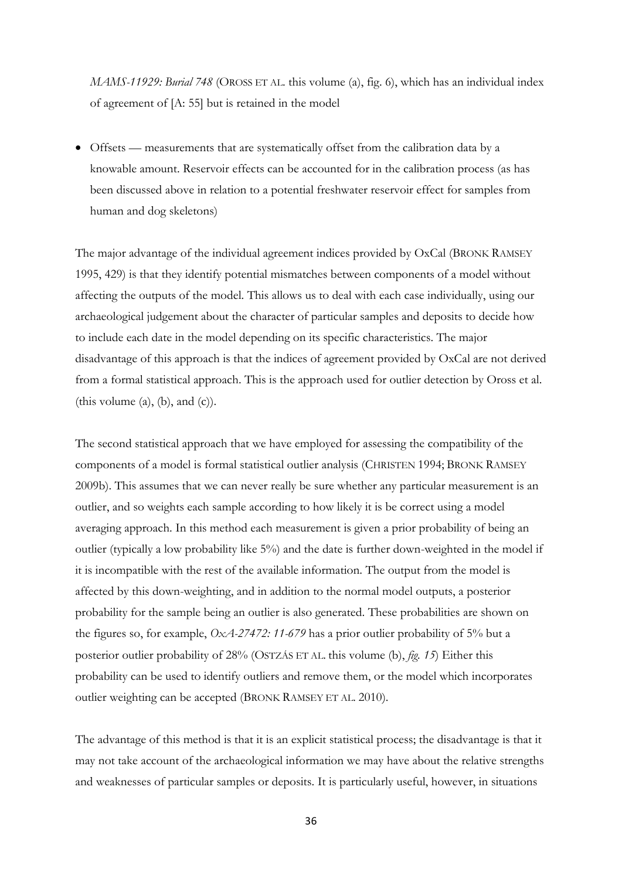*MAMS-11929: Burial 748* (OROSS ET AL. this volume (a), fig. 6), which has an individual index of agreement of [A: 55] but is retained in the model

- Offsets — measurements that are systematically offset from the calibration data by a knowable amount. Reservoir effects can be accounted for in the calibration process (as has been discussed above in relation to a potential freshwater reservoir effect for samples from human and dog skeletons)

The major advantage of the individual agreement indices provided by OxCal (BRONK RAMSEY 1995, 429) is that they identify potential mismatches between components of a model without affecting the outputs of the model. This allows us to deal with each case individually, using our archaeological judgement about the character of particular samples and deposits to decide how to include each date in the model depending on its specific characteristics. The major disadvantage of this approach is that the indices of agreement provided by OxCal are not derived from a formal statistical approach. This is the approach used for outlier detection by Oross et al. (this volume (a), (b), and (c)).

The second statistical approach that we have employed for assessing the compatibility of the components of a model is formal statistical outlier analysis (CHRISTEN 1994; BRONK RAMSEY 2009b). This assumes that we can never really be sure whether any particular measurement is an outlier, and so weights each sample according to how likely it is be correct using a model averaging approach. In this method each measurement is given a prior probability of being an outlier (typically a low probability like 5%) and the date is further down-weighted in the model if it is incompatible with the rest of the available information. The output from the model is affected by this down-weighting, and in addition to the normal model outputs, a posterior probability for the sample being an outlier is also generated. These probabilities are shown on the figures so, for example, *OxA-27472: 11-679* has a prior outlier probability of 5% but a posterior outlier probability of 28% (OSTZÁS ET AL. this volume (b), *fig. 15*) Either this probability can be used to identify outliers and remove them, or the model which incorporates outlier weighting can be accepted (BRONK RAMSEY ET AL. 2010).

The advantage of this method is that it is an explicit statistical process; the disadvantage is that it may not take account of the archaeological information we may have about the relative strengths and weaknesses of particular samples or deposits. It is particularly useful, however, in situations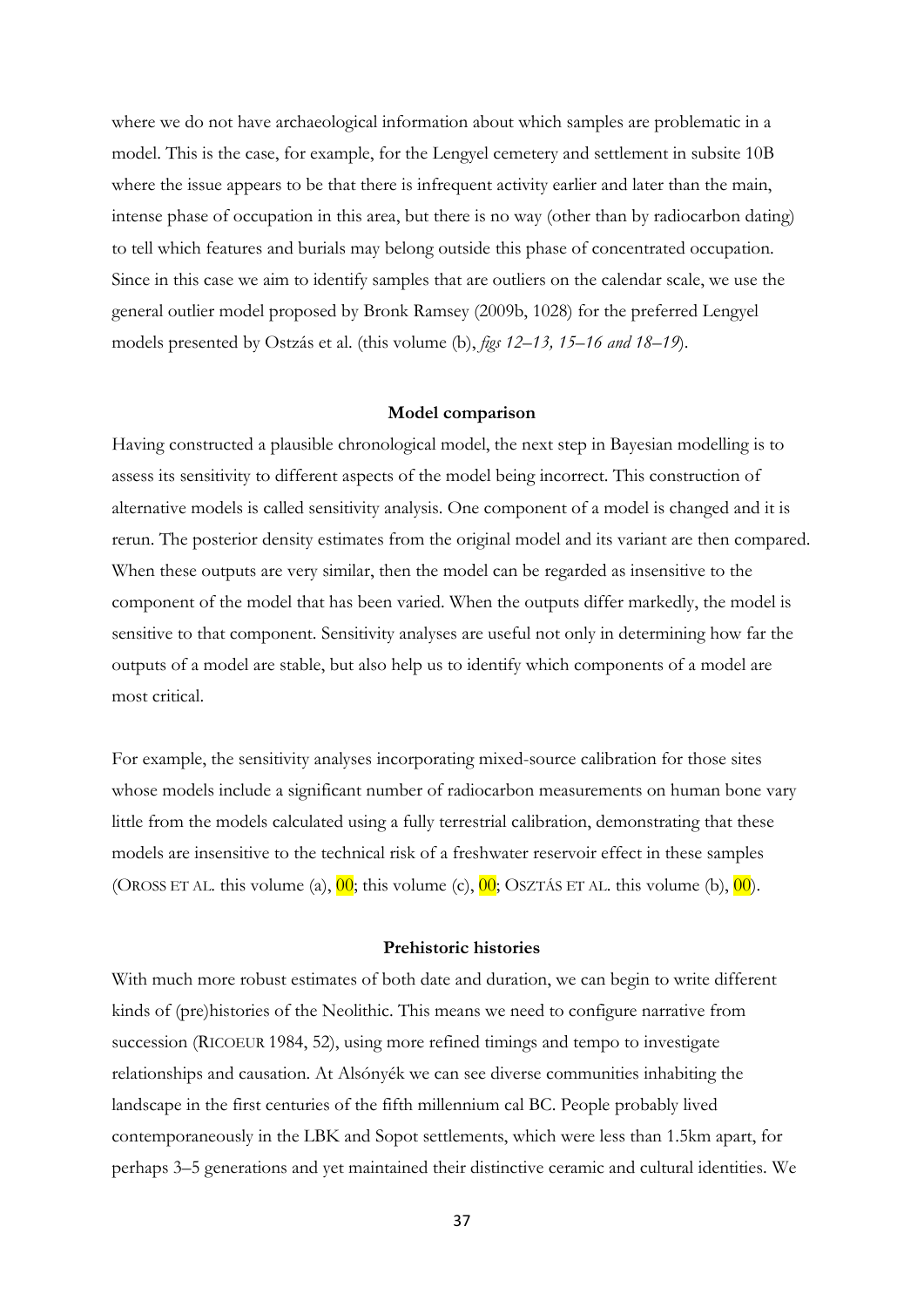where we do not have archaeological information about which samples are problematic in a model. This is the case, for example, for the Lengyel cemetery and settlement in subsite 10B where the issue appears to be that there is infrequent activity earlier and later than the main, intense phase of occupation in this area, but there is no way (other than by radiocarbon dating) to tell which features and burials may belong outside this phase of concentrated occupation. Since in this case we aim to identify samples that are outliers on the calendar scale, we use the general outlier model proposed by Bronk Ramsey (2009b, 1028) for the preferred Lengyel models presented by Ostzás et al. (this volume (b), *figs 12–13, 15–16 and 18–19*).

### Model comparison

Having constructed a plausible chronological model, the next step in Bayesian modelling is to assess its sensitivity to different aspects of the model being incorrect. This construction of alternative models is called sensitivity analysis. One component of a model is changed and it is rerun. The posterior density estimates from the original model and its variant are then compared. When these outputs are very similar, then the model can be regarded as insensitive to the component of the model that has been varied. When the outputs differ markedly, the model is sensitive to that component. Sensitivity analyses are useful not only in determining how far the outputs of a model are stable, but also help us to identify which components of a model are most critical.

For example, the sensitivity analyses incorporating mixed-source calibration for those sites whose models include a significant number of radiocarbon measurements on human bone vary little from the models calculated using a fully terrestrial calibration, demonstrating that these models are insensitive to the technical risk of a freshwater reservoir effect in these samples (OROSS ET AL. this volume (a), 00; this volume (c), 00; OSZTÁS ET AL. this volume (b), 00).

### Prehistoric histories

With much more robust estimates of both date and duration, we can begin to write different kinds of (pre)histories of the Neolithic. This means we need to configure narrative from succession (RICOEUR 1984, 52), using more refined timings and tempo to investigate relationships and causation. At Alsónyék we can see diverse communities inhabiting the landscape in the first centuries of the fifth millennium cal BC. People probably lived contemporaneously in the LBK and Sopot settlements, which were less than 1.5km apart, for perhaps 3–5 generations and yet maintained their distinctive ceramic and cultural identities. We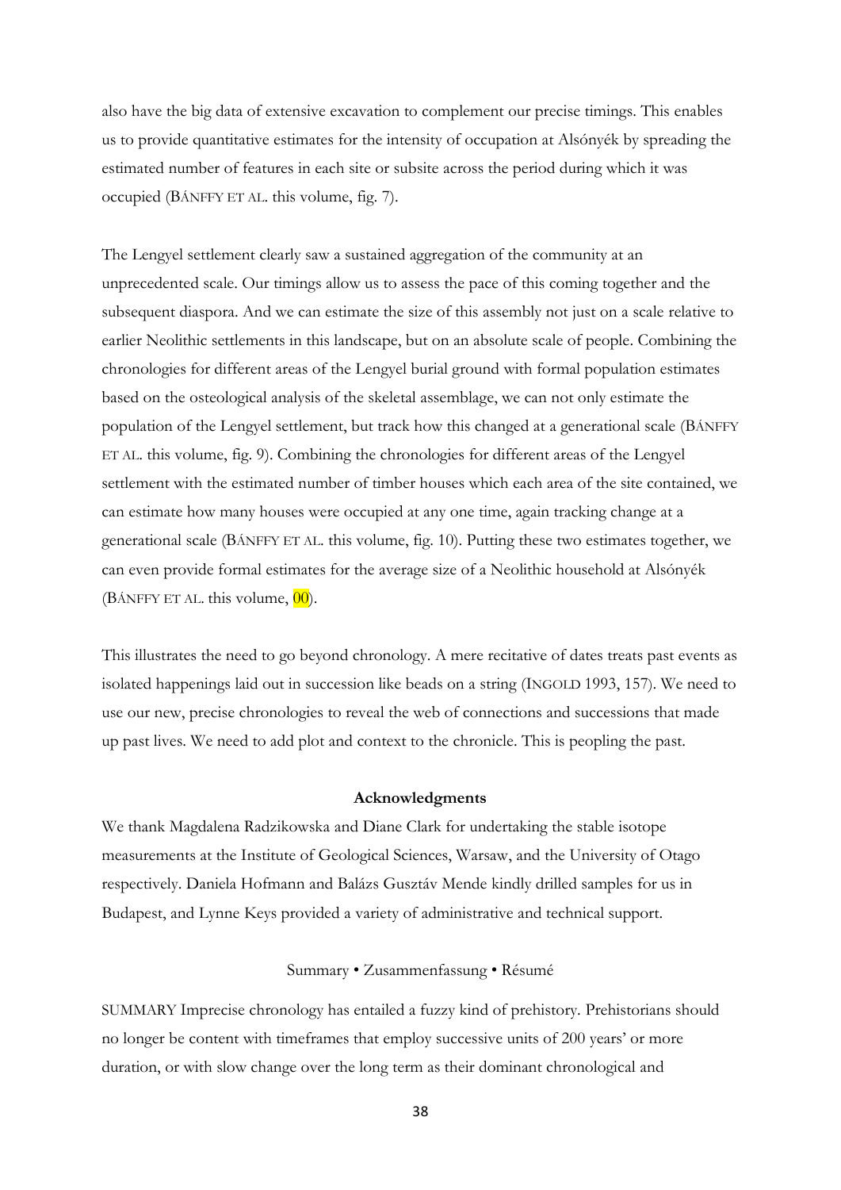also have the big data of extensive excavation to complement our precise timings. This enables us to provide quantitative estimates for the intensity of occupation at Alsónyék by spreading the estimated number of features in each site or subsite across the period during which it was occupied (BÁNFFY ET AL. this volume, fig. 7).

The Lengyel settlement clearly saw a sustained aggregation of the community at an unprecedented scale. Our timings allow us to assess the pace of this coming together and the subsequent diaspora. And we can estimate the size of this assembly not just on a scale relative to earlier Neolithic settlements in this landscape, but on an absolute scale of people. Combining the chronologies for different areas of the Lengyel burial ground with formal population estimates based on the osteological analysis of the skeletal assemblage, we can not only estimate the population of the Lengyel settlement, but track how this changed at a generational scale (BÁNFFY ET AL. this volume, fig. 9). Combining the chronologies for different areas of the Lengyel settlement with the estimated number of timber houses which each area of the site contained, we can estimate how many houses were occupied at any one time, again tracking change at a generational scale (BÁNFFY ET AL. this volume, fig. 10). Putting these two estimates together, we can even provide formal estimates for the average size of a Neolithic household at Alsónyék (BÁNFFY ET AL. this volume, 00).

This illustrates the need to go beyond chronology. A mere recitative of dates treats past events as isolated happenings laid out in succession like beads on a string (INGOLD 1993, 157). We need to use our new, precise chronologies to reveal the web of connections and successions that made up past lives. We need to add plot and context to the chronicle. This is peopling the past.

**Acknowledgments**

We thank Magdalena Radzikowska and Diane Clark for undertaking the stable isotope measurements at the Institute of Geological Sciences, Warsaw, and the University of Otago respectively. Daniela Hofmann and Balázs Gusztáv Mende kindly drilled samples for us in Budapest, and Lynne Keys provided a variety of administrative and technical support.

Summary • Zusammenfassung • Résumé

SUMMARY Imprecise chronology has entailed a fuzzy kind of prehistory. Prehistorians should no longer be content with timeframes that employ successive units of 200 years' or more duration, or with slow change over the long term as their dominant chronological and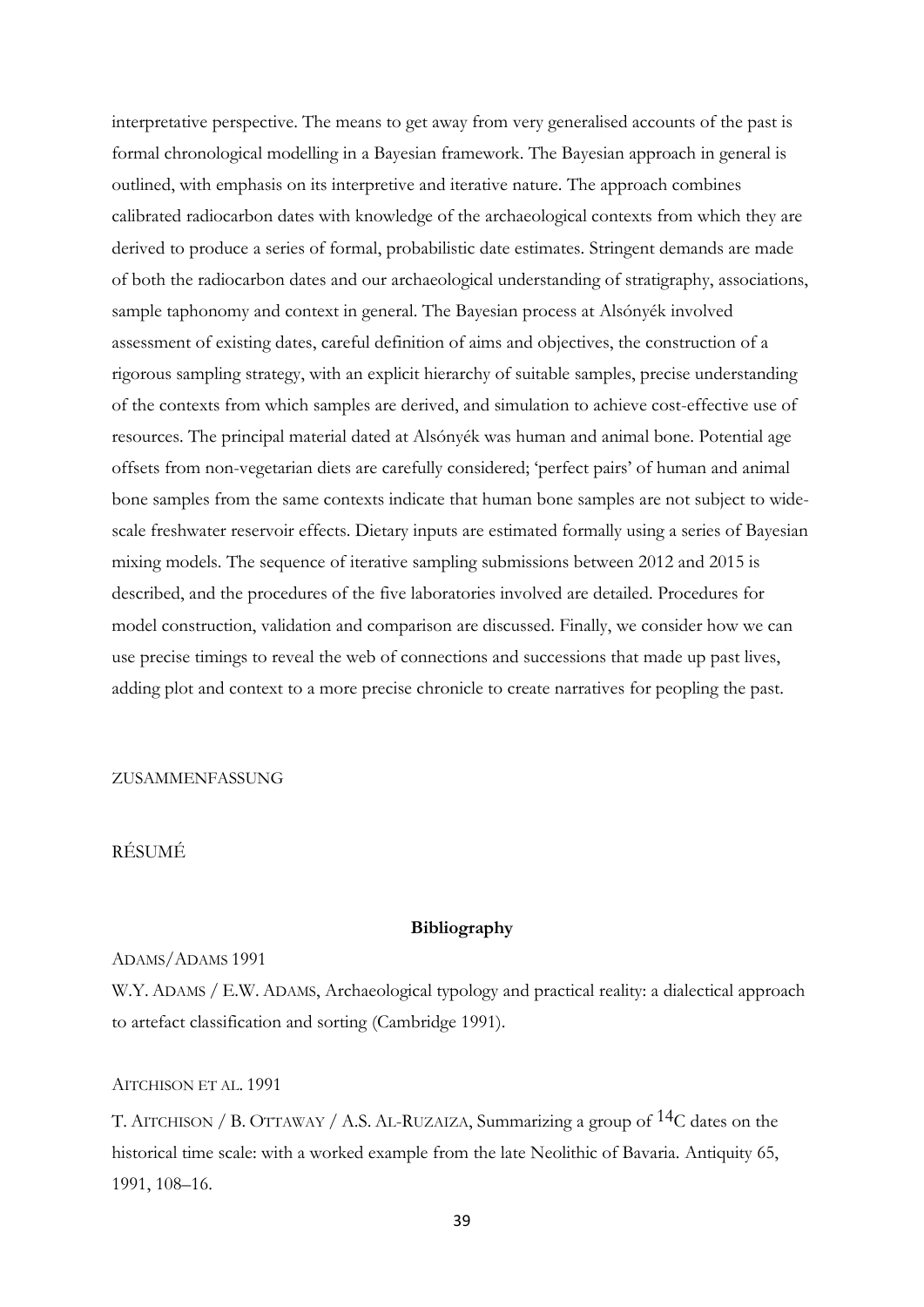interpretative perspective. The means to get away from very generalised accounts of the past is formal chronological modelling in a Bayesian framework. The Bayesian approach in general is outlined, with emphasis on its interpretive and iterative nature. The approach combines calibrated radiocarbon dates with knowledge of the archaeological contexts from which they are derived to produce a series of formal, probabilistic date estimates. Stringent demands are made of both the radiocarbon dates and our archaeological understanding of stratigraphy, associations, sample taphonomy and context in general. The Bayesian process at Alsónyék involved assessment of existing dates, careful definition of aims and objectives, the construction of a rigorous sampling strategy, with an explicit hierarchy of suitable samples, precise understanding of the contexts from which samples are derived, and simulation to achieve cost-effective use of resources. The principal material dated at Alsónyék was human and animal bone. Potential age offsets from non-vegetarian diets are carefully considered; 'perfect pairs' of human and animal bone samples from the same contexts indicate that human bone samples are not subject to wide-scale freshwater reservoir effects. Dietary inputs are estimated formally using a series of Bayesian mixing models. The sequence of iterative sampling submissions between 2012 and 2015 is described, and the procedures of the five laboratories involved are detailed. Procedures for model construction, validation and comparison are discussed. Finally, we consider how we can use precise timings to reveal the web of connections and successions that made up past lives, adding plot and context to a more precise chronicle to create narratives for peopling the past.

ZUSAMMENFASSUNG

RÉSUMÉ

## Bibliography

ADAMS/ADAMS 1991

W.Y. ADAMS / E.W. ADAMS, Archaeological typology and practical reality: a dialectical approach to artefact classification and sorting (Cambridge 1991).

AITCHISON ET AL. 1991

T. AITCHISON / B. OTTAWAY / A.S. AL-RUZAIZA, Summarizing a group of $^{14}$C dates on the historical time scale: with a worked example from the late Neolithic of Bavaria. Antiquity 65, 1991, 108–16.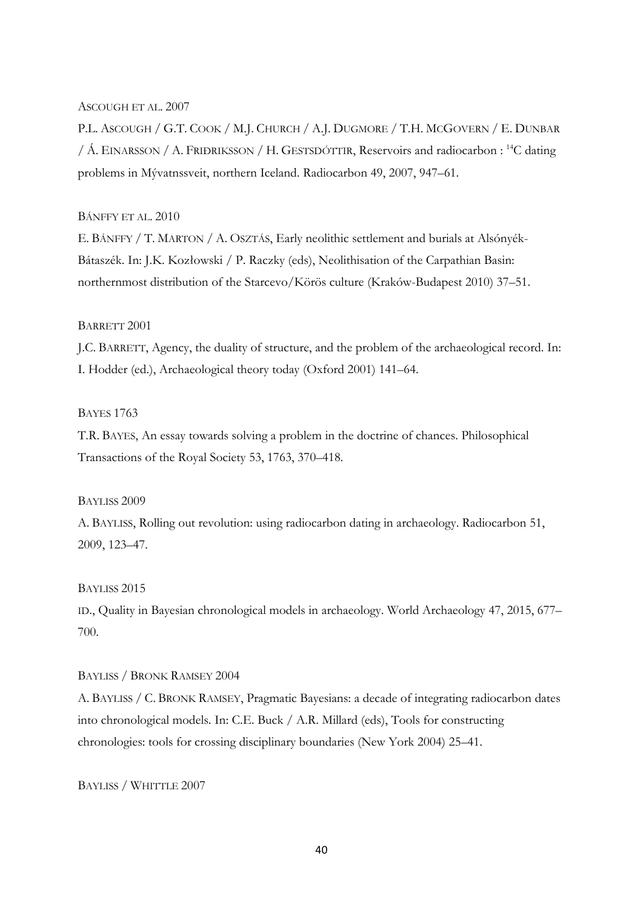ASCOUGH ET AL. 2007

P.L. ASCOUGH / G.T. COOK / M.J. CHURCH / A.J. DUGMORE / T.H. MCGOVERN / E. DUNBAR / Á. EINARSSON / A. FRIÐRIKSSON / H. GESTSDÓTTIR, Reservoirs and radiocarbon : $^{14}$C dating problems in Mývatnssveit, northern Iceland. Radiocarbon 49, 2007, 947–61.

BÁNFFY ET AL. 2010

E. BÁNFFY / T. MARTON / A. OSZTÁS, Early neolithic settlement and burials at Alsónyék-Bátaszék. In: J.K. Kozłowski / P. Raczky (eds), Neolithisation of the Carpathian Basin: northernmost distribution of the Starcevo/Körös culture (Kraków-Budapest 2010) 37–51.

BARRETT 2001

J.C. BARRETT, Agency, the duality of structure, and the problem of the archaeological record. In: I. Hodder (ed.), Archaeological theory today (Oxford 2001) 141–64.

BAYES 1763

T.R. BAYES, An essay towards solving a problem in the doctrine of chances. Philosophical Transactions of the Royal Society 53, 1763, 370–418.

BAYLISS 2009

A. BAYLISS, Rolling out revolution: using radiocarbon dating in archaeology. Radiocarbon 51, 2009, 123–47.

BAYLISS 2015

ID., Quality in Bayesian chronological models in archaeology. World Archaeology 47, 2015, 677–700.

BAYLISS / BRONK RAMSEY 2004

A. BAYLISS / C. BRONK RAMSEY, Pragmatic Bayesians: a decade of integrating radiocarbon dates into chronological models. In: C.E. Buck / A.R. Millard (eds), Tools for constructing chronologies: tools for crossing disciplinary boundaries (New York 2004) 25–41.

BAYLISS / WHITTLE 2007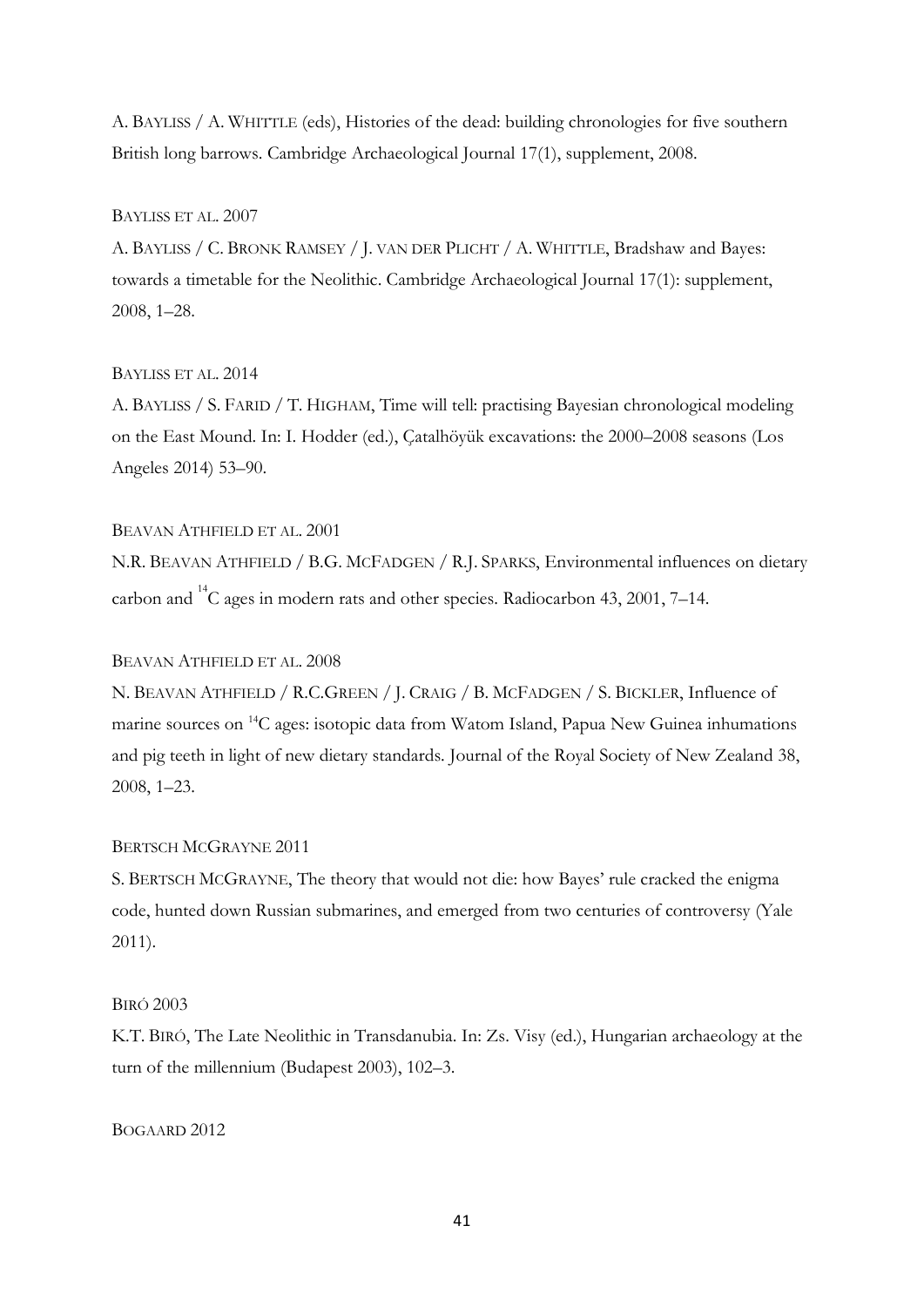A. BAYLISS / A. WHITTLE (eds), Histories of the dead: building chronologies for five southern British long barrows. Cambridge Archaeological Journal 17(1), supplement, 2008.

BAYLISS ET AL. 2007

A. BAYLISS / C. BRONK RAMSEY / J. VAN DER PLICHT / A. WHITTLE, Bradshaw and Bayes: towards a timetable for the Neolithic. Cambridge Archaeological Journal 17(1): supplement, 2008, 1–28.

BAYLISS ET AL. 2014

A. BAYLISS / S. FARID / T. HIGHAM, Time will tell: practising Bayesian chronological modeling on the East Mound. In: I. Hodder (ed.), Çatalhöyük excavations: the 2000–2008 seasons (Los Angeles 2014) 53–90.

BEAVAN ATHFIELD ET AL. 2001

N.R. BEAVAN ATHFIELD / B.G. MCFADGEN / R.J. SPARKS, Environmental influences on dietary carbon and $^{14}C$ ages in modern rats and other species. Radiocarbon 43, 2001, 7–14.

BEAVAN ATHFIELD ET AL. 2008

N. BEAVAN ATHFIELD / R.C.GREEN / J. CRAIG / B. MCFADGEN / S. BICKLER, Influence of marine sources on $^{14}C$ ages: isotopic data from Watom Island, Papua New Guinea inhumations and pig teeth in light of new dietary standards. Journal of the Royal Society of New Zealand 38, 2008, 1–23.

BERTSCH MCGRAYNE 2011

S. BERTSCH MCGRAYNE, The theory that would not die: how Bayes' rule cracked the enigma code, hunted down Russian submarines, and emerged from two centuries of controversy (Yale 2011).

BIRÓ 2003

K.T. BIRÓ, The Late Neolithic in Transdanubia. In: Zs. Visy (ed.), Hungarian archaeology at the turn of the millennium (Budapest 2003), 102–3.

BOGAARD 2012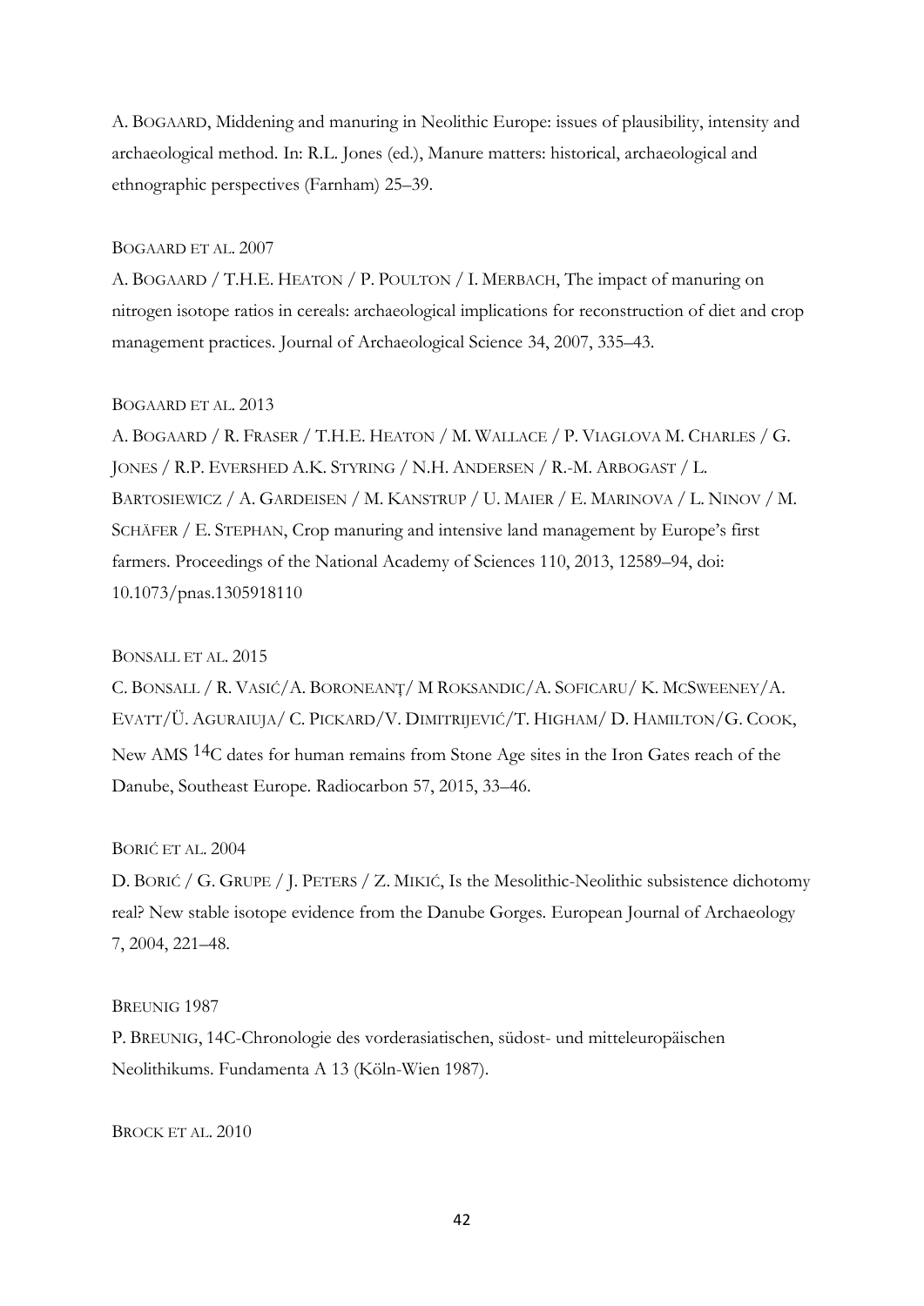A. BOGAARD, Middening and manuring in Neolithic Europe: issues of plausibility, intensity and archaeological method. In: R.L. Jones (ed.), Manure matters: historical, archaeological and ethnographic perspectives (Farnham) 25–39.

BOGAARD ET AL. 2007

A. BOGAARD / T.H.E. HEATON / P. POULTON / I. MERBACH, The impact of manuring on nitrogen isotope ratios in cereals: archaeological implications for reconstruction of diet and crop management practices. Journal of Archaeological Science 34, 2007, 335–43.

BOGAARD ET AL. 2013

A. BOGAARD / R. FRASER / T.H.E. HEATON / M. WALLACE / P. VIAGLOVA M. CHARLES / G. JONES / R.P. EVERSHED A.K. STYRING / N.H. ANDERSEN / R.-M. ARBOGAST / L. BARTOSIEWICZ / A. GARDEISEN / M. KANSTRUP / U. MAIER / E. MARINOVA / L. NINOV / M. SCHÄFER / E. STEPHAN, Crop manuring and intensive land management by Europe's first farmers. Proceedings of the National Academy of Sciences 110, 2013, 12589–94, doi: 10.1073/pnas.1305918110

BONSALL ET AL. 2015

C. BONSALL / R. VASIĆ/A. BORONEANŢ/ M ROKSANDIC/A. SOFICARU/ K. MCSWEENEY/A. EVATT/Ü. AGURAIUJA/ C. PICKARD/V. DIMITRIJEVIĆ/T. HIGHAM/ D. HAMILTON/G. COOK, New AMS $^{14}$C dates for human remains from Stone Age sites in the Iron Gates reach of the Danube, Southeast Europe. Radiocarbon 57, 2015, 33–46.

BORIĆ ET AL. 2004

D. BORIĆ / G. GRUPE / J. PETERS / Z. MIKIĆ, Is the Mesolithic-Neolithic subsistence dichotomy real? New stable isotope evidence from the Danube Gorges. European Journal of Archaeology 7, 2004, 221–48.

BREUNIG 1987

P. BREUNIG, 14C-Chronologie des vorderasiatischen, südost- und mitteleuropäischen Neolithikums. Fundamenta A 13 (Köln-Wien 1987).

BROCK ET AL. 2010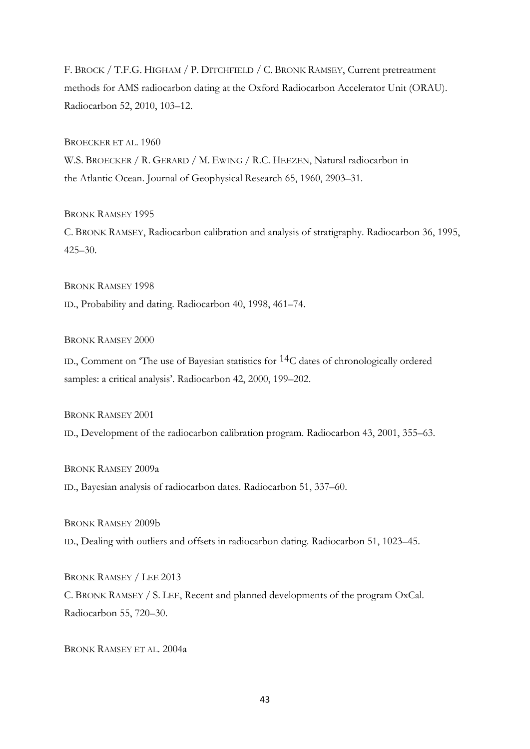F. BROCK / T.F.G. HIGHAM / P. DITCHFIELD / C. BRONK RAMSEY, Current pretreatment methods for AMS radiocarbon dating at the Oxford Radiocarbon Accelerator Unit (ORAU). Radiocarbon 52, 2010, 103–12.

BROECKER ET AL. 1960

W.S. BROECKER / R. GERARD / M. EWING / R.C. HEEZEN, Natural radiocarbon in the Atlantic Ocean. Journal of Geophysical Research 65, 1960, 2903–31.

BRONK RAMSEY 1995

C. BRONK RAMSEY, Radiocarbon calibration and analysis of stratigraphy. Radiocarbon 36, 1995, 425–30.

BRONK RAMSEY 1998

ID., Probability and dating. Radiocarbon 40, 1998, 461–74.

BRONK RAMSEY 2000

ID., Comment on 'The use of Bayesian statistics for $^{14}C$ dates of chronologically ordered samples: a critical analysis'. Radiocarbon 42, 2000, 199–202.

BRONK RAMSEY 2001

ID., Development of the radiocarbon calibration program. Radiocarbon 43, 2001, 355–63.

BRONK RAMSEY 2009a

ID., Bayesian analysis of radiocarbon dates. Radiocarbon 51, 337–60.

BRONK RAMSEY 2009b

ID., Dealing with outliers and offsets in radiocarbon dating. Radiocarbon 51, 1023–45.

BRONK RAMSEY / LEE 2013

C. BRONK RAMSEY / S. LEE, Recent and planned developments of the program OxCal. Radiocarbon 55, 720–30.

BRONK RAMSEY ET AL. 2004a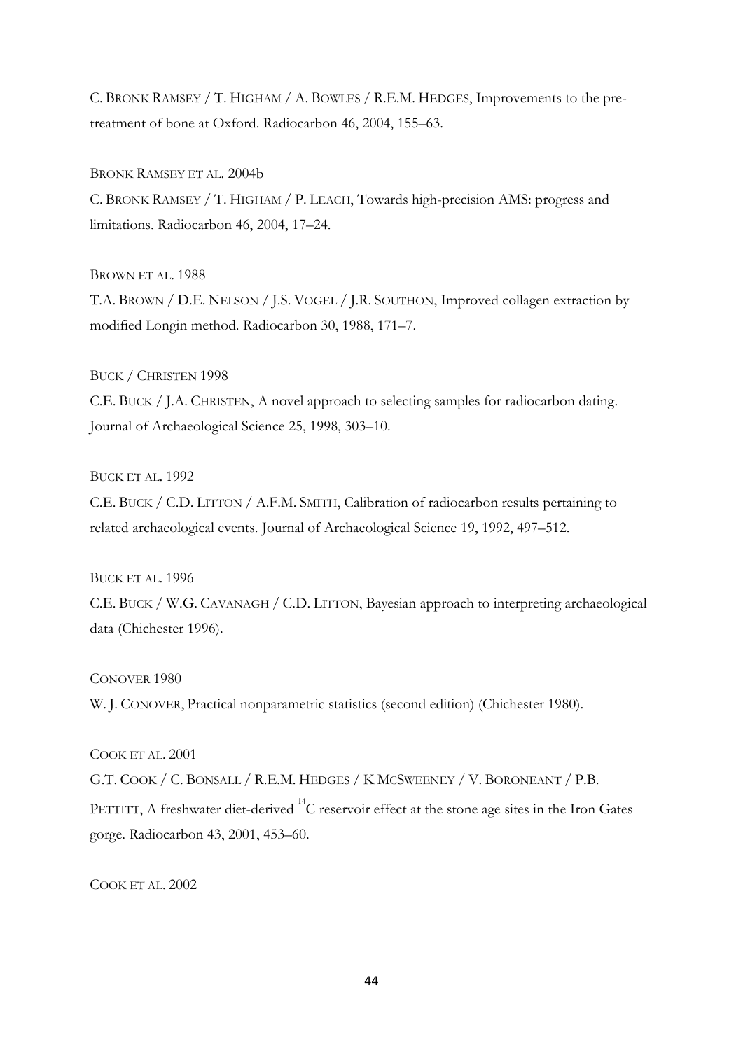C. BRONK RAMSEY / T. HIGHAM / A. BOWLES / R.E.M. HEDGES, Improvements to the pre-treatment of bone at Oxford. Radiocarbon 46, 2004, 155–63.

BRONK RAMSEY ET AL. 2004b

C. BRONK RAMSEY / T. HIGHAM / P. LEACH, Towards high-precision AMS: progress and limitations. Radiocarbon 46, 2004, 17–24.

BROWN ET AL. 1988

T.A. BROWN / D.E. NELSON / J.S. VOGEL / J.R. SOUTHON, Improved collagen extraction by modified Longin method. Radiocarbon 30, 1988, 171–7.

BUCK / CHRISTEN 1998

C.E. BUCK / J.A. CHRISTEN, A novel approach to selecting samples for radiocarbon dating. Journal of Archaeological Science 25, 1998, 303–10.

BUCK ET AL. 1992

C.E. BUCK / C.D. LITTON / A.F.M. SMITH, Calibration of radiocarbon results pertaining to related archaeological events. Journal of Archaeological Science 19, 1992, 497–512.

BUCK ET AL. 1996

C.E. BUCK / W.G. CAVANAGH / C.D. LITTON, Bayesian approach to interpreting archaeological data (Chichester 1996).

CONOVER 1980

W. J. CONOVER, Practical nonparametric statistics (second edition) (Chichester 1980).

COOK ET AL. 2001

G.T. COOK / C. BONSALL / R.E.M. HEDGES / K MCSWEENEY / V. BORONEANT / P.B. PETTITT, A freshwater diet-derived $^{14}$C reservoir effect at the stone age sites in the Iron Gates gorge. Radiocarbon 43, 2001, 453–60.

COOK ET AL. 2002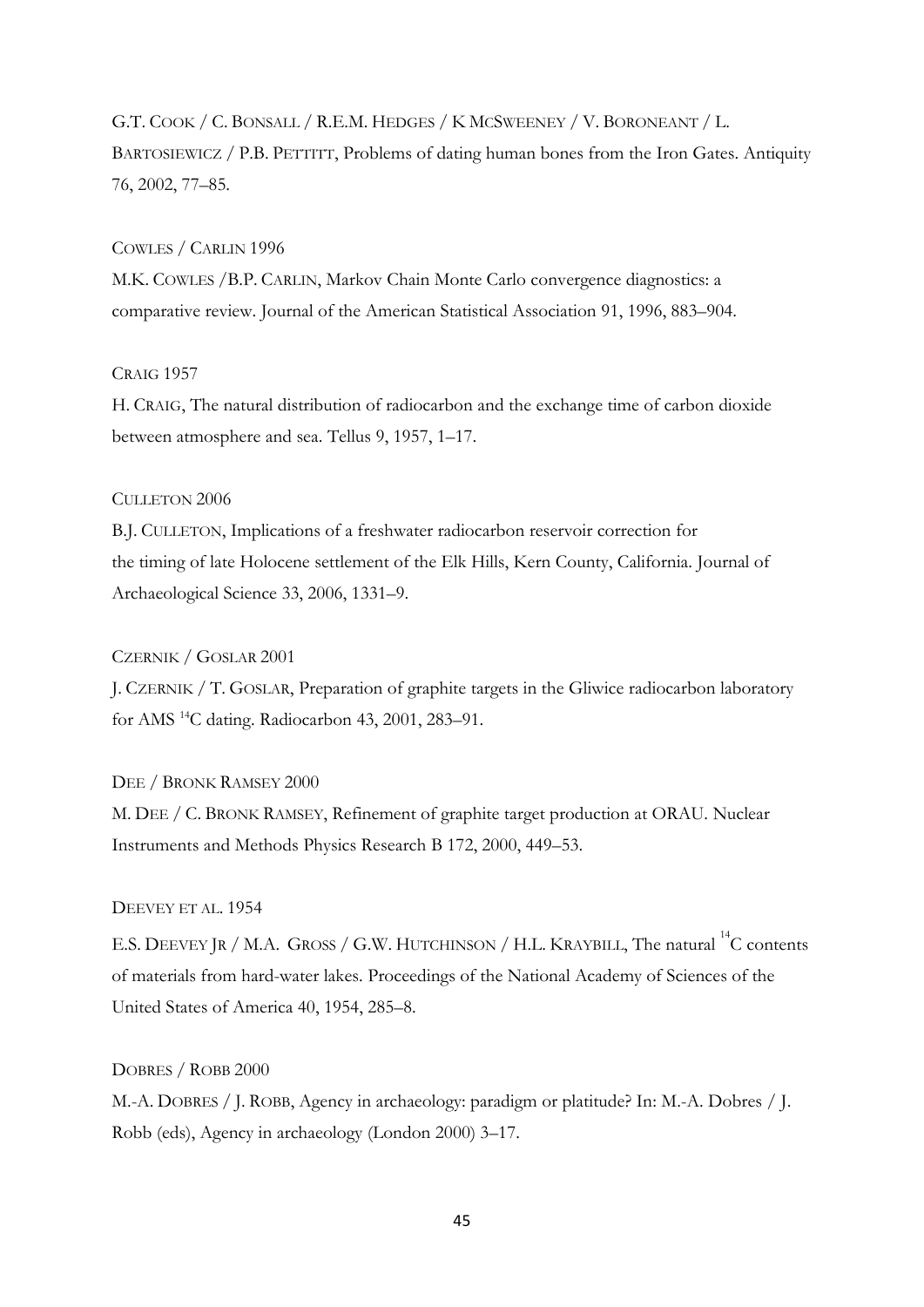G.T. COOK / C. BONSALL / R.E.M. HEDGES / K MCSWEENEY / V. BORONEANT / L. BARTOSIEWICZ / P.B. PETTITT, Problems of dating human bones from the Iron Gates. Antiquity 76, 2002, 77–85.

COWLES / CARLIN 1996

M.K. COWLES /B.P. CARLIN, Markov Chain Monte Carlo convergence diagnostics: a comparative review. Journal of the American Statistical Association 91, 1996, 883–904.

CRAIG 1957

H. CRAIG, The natural distribution of radiocarbon and the exchange time of carbon dioxide between atmosphere and sea. Tellus 9, 1957, 1–17.

CULLETON 2006

B.J. CULLETON, Implications of a freshwater radiocarbon reservoir correction for the timing of late Holocene settlement of the Elk Hills, Kern County, California. Journal of Archaeological Science 33, 2006, 1331–9.

CZERNIK / GOSLAR 2001

J. CZERNIK / T. GOSLAR, Preparation of graphite targets in the Gliwice radiocarbon laboratory for AMS $^{14}$C dating. Radiocarbon 43, 2001, 283–91.

DEE / BRONK RAMSEY 2000

M. DEE / C. BRONK RAMSEY, Refinement of graphite target production at ORAU. Nuclear Instruments and Methods Physics Research B 172, 2000, 449–53.

DEEVEY ET AL. 1954

E.S. DEEVEY JR / M.A. GROSS / G.W. HUTCHINSON / H.L. KRAYBILL, The natural $^{14}$C contents of materials from hard-water lakes. Proceedings of the National Academy of Sciences of the United States of America 40, 1954, 285–8.

DOBRES / ROBB 2000

M.-A. DOBRES / J. ROBB, Agency in archaeology: paradigm or platitude? In: M.-A. Dobres / J. Robb (eds), Agency in archaeology (London 2000) 3–17.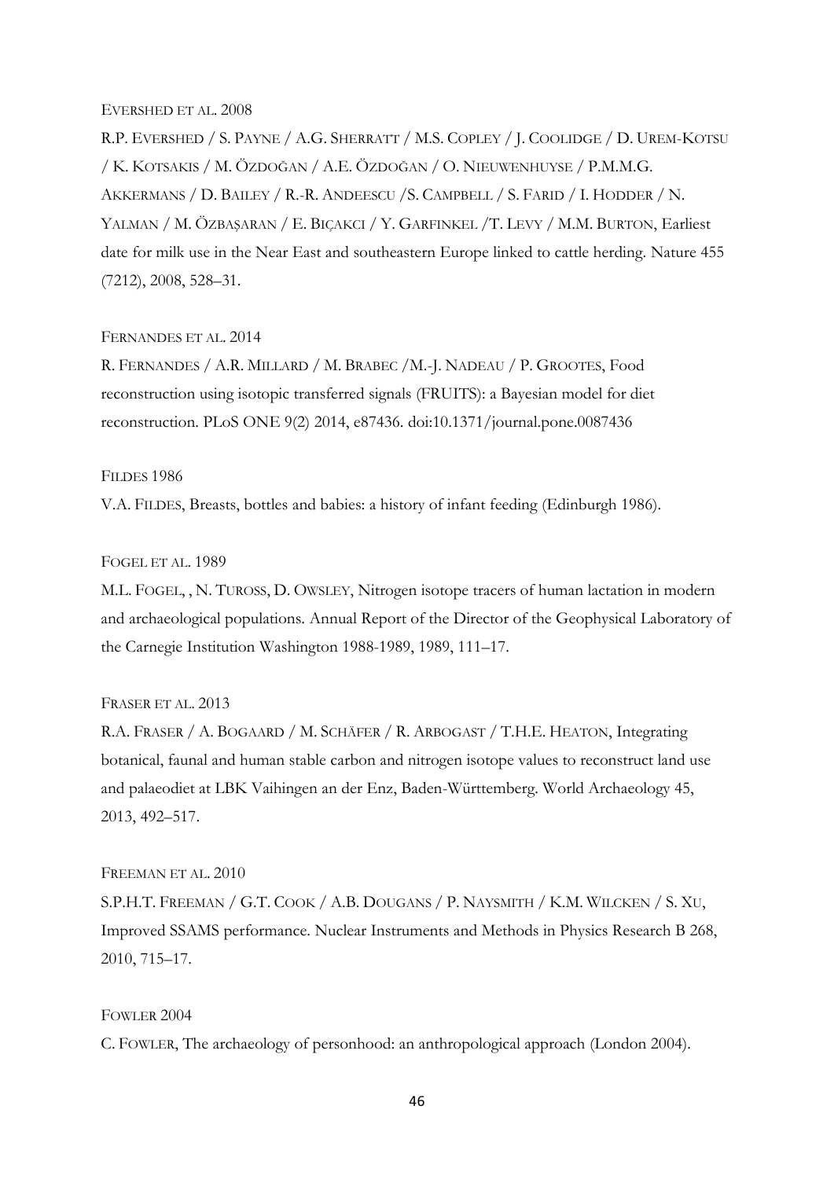EVERSHED ET AL. 2008

R.P. EVERSHED / S. PAYNE / A.G. SHERRATT / M.S. COPLEY / J. COOLIDGE / D. UREM-KOTSU / K. KOTSAKIS / M. ÖZDOĞAN / A.E. ÖZDOĞAN / O. NIEUWENHUYSE / P.M.M.G. AKKERMANS / D. BAILEY / R.-R. ANDEESCU /S. CAMPBELL / S. FARID / I. HODDER / N. YALMAN / M. ÖZBAŞARAN / E. BIÇAKCI / Y. GARFINKEL /T. LEVY / M.M. BURTON, Earliest date for milk use in the Near East and southeastern Europe linked to cattle herding. Nature 455 (7212), 2008, 528–31.

FERNANDES ET AL. 2014

R. FERNANDES / A.R. MILLARD / M. BRABEC /M.-J. NADEAU / P. GROOTES, Food reconstruction using isotopic transferred signals (FRUITS): a Bayesian model for diet reconstruction. PLoS ONE 9(2) 2014, e87436. doi:10.1371/journal.pone.0087436

FILDES 1986

V.A. FILDES, Breasts, bottles and babies: a history of infant feeding (Edinburgh 1986).

FOGEL ET AL. 1989

M.L. FOGEL, , N. TUROSS, D. OWSLEY, Nitrogen isotope tracers of human lactation in modern and archaeological populations. Annual Report of the Director of the Geophysical Laboratory of the Carnegie Institution Washington 1988-1989, 1989, 111–17.

FRASER ET AL. 2013

R.A. FRASER / A. BOGAARD / M. SCHÄFER / R. ARBOGAST / T.H.E. HEATON, Integrating botanical, faunal and human stable carbon and nitrogen isotope values to reconstruct land use and palaeodiet at LBK Vaihingen an der Enz, Baden-Württemberg. World Archaeology 45, 2013, 492–517.

FREEMAN ET AL. 2010

S.P.H.T. FREEMAN / G.T. COOK / A.B. DOUGANS / P. NAYSMITH / K.M. WILCKEN / S. XU, Improved SSAMS performance. Nuclear Instruments and Methods in Physics Research B 268, 2010, 715–17.

FOWLER 2004

C. FOWLER, The archaeology of personhood: an anthropological approach (London 2004).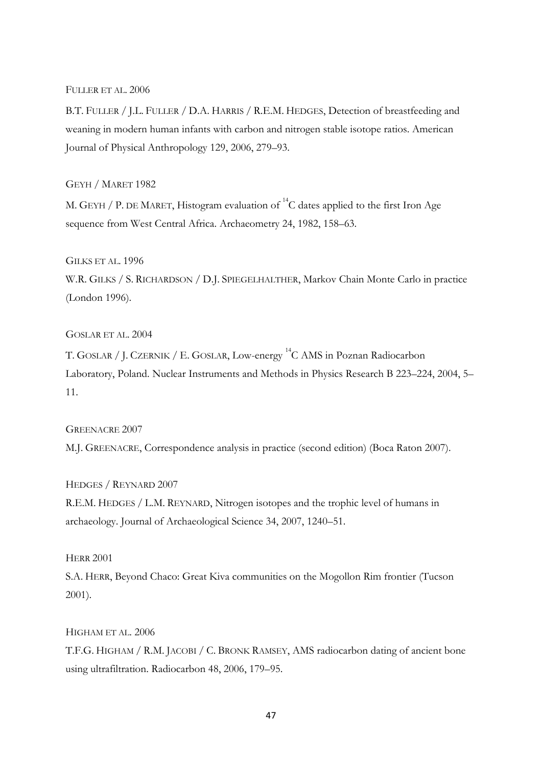FULLER ET AL. 2006

B.T. FULLER / J.L. FULLER / D.A. HARRIS / R.E.M. HEDGES, Detection of breastfeeding and weaning in modern human infants with carbon and nitrogen stable isotope ratios. American Journal of Physical Anthropology 129, 2006, 279–93.

GEYH / MARET 1982

M. GEYH / P. DE MARET, Histogram evaluation of $^{14}C$ dates applied to the first Iron Age sequence from West Central Africa. Archaeometry 24, 1982, 158–63.

GILKS ET AL. 1996

W.R. GILKS / S. RICHARDSON / D.J. SPIEGELHALTHER, Markov Chain Monte Carlo in practice (London 1996).

GOSLAR ET AL. 2004

T. GOSLAR / J. CZERNIK / E. GOSLAR, Low-energy $^{14}C$ AMS in Poznan Radiocarbon Laboratory, Poland. Nuclear Instruments and Methods in Physics Research B 223–224, 2004, 5–11.

GREENACRE 2007

M.J. GREENACRE, Correspondence analysis in practice (second edition) (Boca Raton 2007).

HEDGES / REYNARD 2007

R.E.M. HEDGES / L.M. REYNARD, Nitrogen isotopes and the trophic level of humans in archaeology. Journal of Archaeological Science 34, 2007, 1240–51.

HERR 2001

S.A. HERR, Beyond Chaco: Great Kiva communities on the Mogollon Rim frontier (Tucson 2001).

HIGHAM ET AL. 2006

T.F.G. HIGHAM / R.M. JACOBI / C. BRONK RAMSEY, AMS radiocarbon dating of ancient bone using ultrafiltration. Radiocarbon 48, 2006, 179–95.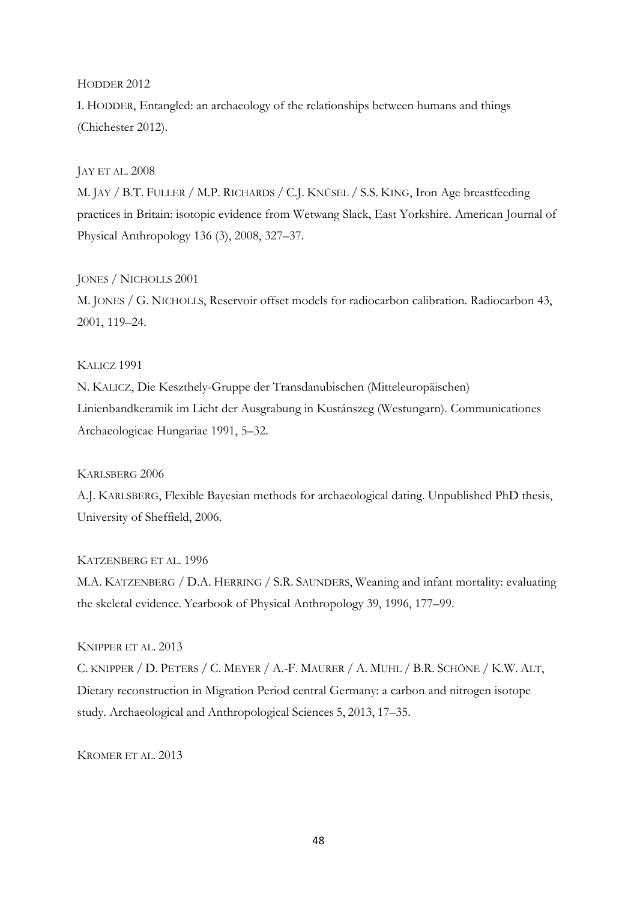HODDER 2012

I. HODDER, Entangled: an archaeology of the relationships between humans and things (Chichester 2012).

JAY ET AL. 2008

M. JAY / B.T. FULLER / M.P. RICHARDS / C.J. KNÜSEL / S.S. KING, Iron Age breastfeeding practices in Britain: isotopic evidence from Wetwang Slack, East Yorkshire. American Journal of Physical Anthropology 136 (3), 2008, 327–37.

JONES / NICHOLLS 2001

M. JONES / G. NICHOLLS, Reservoir offset models for radiocarbon calibration. Radiocarbon 43, 2001, 119–24.

KALICZ 1991

N. KALICZ, Die Keszthely-Gruppe der Transdanubischen (Mitteleuropäischen) Linienbandkeramik im Licht der Ausgrabung in Kustánszeg (Westungarn). Communicationes Archaeologicae Hungariae 1991, 5–32.

KARLSBERG 2006

A.J. KARLSBERG, Flexible Bayesian methods for archaeological dating. Unpublished PhD thesis, University of Sheffield, 2006.

KATZENBERG ET AL. 1996

M.A. KATZENBERG / D.A. HERRING / S.R. SAUNDERS, Weaning and infant mortality: evaluating the skeletal evidence. Yearbook of Physical Anthropology 39, 1996, 177–99.

KNIPPER ET AL. 2013

C. KNIPPER / D. PETERS / C. MEYER / A.-F. MAURER / A. MUHL / B.R. SCHÖNE / K.W. ALT, Dietary reconstruction in Migration Period central Germany: a carbon and nitrogen isotope study. Archaeological and Anthropological Sciences 5, 2013, 17–35.

KROMER ET AL. 2013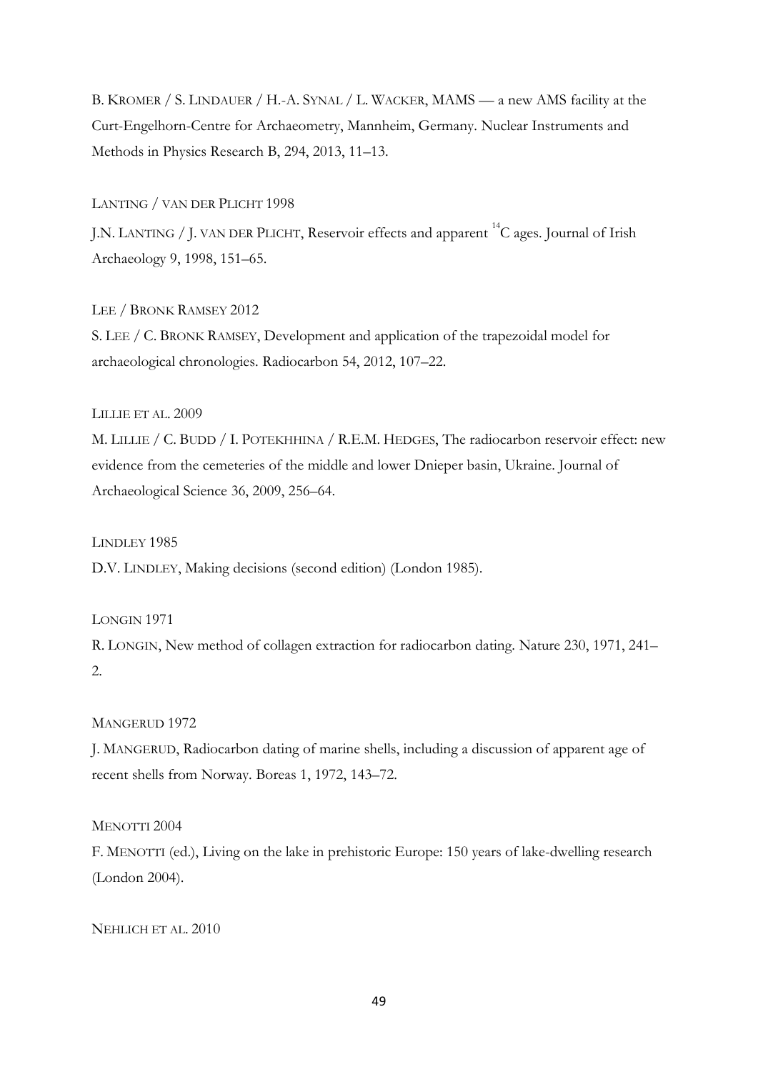B. KROMER / S. LINDAUER / H.-A. SYNAL / L. WACKER, MAMS — a new AMS facility at the Curt-Engelhorn-Centre for Archaeometry, Mannheim, Germany. Nuclear Instruments and Methods in Physics Research B, 294, 2013, 11–13.

LANTING / VAN DER PLICHT 1998

J.N. LANTING / J. VAN DER PLICHT, Reservoir effects and apparent $^{14}C$ ages. Journal of Irish Archaeology 9, 1998, 151–65.

LEE / BRONK RAMSEY 2012

S. LEE / C. BRONK RAMSEY, Development and application of the trapezoidal model for archaeological chronologies. Radiocarbon 54, 2012, 107–22.

LILLIE ET AL. 2009

M. LILLIE / C. BUDD / I. POTEKHHINA / R.E.M. HEDGES, The radiocarbon reservoir effect: new evidence from the cemeteries of the middle and lower Dnieper basin, Ukraine. Journal of Archaeological Science 36, 2009, 256–64.

LINDLEY 1985

D.V. LINDLEY, Making decisions (second edition) (London 1985).

LONGIN 1971

R. LONGIN, New method of collagen extraction for radiocarbon dating. Nature 230, 1971, 241–2.

MANGERUD 1972

J. MANGERUD, Radiocarbon dating of marine shells, including a discussion of apparent age of recent shells from Norway. Boreas 1, 1972, 143–72.

MENOTTI 2004

F. MENOTTI (ed.), Living on the lake in prehistoric Europe: 150 years of lake-dwelling research (London 2004).

NEHLICH ET AL. 2010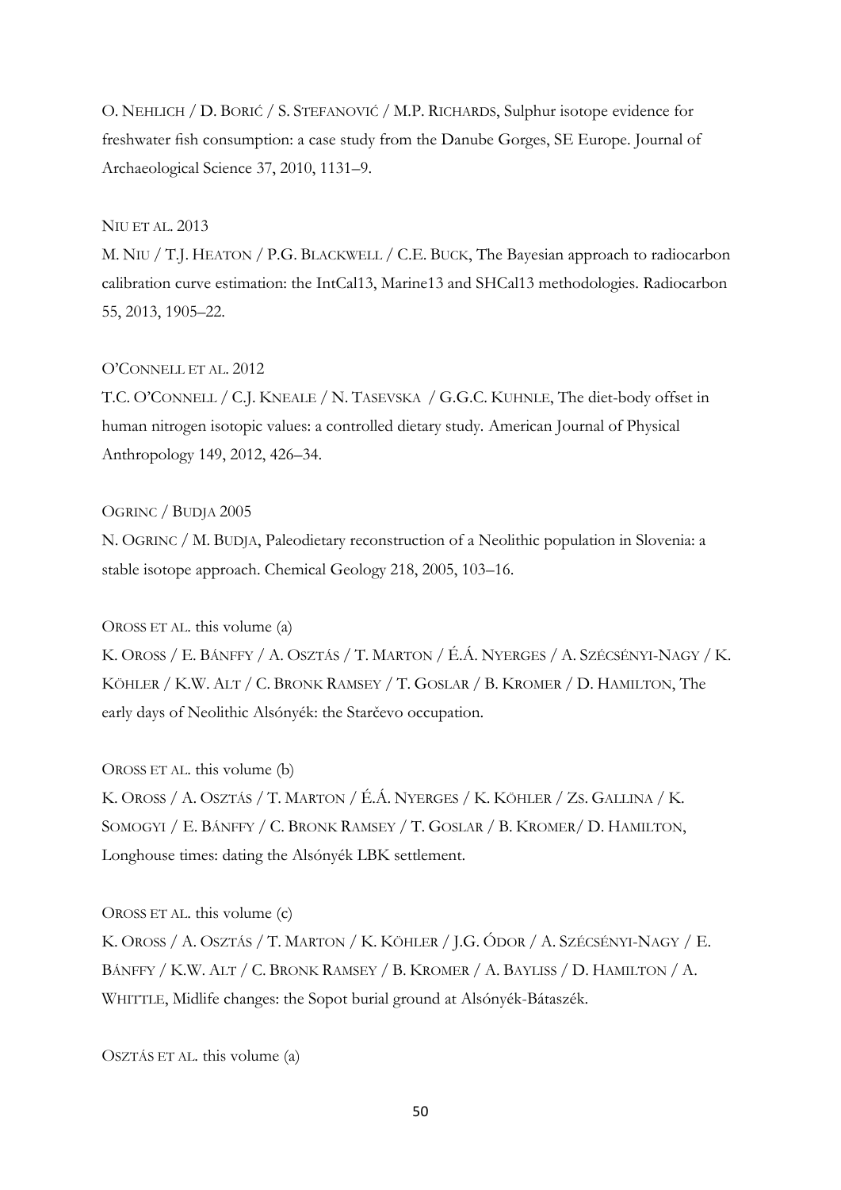O. NEHLICH / D. BORIĆ / S. STEFANOVIĆ / M.P. RICHARDS, Sulphur isotope evidence for freshwater fish consumption: a case study from the Danube Gorges, SE Europe. Journal of Archaeological Science 37, 2010, 1131–9.

NIU ET AL. 2013

M. NIU / T.J. HEATON / P.G. BLACKWELL / C.E. BUCK, The Bayesian approach to radiocarbon calibration curve estimation: the IntCal13, Marine13 and SHCal13 methodologies. Radiocarbon 55, 2013, 1905–22.

O'CONNELL ET AL. 2012

T.C. O'CONNELL / C.J. KNEALE / N. TASEVSKA / G.G.C. KUHNLE, The diet-body offset in human nitrogen isotopic values: a controlled dietary study. American Journal of Physical Anthropology 149, 2012, 426–34.

OGRINC / BUDJA 2005

N. OGRINC / M. BUDJA, Paleodietary reconstruction of a Neolithic population in Slovenia: a stable isotope approach. Chemical Geology 218, 2005, 103–16.

OROSS ET AL. this volume (a)

K. OROSS / E. BÁNFFY / A. OSZTÁS / T. MARTON / É.Á. NYERGES / A. SZÉCSÉNYI-NAGY / K. KÖHLER / K.W. ALT / C. BRONK RAMSEY / T. GOSLAR / B. KROMER / D. HAMILTON, The early days of Neolithic Alsónyék: the Starčevo occupation.

OROSS ET AL. this volume (b)

K. OROSS / A. OSZTÁS / T. MARTON / É.Á. NYERGES / K. KÖHLER / ZS. GALLINA / K. SOMOGYI / E. BÁNFFY / C. BRONK RAMSEY / T. GOSLAR / B. KROMER/ D. HAMILTON, Longhouse times: dating the Alsónyék LBK settlement.

OROSS ET AL. this volume (c)

K. OROSS / A. OSZTÁS / T. MARTON / K. KÖHLER / J.G. ÓDOR / A. SZÉCSÉNYI-NAGY / E. BÁNFFY / K.W. ALT / C. BRONK RAMSEY / B. KROMER / A. BAYLISS / D. HAMILTON / A. WHITTLE, Midlife changes: the Sopot burial ground at Alsónyék-Bátaszék.

OSZTÁS ET AL. this volume (a)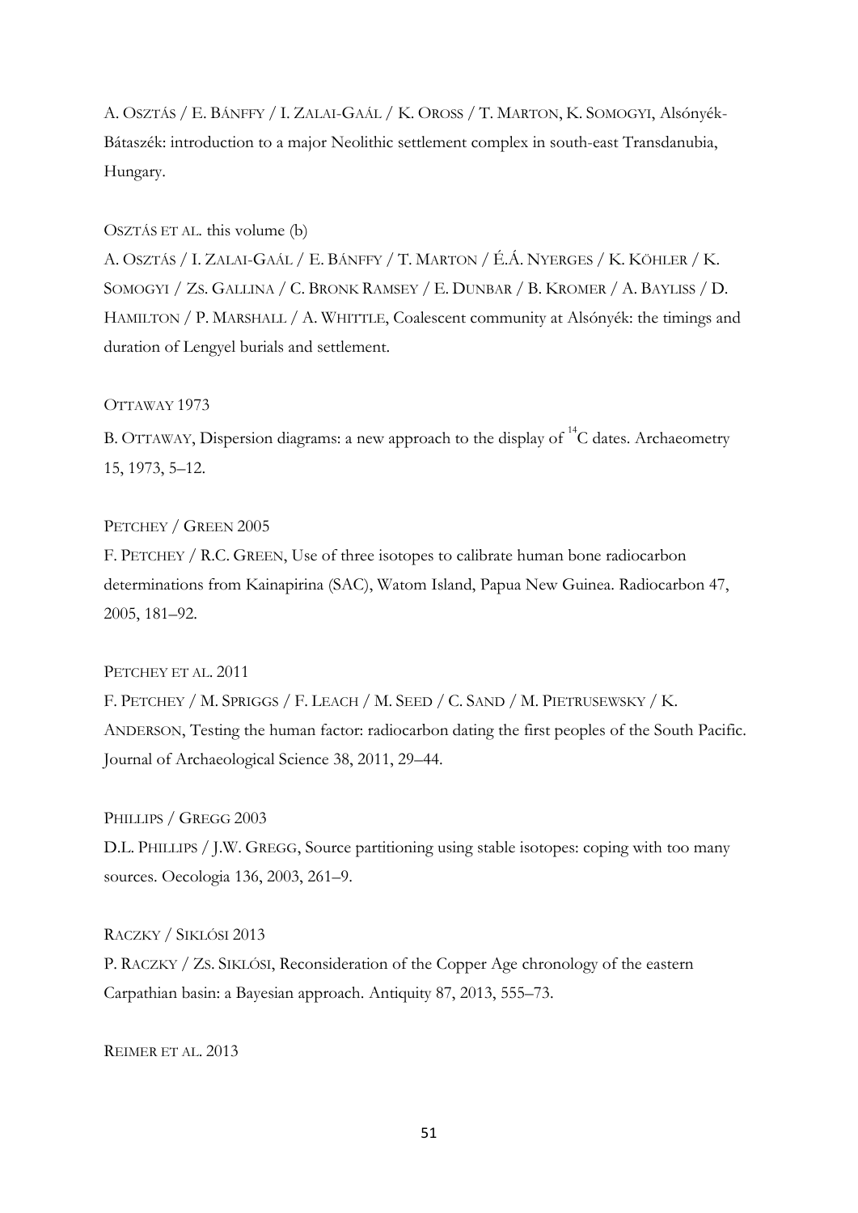A. OSZTÁS / E. BÁNFFY / I. ZALAI-GAÁL / K. OROSS / T. MARTON, K. SOMOGYI, Alsónyék-Bátaszék: introduction to a major Neolithic settlement complex in south-east Transdanubia, Hungary.

OSZTÁS ET AL. this volume (b)

A. OSZTÁS / I. ZALAI-GAÁL / E. BÁNFFY / T. MARTON / É.Á. NYERGES / K. KÖHLER / K. SOMOGYI / ZS. GALLINA / C. BRONK RAMSEY / E. DUNBAR / B. KROMER / A. BAYLISS / D. HAMILTON / P. MARSHALL / A. WHITTLE, Coalescent community at Alsónyék: the timings and duration of Lengyel burials and settlement.

OTTAWAY 1973

B. OTTAWAY, Dispersion diagrams: a new approach to the display of $^{14}$C dates. Archaeometry 15, 1973, 5–12.

PETCHEY / GREEN 2005

F. PETCHEY / R.C. GREEN, Use of three isotopes to calibrate human bone radiocarbon determinations from Kainapirina (SAC), Watom Island, Papua New Guinea. Radiocarbon 47, 2005, 181–92.

PETCHEY ET AL. 2011

F. PETCHEY / M. SPRIGGS / F. LEACH / M. SEED / C. SAND / M. PIETRUSEWSKY / K. ANDERSON, Testing the human factor: radiocarbon dating the first peoples of the South Pacific. Journal of Archaeological Science 38, 2011, 29–44.

PHILLIPS / GREGG 2003

D.L. PHILLIPS / J.W. GREGG, Source partitioning using stable isotopes: coping with too many sources. Oecologia 136, 2003, 261–9.

RACZKY / SIKLÓSI 2013

P. RACZKY / ZS. SIKLÓSI, Reconsideration of the Copper Age chronology of the eastern Carpathian basin: a Bayesian approach. Antiquity 87, 2013, 555–73.

REIMER ET AL. 2013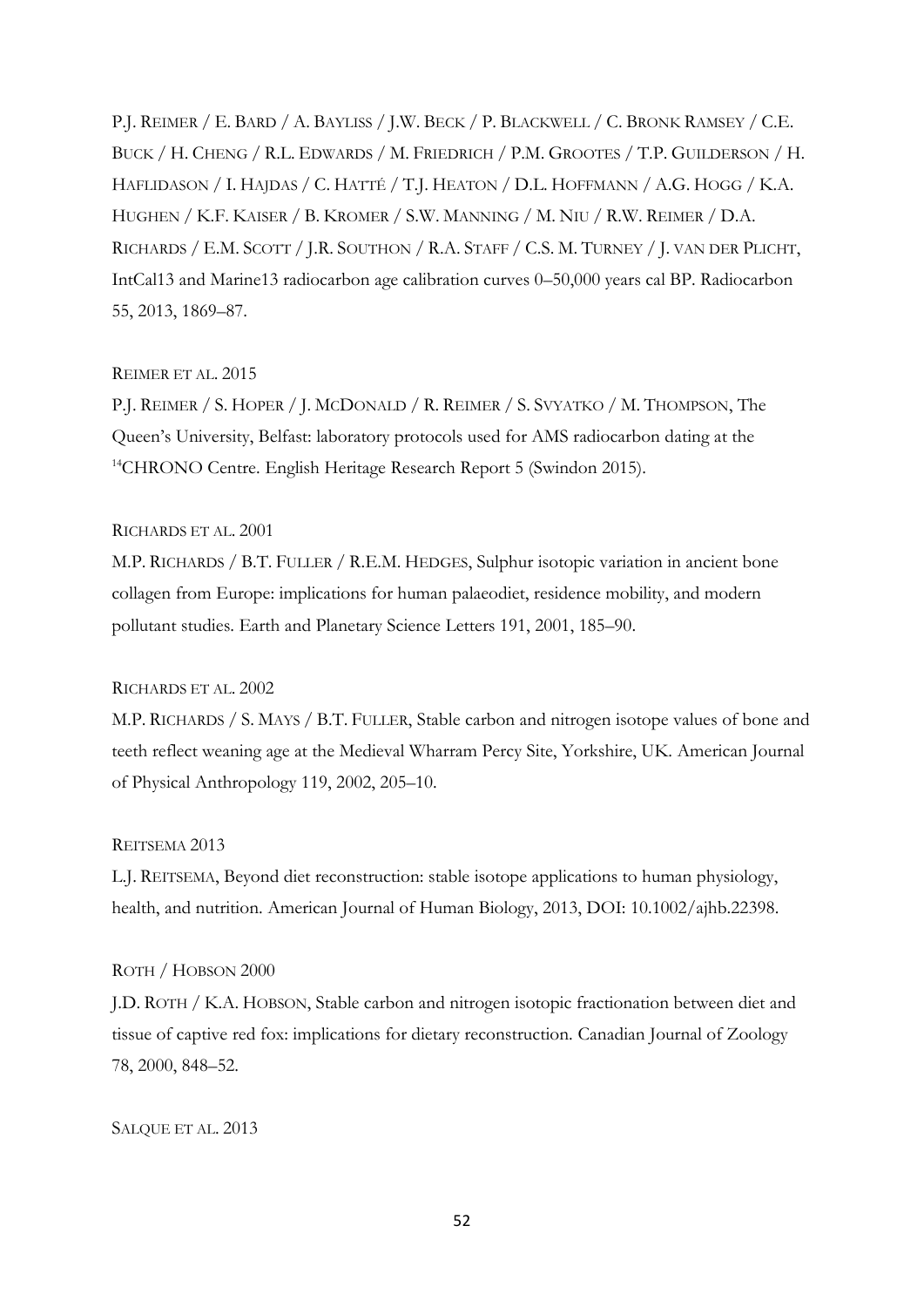P.J. REIMER / E. BARD / A. BAYLISS / J.W. BECK / P. BLACKWELL / C. BRONK RAMSEY / C.E. BUCK / H. CHENG / R.L. EDWARDS / M. FRIEDRICH / P.M. GROOTES / T.P. GUILDERSON / H. HAFLIDASON / I. HAJDAS / C. HATTÉ / T.J. HEATON / D.L. HOFFMANN / A.G. HOGG / K.A. HUGHEN / K.F. KAISER / B. KROMER / S.W. MANNING / M. NIU / R.W. REIMER / D.A. RICHARDS / E.M. SCOTT / J.R. SOUTHON / R.A. STAFF / C.S. M. TURNEY / J. VAN DER PLICHT, IntCal13 and Marine13 radiocarbon age calibration curves 0–50,000 years cal BP. Radiocarbon 55, 2013, 1869–87.

REIMER ET AL. 2015

P.J. REIMER / S. HOPER / J. MCDONALD / R. REIMER / S. SVYATKO / M. THOMPSON, The Queen's University, Belfast: laboratory protocols used for AMS radiocarbon dating at the $^{14}$CHRONO Centre. English Heritage Research Report 5 (Swindon 2015).

RICHARDS ET AL. 2001

M.P. RICHARDS / B.T. FULLER / R.E.M. HEDGES, Sulphur isotopic variation in ancient bone collagen from Europe: implications for human palaeodiet, residence mobility, and modern pollutant studies. Earth and Planetary Science Letters 191, 2001, 185–90.

RICHARDS ET AL. 2002

M.P. RICHARDS / S. MAYS / B.T. FULLER, Stable carbon and nitrogen isotope values of bone and teeth reflect weaning age at the Medieval Wharram Percy Site, Yorkshire, UK. American Journal of Physical Anthropology 119, 2002, 205–10.

REITSEMA 2013

L.J. REITSEMA, Beyond diet reconstruction: stable isotope applications to human physiology, health, and nutrition. American Journal of Human Biology, 2013, DOI: 10.1002/ajhb.22398.

ROTH / HOBSON 2000

J.D. ROTH / K.A. HOBSON, Stable carbon and nitrogen isotopic fractionation between diet and tissue of captive red fox: implications for dietary reconstruction. Canadian Journal of Zoology 78, 2000, 848–52.

SALQUE ET AL. 2013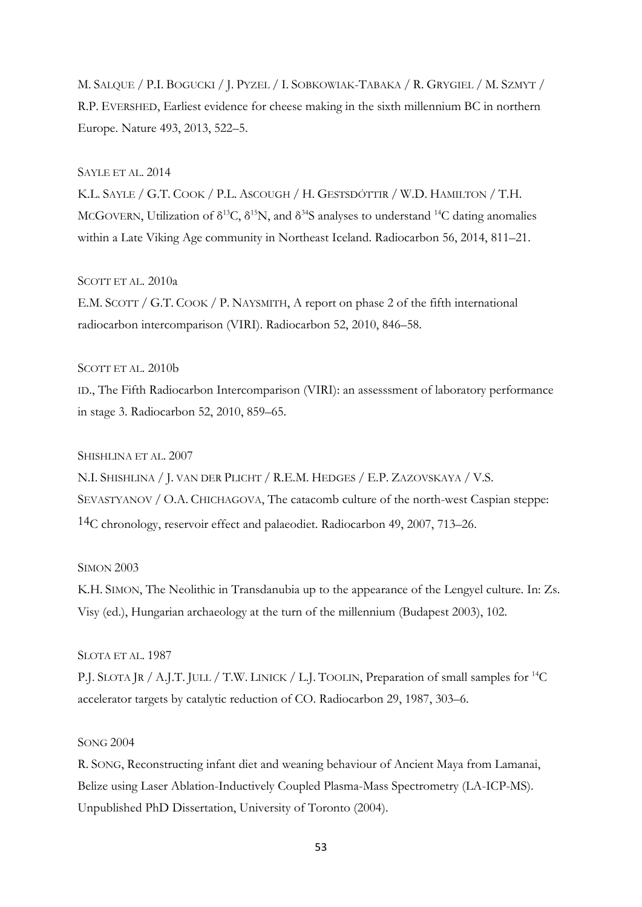M. Salque / P.I. Bogucki / J. Pyzel / I. Sobkowiak-Tabaka / R. Grygiel / M. Szmyt / R.P. Evershed, Earliest evidence for cheese making in the sixth millennium BC in northern Europe. Nature 493, 2013, 522–5.

Sayle et al. 2014

K.L. Sayle / G.T. Cook / P.L. Ascough / H. Gestsdóttir / W.D. Hamilton / T.H. McGovern, Utilization of $\delta^{13}C$, $\delta^{15}N$, and $\delta^{34}S$ analyses to understand $^{14}C$ dating anomalies within a Late Viking Age community in Northeast Iceland. Radiocarbon 56, 2014, 811–21.

Scott et al. 2010a

E.M. Scott / G.T. Cook / P. Naysmith, A report on phase 2 of the fifth international radiocarbon intercomparison (VIRI). Radiocarbon 52, 2010, 846–58.

Scott et al. 2010b

id., The Fifth Radiocarbon Intercomparison (VIRI): an assesssment of laboratory performance in stage 3. Radiocarbon 52, 2010, 859–65.

Shishlina et al. 2007

N.I. Shishlina / J. van der Plicht / R.E.M. Hedges / E.P. Zazovskaya / V.S. Sevastyanov / O.A. Chichagova, The catacomb culture of the north-west Caspian steppe: $^{14}C$ chronology, reservoir effect and palaeodiet. Radiocarbon 49, 2007, 713–26.

Simon 2003

K.H. Simon, The Neolithic in Transdanubia up to the appearance of the Lengyel culture. In: Zs. Visy (ed.), Hungarian archaeology at the turn of the millennium (Budapest 2003), 102.

Slota et al. 1987

P.J. Slota Jr / A.J.T. Jull / T.W. Linick / L.J. Toolin, Preparation of small samples for $^{14}C$ accelerator targets by catalytic reduction of CO. Radiocarbon 29, 1987, 303–6.

Song 2004

R. Song, Reconstructing infant diet and weaning behaviour of Ancient Maya from Lamanai, Belize using Laser Ablation-Inductively Coupled Plasma-Mass Spectrometry (LA-ICP-MS). Unpublished PhD Dissertation, University of Toronto (2004).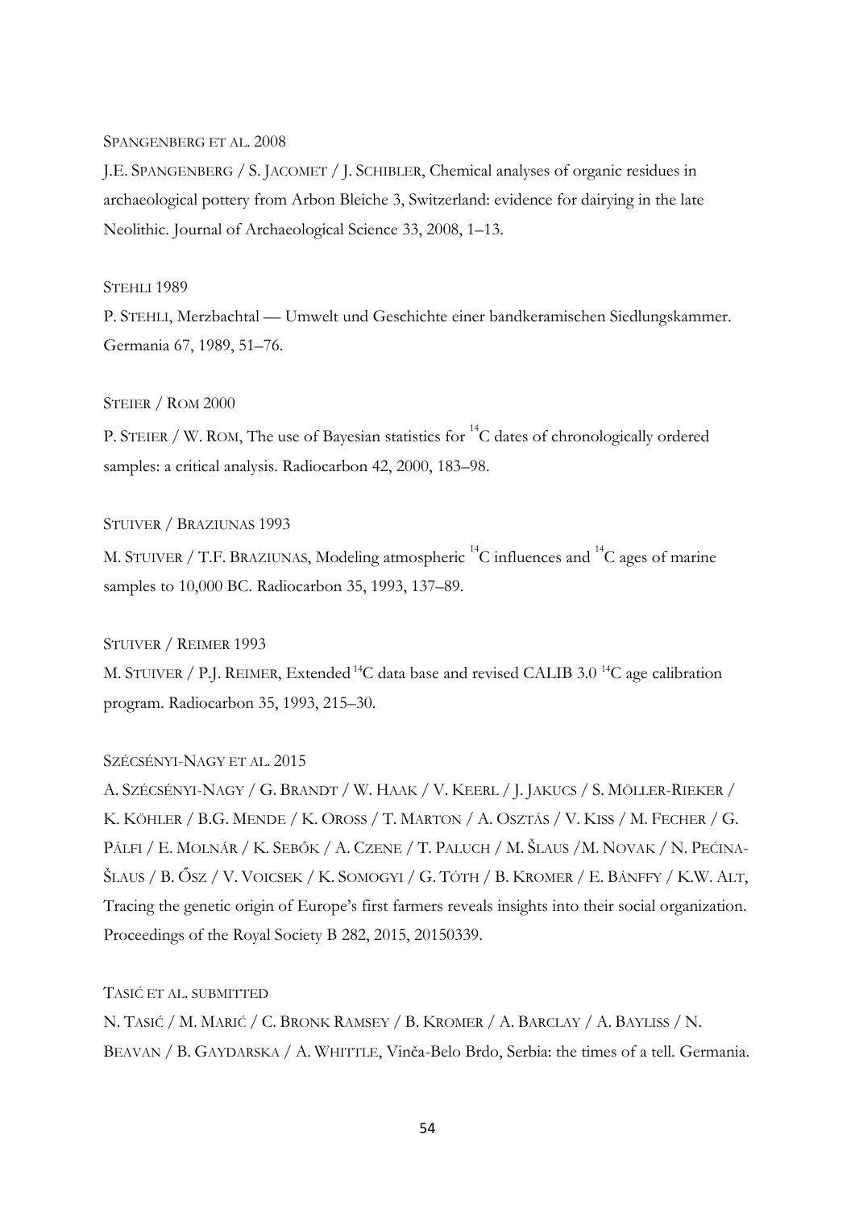SPANGENBERG ET AL. 2008

J.E. SPANGENBERG / S. JACOMET / J. SCHIBLER, Chemical analyses of organic residues in archaeological pottery from Arbon Bleiche 3, Switzerland: evidence for dairying in the late Neolithic. Journal of Archaeological Science 33, 2008, 1–13.

STEHLI 1989

P. STEHLI, Merzbachtal — Umwelt und Geschichte einer bandkeramischen Siedlungskammer. Germania 67, 1989, 51–76.

STEIER / ROM 2000

P. STEIER / W. ROM, The use of Bayesian statistics for $^{14}C$ dates of chronologically ordered samples: a critical analysis. Radiocarbon 42, 2000, 183–98.

STUIVER / BRAZIUNAS 1993

M. STUIVER / T.F. BRAZIUNAS, Modeling atmospheric $^{14}C$ influences and $^{14}C$ ages of marine samples to 10,000 BC. Radiocarbon 35, 1993, 137–89.

STUIVER / REIMER 1993

M. STUIVER / P.J. REIMER, Extended $^{14}C$ data base and revised CALIB 3.0 $^{14}C$ age calibration program. Radiocarbon 35, 1993, 215–30.

SZÉCSÉNYI-NAGY ET AL. 2015

A. SZÉCSÉNYI-NAGY / G. BRANDT / W. HAAK / V. KEERL / J. JAKUCS / S. MÖLLER-RIEKER / K. KÖHLER / B.G. MENDE / K. OROSS / T. MARTON / A. OSZTÁS / V. KISS / M. FECHER / G. PÁLFI / E. MOLNÁR / K. SEBŐK / A. CZENE / T. PALUCH / M. ŠLAUS /M. NOVAK / N. PEĆINA-ŠLAUS / B. ŐSZ / V. VOICSEK / K. SOMOGYI / G. TÓTH / B. KROMER / E. BÁNFFY / K.W. ALT, Tracing the genetic origin of Europe's first farmers reveals insights into their social organization. Proceedings of the Royal Society B 282, 2015, 20150339.

TASIĆ ET AL. SUBMITTED

N. TASIĆ / M. MARIĆ / C. BRONK RAMSEY / B. KROMER / A. BARCLAY / A. BAYLISS / N. BEAVAN / B. GAYDARSKA / A. WHITTLE, Vinča-Belo Brdo, Serbia: the times of a tell. Germania.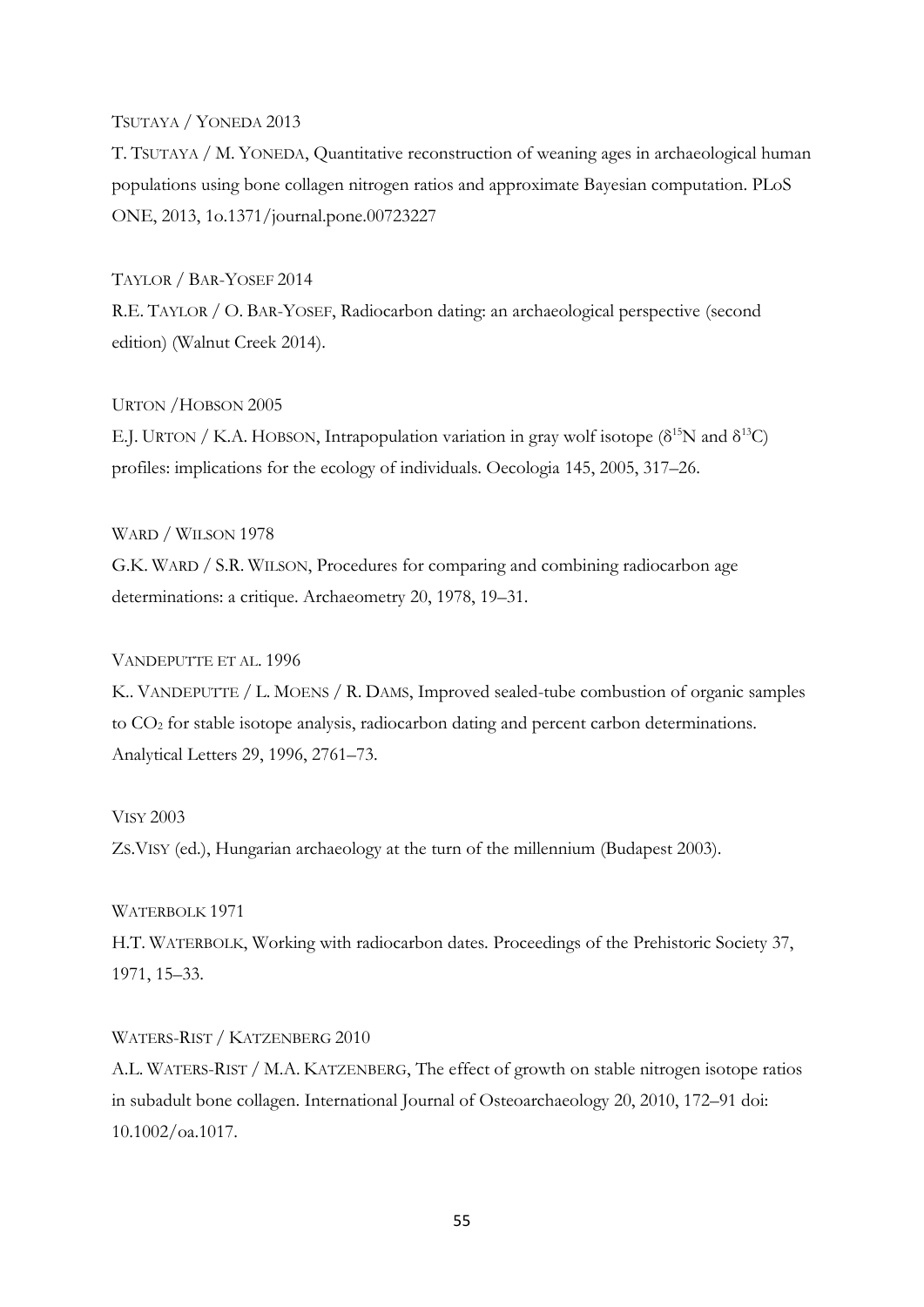TSUTAYA / YONEDA 2013

T. TSUTAYA / M. YONEDA, Quantitative reconstruction of weaning ages in archaeological human populations using bone collagen nitrogen ratios and approximate Bayesian computation. PLoS ONE, 2013, 1o.1371/journal.pone.00723227

TAYLOR / BAR-YOSEF 2014

R.E. TAYLOR / O. BAR-YOSEF, Radiocarbon dating: an archaeological perspective (second edition) (Walnut Creek 2014).

URTON /HOBSON 2005

E.J. URTON / K.A. HOBSON, Intrapopulation variation in gray wolf isotope ($\delta^{15}$N and $\delta^{13}$C) profiles: implications for the ecology of individuals. Oecologia 145, 2005, 317–26.

WARD / WILSON 1978

G.K. WARD / S.R. WILSON, Procedures for comparing and combining radiocarbon age determinations: a critique. Archaeometry 20, 1978, 19–31.

VANDEPUTTE ET AL. 1996

K.. VANDEPUTTE / L. MOENS / R. DAMS, Improved sealed-tube combustion of organic samples to $CO_2$ for stable isotope analysis, radiocarbon dating and percent carbon determinations. Analytical Letters 29, 1996, 2761–73.

VISY 2003

ZS.VISY (ed.), Hungarian archaeology at the turn of the millennium (Budapest 2003).

WATERBOLK 1971

H.T. WATERBOLK, Working with radiocarbon dates. Proceedings of the Prehistoric Society 37, 1971, 15–33.

WATERS-RIST / KATZENBERG 2010

A.L. WATERS-RIST / M.A. KATZENBERG, The effect of growth on stable nitrogen isotope ratios in subadult bone collagen. International Journal of Osteoarchaeology 20, 2010, 172–91 doi: 10.1002/oa.1017.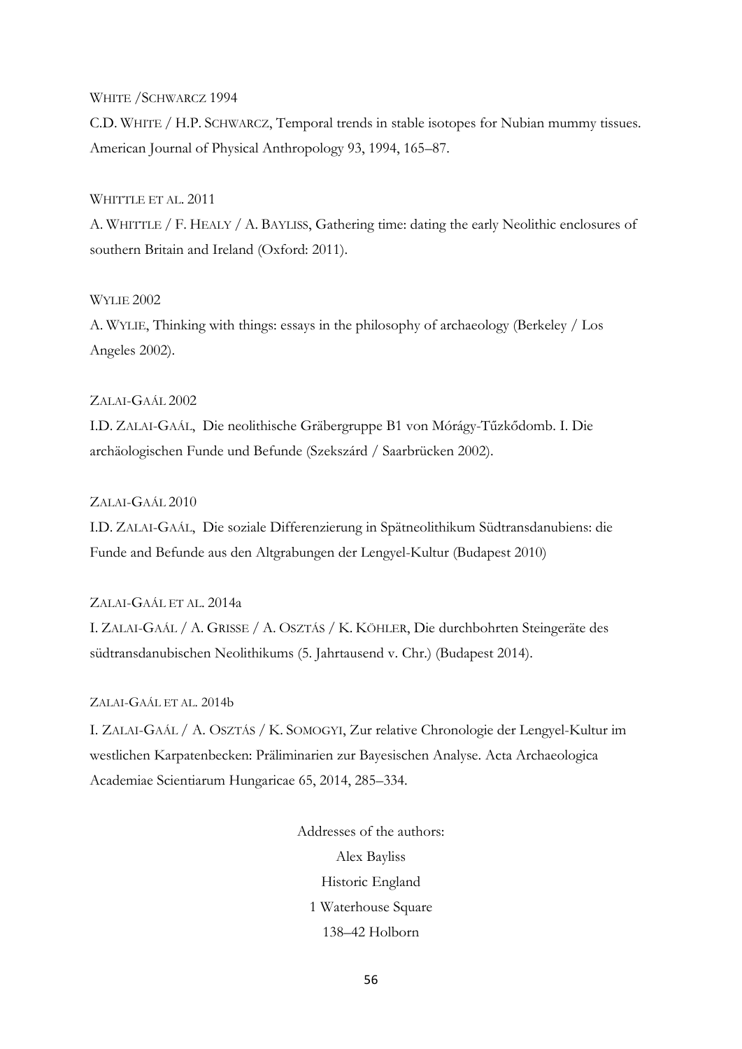WHITE /SCHWARCZ 1994

C.D. WHITE / H.P. SCHWARCZ, Temporal trends in stable isotopes for Nubian mummy tissues. American Journal of Physical Anthropology 93, 1994, 165–87.

WHITTLE ET AL. 2011

A. WHITTLE / F. HEALY / A. BAYLISS, Gathering time: dating the early Neolithic enclosures of southern Britain and Ireland (Oxford: 2011).

WYLIE 2002

A. WYLIE, Thinking with things: essays in the philosophy of archaeology (Berkeley / Los Angeles 2002).

ZALAI-GAÁL 2002

I.D. ZALAI-GAÁL, Die neolithische Gräbergruppe B1 von Mórágy-Tűzkődomb. I. Die archäologischen Funde und Befunde (Szekszárd / Saarbrücken 2002).

ZALAI-GAÁL 2010

I.D. ZALAI-GAÁL, Die soziale Differenzierung in Spätneolithikum Südtransdanubiens: die Funde and Befunde aus den Altgrabungen der Lengyel-Kultur (Budapest 2010)

ZALAI-GAÁL ET AL. 2014a

I. ZALAI-GAÁL / A. GRISSE / A. OSZTÁS / K. KÖHLER, Die durchbohrten Steingeräte des südtransdanubischen Neolithikums (5. Jahrtausend v. Chr.) (Budapest 2014).

ZALAI-GAÁL ET AL. 2014b

I. ZALAI-GAÁL / A. OSZTÁS / K. SOMOGYI, Zur relative Chronologie der Lengyel-Kultur im westlichen Karpatenbecken: Präliminarien zur Bayesischen Analyse. Acta Archaeologica Academiae Scientiarum Hungaricae 65, 2014, 285–334.

Addresses of the authors:

Alex Bayliss

Historic England

1 Waterhouse Square

138–42 Holborn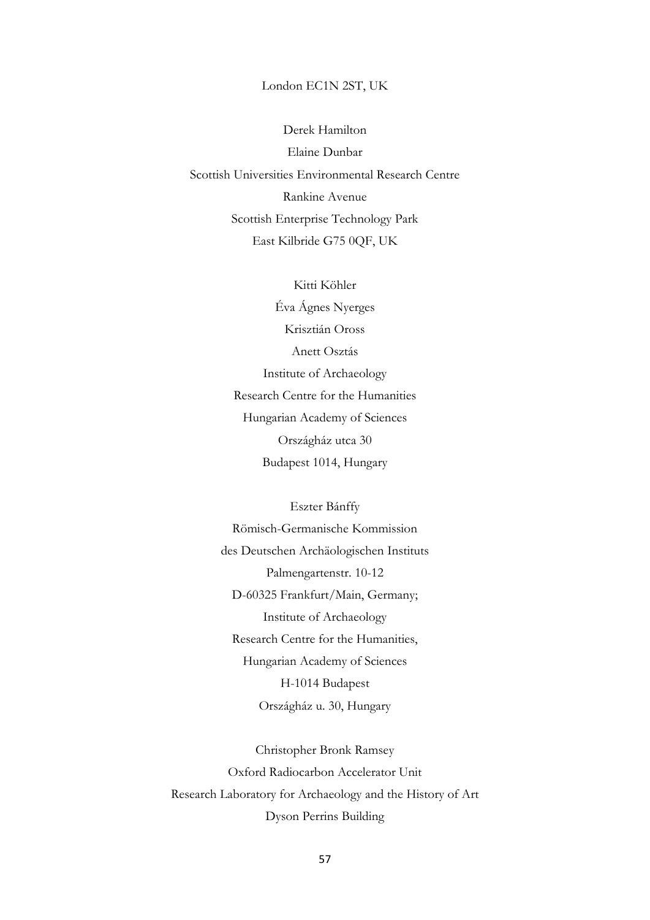London EC1N 2ST, UK

Derek Hamilton

Elaine Dunbar

Scottish Universities Environmental Research Centre

Rankine Avenue

Scottish Enterprise Technology Park

East Kilbride G75 0QF, UK

Kitti Köhler

Éva Ágnes Nyerges

Krisztián Oross

Anett Osztás

Institute of Archaeology

Research Centre for the Humanities

Hungarian Academy of Sciences

Országház utca 30

Budapest 1014, Hungary

Eszter Bánffy

Römisch-Germanische Kommission

des Deutschen Archäologischen Instituts

Palmengartenstr. 10-12

D-60325 Frankfurt/Main, Germany;

Institute of Archaeology

Research Centre for the Humanities,

Hungarian Academy of Sciences

H-1014 Budapest

Országház u. 30, Hungary

Christopher Bronk Ramsey

Oxford Radiocarbon Accelerator Unit

Research Laboratory for Archaeology and the History of Art

Dyson Perrins Building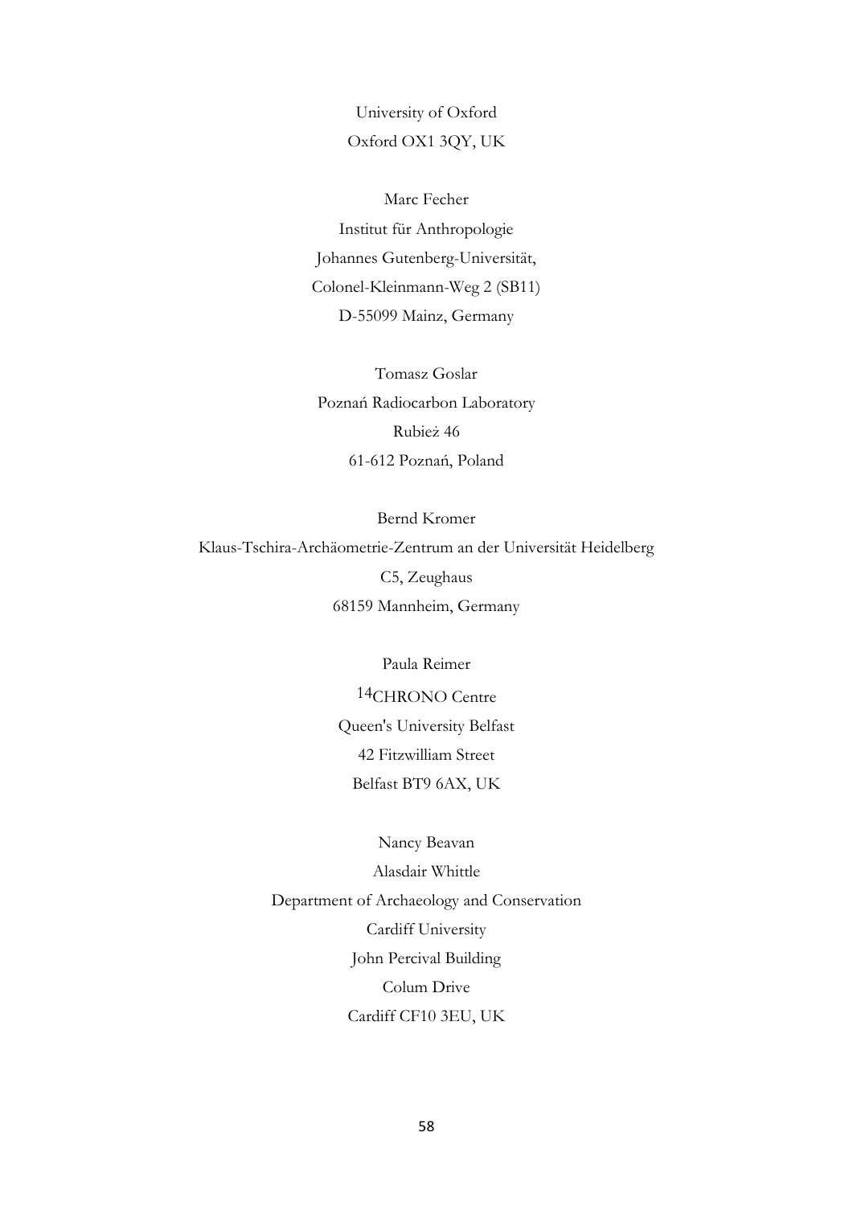University of Oxford

Oxford OX1 3QY, UK

Marc Fecher

Institut für Anthropologie

Johannes Gutenberg-Universität,

Colonel-Kleinmann-Weg 2 (SB11)

D-55099 Mainz, Germany

Tomasz Goslar

Poznań Radiocarbon Laboratory

Rubież 46

61-612 Poznań, Poland

Bernd Kromer

Klaus-Tschira-Archäometrie-Zentrum an der Universität Heidelberg

C5, Zeughaus

68159 Mannheim, Germany

Paula Reimer

$^{14}$CHRONO Centre

Queen's University Belfast

42 Fitzwilliam Street

Belfast BT9 6AX, UK

Nancy Beavan

Alasdair Whittle

Department of Archaeology and Conservation

Cardiff University

John Percival Building

Colum Drive

Cardiff CF10 3EU, UK